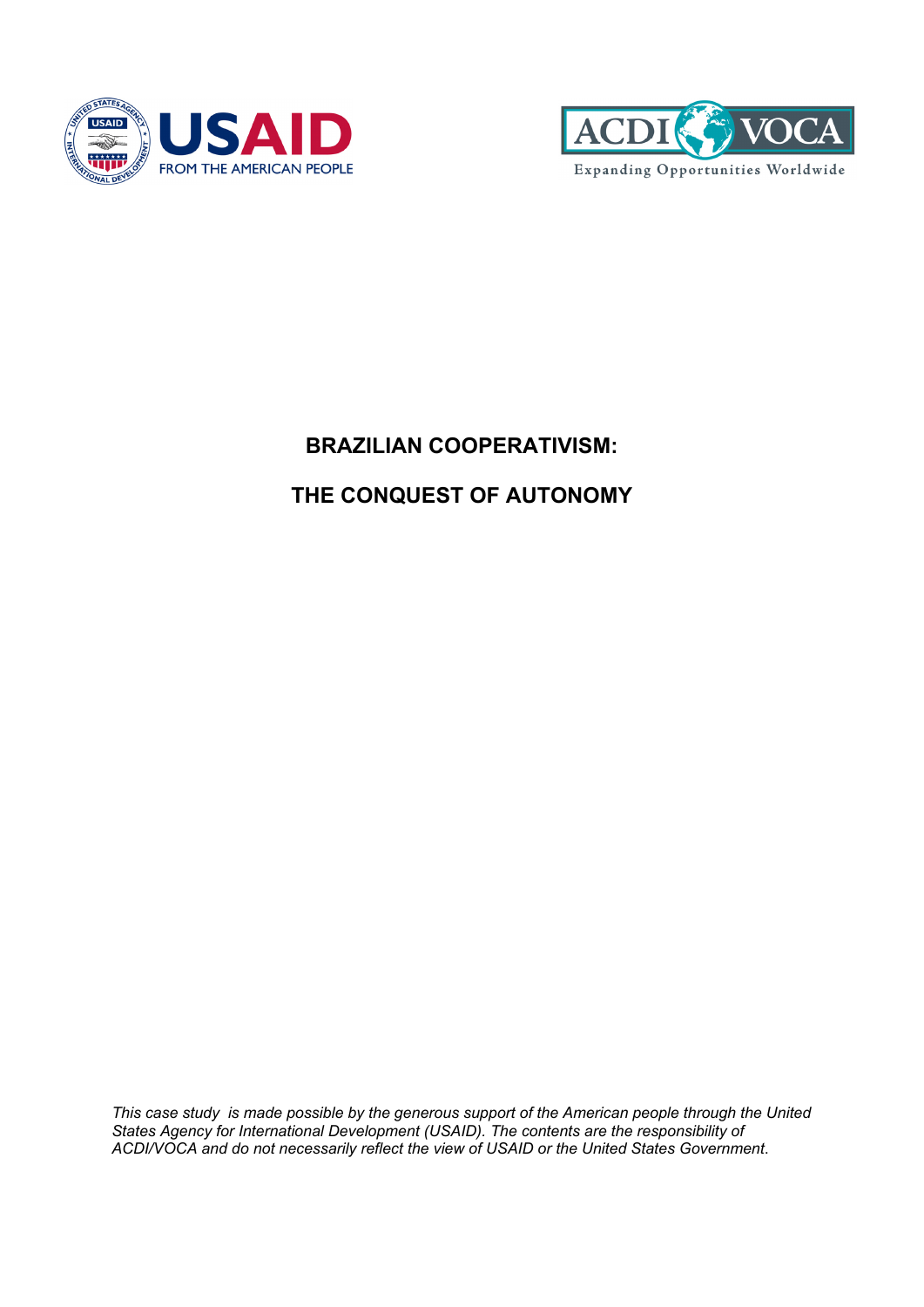USAID FROM THE AMERICAN PEOPLE

ACDI VOCA Expanding Opportunities Worldwide

# BRAZILIAN COOPERATIVISM:

# THE CONQUEST OF AUTONOMY

*This case study is made possible by the generous support of the American people through the United States Agency for International Development (USAID). The contents are the responsibility of ACDI/VOCA and do not necessarily reflect the view of USAID or the United States Government.*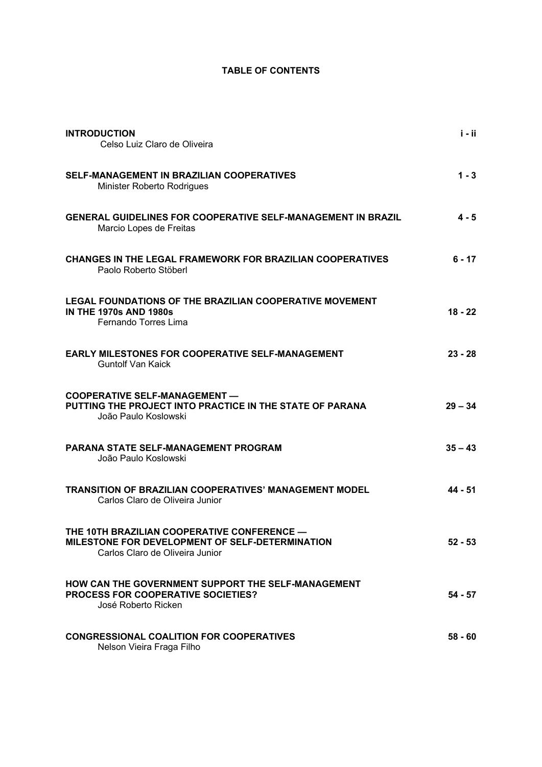# TABLE OF CONTENTS

| | |
|---|---|
| **INTRODUCTION**<br>Celso Luiz Claro de Oliveira | **i - ii** |
| **SELF-MANAGEMENT IN BRAZILIAN COOPERATIVES**<br>Minister Roberto Rodrigues | **1 - 3** |
| **GENERAL GUIDELINES FOR COOPERATIVE SELF-MANAGEMENT IN BRAZIL**<br>Marcio Lopes de Freitas | **4 - 5** |
| **CHANGES IN THE LEGAL FRAMEWORK FOR BRAZILIAN COOPERATIVES**<br>Paolo Roberto Stöberl | **6 - 17** |
| **LEGAL FOUNDATIONS OF THE BRAZILIAN COOPERATIVE MOVEMENT IN THE 1970s AND 1980s**<br>Fernando Torres Lima | **18 - 22** |
| **EARLY MILESTONES FOR COOPERATIVE SELF-MANAGEMENT**<br>Guntolf Van Kaick | **23 - 28** |
| **COOPERATIVE SELF-MANAGEMENT — PUTTING THE PROJECT INTO PRACTICE IN THE STATE OF PARANA**<br>João Paulo Koslowski | **29 – 34** |
| **PARANA STATE SELF-MANAGEMENT PROGRAM**<br>João Paulo Koslowski | **35 – 43** |
| **TRANSITION OF BRAZILIAN COOPERATIVES' MANAGEMENT MODEL**<br>Carlos Claro de Oliveira Junior | **44 - 51** |
| **THE 10TH BRAZILIAN COOPERATIVE CONFERENCE — MILESTONE FOR DEVELOPMENT OF SELF-DETERMINATION**<br>Carlos Claro de Oliveira Junior | **52 - 53** |
| **HOW CAN THE GOVERNMENT SUPPORT THE SELF-MANAGEMENT PROCESS FOR COOPERATIVE SOCIETIES?**<br>José Roberto Ricken | **54 - 57** |
| **CONGRESSIONAL COALITION FOR COOPERATIVES**<br>Nelson Vieira Fraga Filho | **58 - 60** |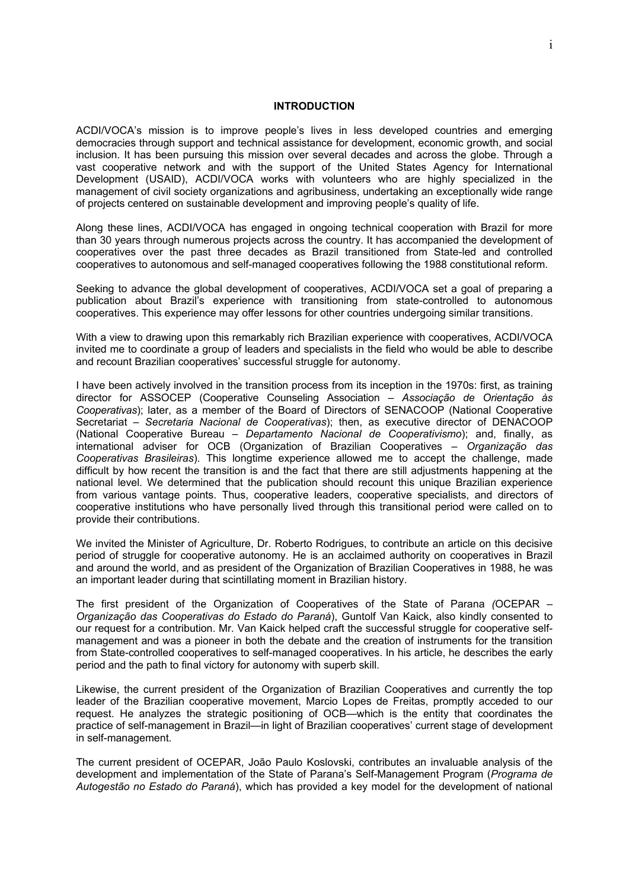# INTRODUCTION

ACDI/VOCA's mission is to improve people's lives in less developed countries and emerging democracies through support and technical assistance for development, economic growth, and social inclusion. It has been pursuing this mission over several decades and across the globe. Through a vast cooperative network and with the support of the United States Agency for International Development (USAID), ACDI/VOCA works with volunteers who are highly specialized in the management of civil society organizations and agribusiness, undertaking an exceptionally wide range of projects centered on sustainable development and improving people's quality of life.

Along these lines, ACDI/VOCA has engaged in ongoing technical cooperation with Brazil for more than 30 years through numerous projects across the country. It has accompanied the development of cooperatives over the past three decades as Brazil transitioned from State-led and controlled cooperatives to autonomous and self-managed cooperatives following the 1988 constitutional reform.

Seeking to advance the global development of cooperatives, ACDI/VOCA set a goal of preparing a publication about Brazil's experience with transitioning from state-controlled to autonomous cooperatives. This experience may offer lessons for other countries undergoing similar transitions.

With a view to drawing upon this remarkably rich Brazilian experience with cooperatives, ACDI/VOCA invited me to coordinate a group of leaders and specialists in the field who would be able to describe and recount Brazilian cooperatives' successful struggle for autonomy.

I have been actively involved in the transition process from its inception in the 1970s: first, as training director for ASSOCEP (Cooperative Counseling Association – *Associação de Orientação às Cooperativas*); later, as a member of the Board of Directors of SENACOOP (National Cooperative Secretariat – *Secretaria Nacional de Cooperativas*); then, as executive director of DENACOOP (National Cooperative Bureau – *Departamento Nacional de Cooperativismo*); and, finally, as international adviser for OCB (Organization of Brazilian Cooperatives – *Organização das Cooperativas Brasileiras*). This longtime experience allowed me to accept the challenge, made difficult by how recent the transition is and the fact that there are still adjustments happening at the national level. We determined that the publication should recount this unique Brazilian experience from various vantage points. Thus, cooperative leaders, cooperative specialists, and directors of cooperative institutions who have personally lived through this transitional period were called on to provide their contributions.

We invited the Minister of Agriculture, Dr. Roberto Rodrigues, to contribute an article on this decisive period of struggle for cooperative autonomy. He is an acclaimed authority on cooperatives in Brazil and around the world, and as president of the Organization of Brazilian Cooperatives in 1988, he was an important leader during that scintillating moment in Brazilian history.

The first president of the Organization of Cooperatives of the State of Parana *(*OCEPAR – *Organização das Cooperativas do Estado do Paraná*), Guntolf Van Kaick, also kindly consented to our request for a contribution. Mr. Van Kaick helped craft the successful struggle for cooperative self-management and was a pioneer in both the debate and the creation of instruments for the transition from State-controlled cooperatives to self-managed cooperatives. In his article, he describes the early period and the path to final victory for autonomy with superb skill.

Likewise, the current president of the Organization of Brazilian Cooperatives and currently the top leader of the Brazilian cooperative movement, Marcio Lopes de Freitas, promptly acceded to our request. He analyzes the strategic positioning of OCB—which is the entity that coordinates the practice of self-management in Brazil—in light of Brazilian cooperatives' current stage of development in self-management.

The current president of OCEPAR, João Paulo Koslovski, contributes an invaluable analysis of the development and implementation of the State of Parana's Self-Management Program (*Programa de Autogestão no Estado do Paraná*), which has provided a key model for the development of national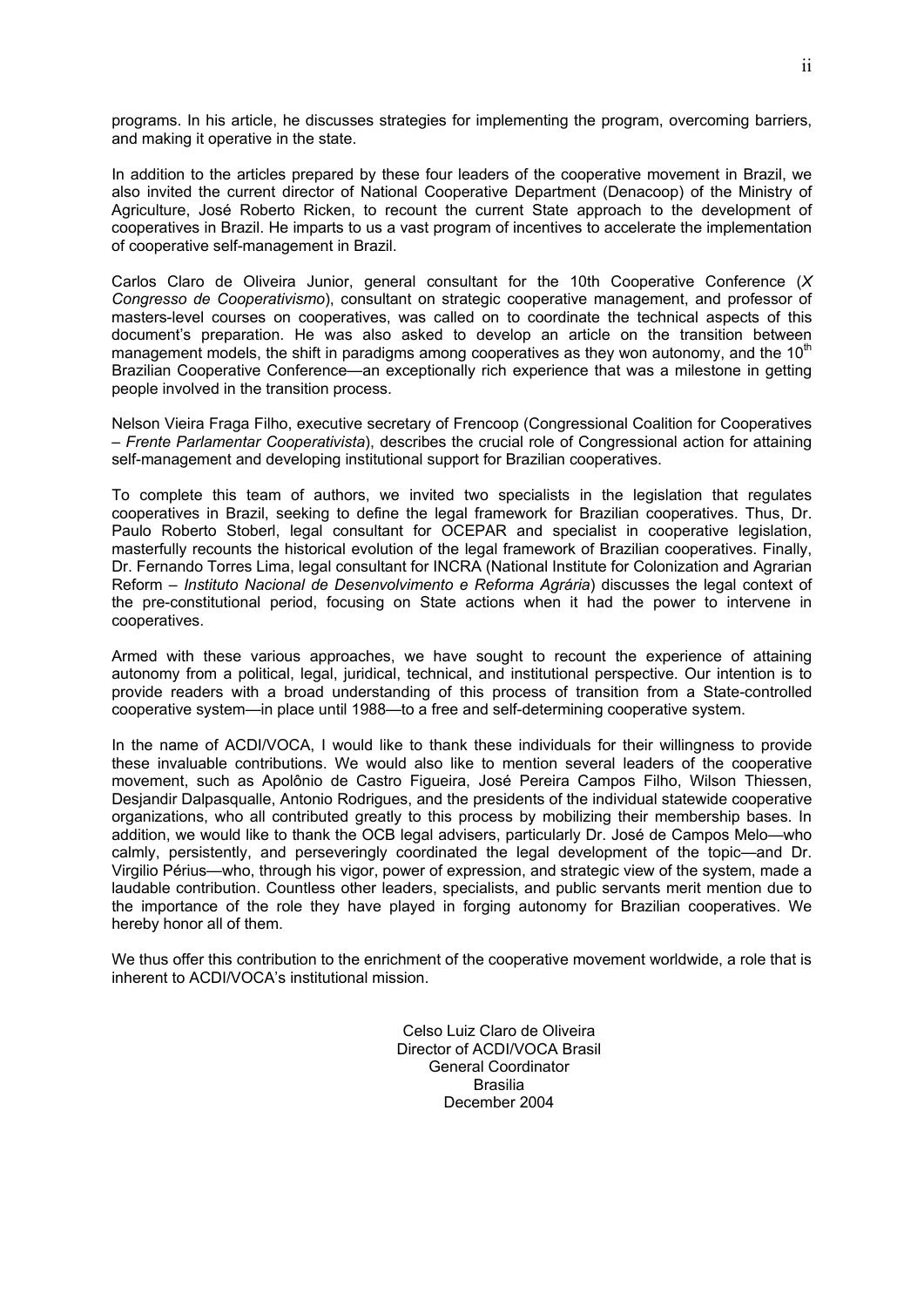programs. In his article, he discusses strategies for implementing the program, overcoming barriers, and making it operative in the state.

In addition to the articles prepared by these four leaders of the cooperative movement in Brazil, we also invited the current director of National Cooperative Department (Denacoop) of the Ministry of Agriculture, José Roberto Ricken, to recount the current State approach to the development of cooperatives in Brazil. He imparts to us a vast program of incentives to accelerate the implementation of cooperative self-management in Brazil.

Carlos Claro de Oliveira Junior, general consultant for the 10th Cooperative Conference (*X Congresso de Cooperativismo*), consultant on strategic cooperative management, and professor of masters-level courses on cooperatives, was called on to coordinate the technical aspects of this document's preparation. He was also asked to develop an article on the transition between management models, the shift in paradigms among cooperatives as they won autonomy, and the 10th Brazilian Cooperative Conference—an exceptionally rich experience that was a milestone in getting people involved in the transition process.

Nelson Vieira Fraga Filho, executive secretary of Frencoop (Congressional Coalition for Cooperatives – *Frente Parlamentar Cooperativista*), describes the crucial role of Congressional action for attaining self-management and developing institutional support for Brazilian cooperatives.

To complete this team of authors, we invited two specialists in the legislation that regulates cooperatives in Brazil, seeking to define the legal framework for Brazilian cooperatives. Thus, Dr. Paulo Roberto Stoberl, legal consultant for OCEPAR and specialist in cooperative legislation, masterfully recounts the historical evolution of the legal framework of Brazilian cooperatives. Finally, Dr. Fernando Torres Lima, legal consultant for INCRA (National Institute for Colonization and Agrarian Reform – *Instituto Nacional de Desenvolvimento e Reforma Agrária*) discusses the legal context of the pre-constitutional period, focusing on State actions when it had the power to intervene in cooperatives.

Armed with these various approaches, we have sought to recount the experience of attaining autonomy from a political, legal, juridical, technical, and institutional perspective. Our intention is to provide readers with a broad understanding of this process of transition from a State-controlled cooperative system—in place until 1988—to a free and self-determining cooperative system.

In the name of ACDI/VOCA, I would like to thank these individuals for their willingness to provide these invaluable contributions. We would also like to mention several leaders of the cooperative movement, such as Apolônio de Castro Figueira, José Pereira Campos Filho, Wilson Thiessen, Desjandir Dalpasqualle, Antonio Rodrigues, and the presidents of the individual statewide cooperative organizations, who all contributed greatly to this process by mobilizing their membership bases. In addition, we would like to thank the OCB legal advisers, particularly Dr. José de Campos Melo—who calmly, persistently, and perseveringly coordinated the legal development of the topic—and Dr. Virgilio Périus—who, through his vigor, power of expression, and strategic view of the system, made a laudable contribution. Countless other leaders, specialists, and public servants merit mention due to the importance of the role they have played in forging autonomy for Brazilian cooperatives. We hereby honor all of them.

We thus offer this contribution to the enrichment of the cooperative movement worldwide, a role that is inherent to ACDI/VOCA's institutional mission.

Celso Luiz Claro de Oliveira
Director of ACDI/VOCA Brasil
General Coordinator
Brasilia
December 2004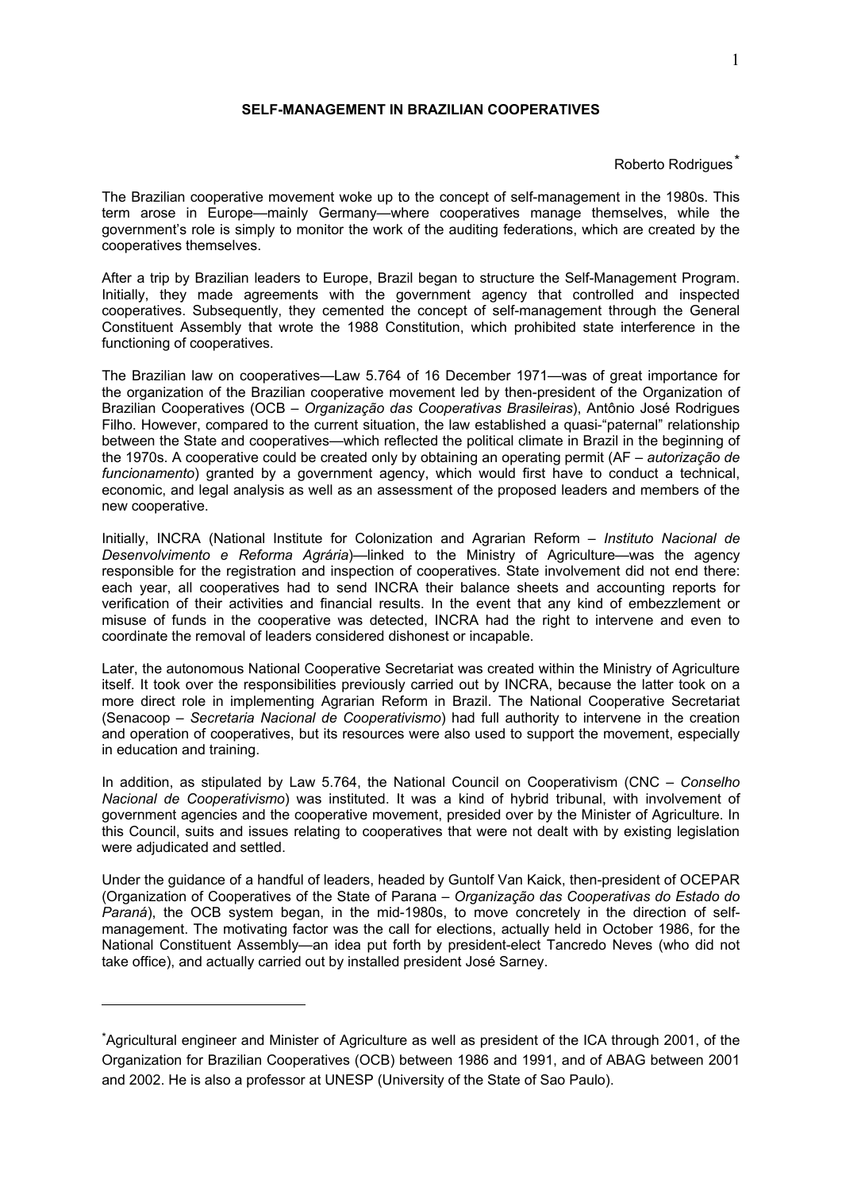# SELF-MANAGEMENT IN BRAZILIAN COOPERATIVES

Roberto Rodrigues[*]

The Brazilian cooperative movement woke up to the concept of self-management in the 1980s. This term arose in Europe—mainly Germany—where cooperatives manage themselves, while the government's role is simply to monitor the work of the auditing federations, which are created by the cooperatives themselves.

After a trip by Brazilian leaders to Europe, Brazil began to structure the Self-Management Program. Initially, they made agreements with the government agency that controlled and inspected cooperatives. Subsequently, they cemented the concept of self-management through the General Constituent Assembly that wrote the 1988 Constitution, which prohibited state interference in the functioning of cooperatives.

The Brazilian law on cooperatives—Law 5.764 of 16 December 1971—was of great importance for the organization of the Brazilian cooperative movement led by then-president of the Organization of Brazilian Cooperatives (OCB – *Organização das Cooperativas Brasileiras*), Antônio José Rodrigues Filho. However, compared to the current situation, the law established a quasi-"paternal" relationship between the State and cooperatives—which reflected the political climate in Brazil in the beginning of the 1970s. A cooperative could be created only by obtaining an operating permit (AF – *autorização de funcionamento*) granted by a government agency, which would first have to conduct a technical, economic, and legal analysis as well as an assessment of the proposed leaders and members of the new cooperative.

Initially, INCRA (National Institute for Colonization and Agrarian Reform – *Instituto Nacional de Desenvolvimento e Reforma Agrária*)—linked to the Ministry of Agriculture—was the agency responsible for the registration and inspection of cooperatives. State involvement did not end there: each year, all cooperatives had to send INCRA their balance sheets and accounting reports for verification of their activities and financial results. In the event that any kind of embezzlement or misuse of funds in the cooperative was detected, INCRA had the right to intervene and even to coordinate the removal of leaders considered dishonest or incapable.

Later, the autonomous National Cooperative Secretariat was created within the Ministry of Agriculture itself. It took over the responsibilities previously carried out by INCRA, because the latter took on a more direct role in implementing Agrarian Reform in Brazil. The National Cooperative Secretariat (Senacoop – *Secretaria Nacional de Cooperativismo*) had full authority to intervene in the creation and operation of cooperatives, but its resources were also used to support the movement, especially in education and training.

In addition, as stipulated by Law 5.764, the National Council on Cooperativism (CNC – *Conselho Nacional de Cooperativismo*) was instituted. It was a kind of hybrid tribunal, with involvement of government agencies and the cooperative movement, presided over by the Minister of Agriculture. In this Council, suits and issues relating to cooperatives that were not dealt with by existing legislation were adjudicated and settled.

Under the guidance of a handful of leaders, headed by Guntolf Van Kaick, then-president of OCEPAR (Organization of Cooperatives of the State of Parana – *Organização das Cooperativas do Estado do Paraná*), the OCB system began, in the mid-1980s, to move concretely in the direction of self-management. The motivating factor was the call for elections, actually held in October 1986, for the National Constituent Assembly—an idea put forth by president-elect Tancredo Neves (who did not take office), and actually carried out by installed president José Sarney.

---

[*] Agricultural engineer and Minister of Agriculture as well as president of the ICA through 2001, of the Organization for Brazilian Cooperatives (OCB) between 1986 and 1991, and of ABAG between 2001 and 2002. He is also a professor at UNESP (University of the State of Sao Paulo).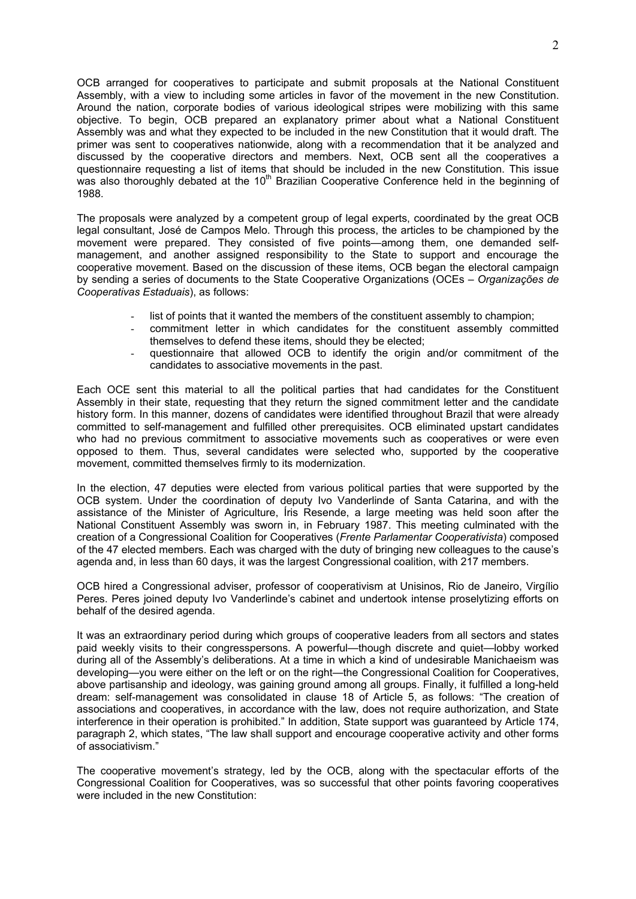OCB arranged for cooperatives to participate and submit proposals at the National Constituent Assembly, with a view to including some articles in favor of the movement in the new Constitution. Around the nation, corporate bodies of various ideological stripes were mobilizing with this same objective. To begin, OCB prepared an explanatory primer about what a National Constituent Assembly was and what they expected to be included in the new Constitution that it would draft. The primer was sent to cooperatives nationwide, along with a recommendation that it be analyzed and discussed by the cooperative directors and members. Next, OCB sent all the cooperatives a questionnaire requesting a list of items that should be included in the new Constitution. This issue was also thoroughly debated at the 10th Brazilian Cooperative Conference held in the beginning of 1988.

The proposals were analyzed by a competent group of legal experts, coordinated by the great OCB legal consultant, José de Campos Melo. Through this process, the articles to be championed by the movement were prepared. They consisted of five points—among them, one demanded self-management, and another assigned responsibility to the State to support and encourage the cooperative movement. Based on the discussion of these items, OCB began the electoral campaign by sending a series of documents to the State Cooperative Organizations (OCEs – *Organizações de Cooperativas Estaduais*), as follows:

- list of points that it wanted the members of the constituent assembly to champion;
- commitment letter in which candidates for the constituent assembly committed themselves to defend these items, should they be elected;
- questionnaire that allowed OCB to identify the origin and/or commitment of the candidates to associative movements in the past.

Each OCE sent this material to all the political parties that had candidates for the Constituent Assembly in their state, requesting that they return the signed commitment letter and the candidate history form. In this manner, dozens of candidates were identified throughout Brazil that were already committed to self-management and fulfilled other prerequisites. OCB eliminated upstart candidates who had no previous commitment to associative movements such as cooperatives or were even opposed to them. Thus, several candidates were selected who, supported by the cooperative movement, committed themselves firmly to its modernization.

In the election, 47 deputies were elected from various political parties that were supported by the OCB system. Under the coordination of deputy Ivo Vanderlinde of Santa Catarina, and with the assistance of the Minister of Agriculture, Íris Resende, a large meeting was held soon after the National Constituent Assembly was sworn in, in February 1987. This meeting culminated with the creation of a Congressional Coalition for Cooperatives (*Frente Parlamentar Cooperativista*) composed of the 47 elected members. Each was charged with the duty of bringing new colleagues to the cause's agenda and, in less than 60 days, it was the largest Congressional coalition, with 217 members.

OCB hired a Congressional adviser, professor of cooperativism at Unisinos, Rio de Janeiro, Virgílio Peres. Peres joined deputy Ivo Vanderlinde's cabinet and undertook intense proselytizing efforts on behalf of the desired agenda.

It was an extraordinary period during which groups of cooperative leaders from all sectors and states paid weekly visits to their congresspersons. A powerful—though discrete and quiet—lobby worked during all of the Assembly's deliberations. At a time in which a kind of undesirable Manichaeism was developing—you were either on the left or on the right—the Congressional Coalition for Cooperatives, above partisanship and ideology, was gaining ground among all groups. Finally, it fulfilled a long-held dream: self-management was consolidated in clause 18 of Article 5, as follows: "The creation of associations and cooperatives, in accordance with the law, does not require authorization, and State interference in their operation is prohibited." In addition, State support was guaranteed by Article 174, paragraph 2, which states, "The law shall support and encourage cooperative activity and other forms of associativism."

The cooperative movement's strategy, led by the OCB, along with the spectacular efforts of the Congressional Coalition for Cooperatives, was so successful that other points favoring cooperatives were included in the new Constitution: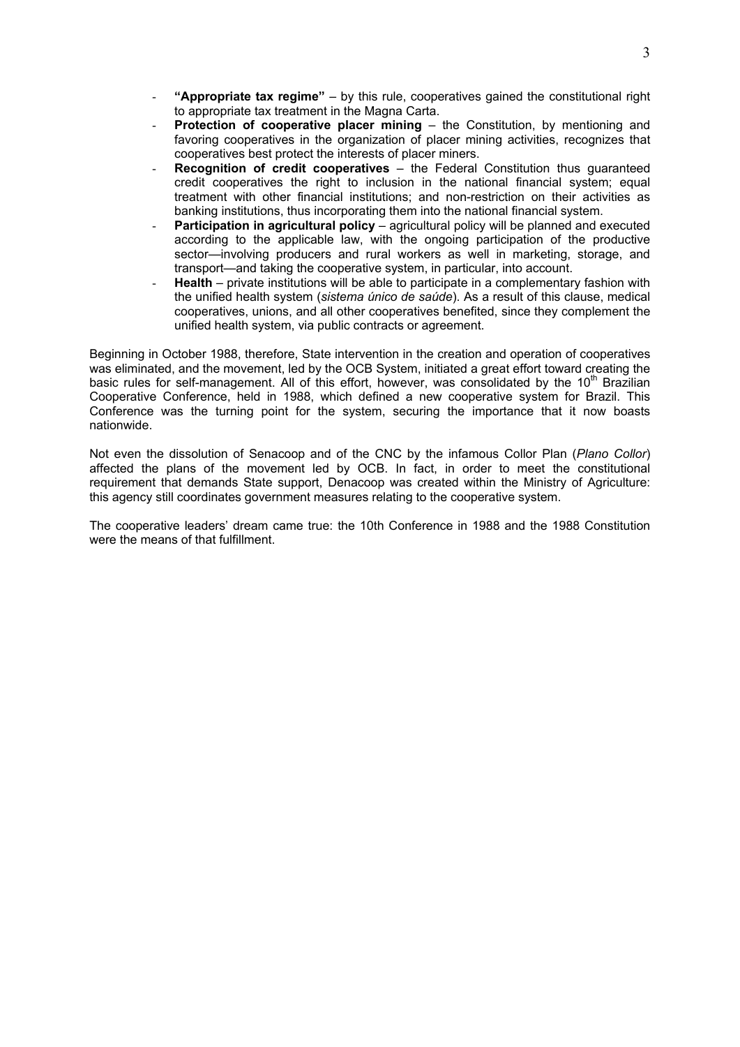- **"Appropriate tax regime"** – by this rule, cooperatives gained the constitutional right to appropriate tax treatment in the Magna Carta.
- **Protection of cooperative placer mining** – the Constitution, by mentioning and favoring cooperatives in the organization of placer mining activities, recognizes that cooperatives best protect the interests of placer miners.
- **Recognition of credit cooperatives** – the Federal Constitution thus guaranteed credit cooperatives the right to inclusion in the national financial system; equal treatment with other financial institutions; and non-restriction on their activities as banking institutions, thus incorporating them into the national financial system.
- **Participation in agricultural policy** – agricultural policy will be planned and executed according to the applicable law, with the ongoing participation of the productive sector—involving producers and rural workers as well in marketing, storage, and transport—and taking the cooperative system, in particular, into account.
- **Health** – private institutions will be able to participate in a complementary fashion with the unified health system (*sistema único de saúde*). As a result of this clause, medical cooperatives, unions, and all other cooperatives benefited, since they complement the unified health system, via public contracts or agreement.

Beginning in October 1988, therefore, State intervention in the creation and operation of cooperatives was eliminated, and the movement, led by the OCB System, initiated a great effort toward creating the basic rules for self-management. All of this effort, however, was consolidated by the 10th Brazilian Cooperative Conference, held in 1988, which defined a new cooperative system for Brazil. This Conference was the turning point for the system, securing the importance that it now boasts nationwide.

Not even the dissolution of Senacoop and of the CNC by the infamous Collor Plan (*Plano Collor*) affected the plans of the movement led by OCB. In fact, in order to meet the constitutional requirement that demands State support, Denacoop was created within the Ministry of Agriculture: this agency still coordinates government measures relating to the cooperative system.

The cooperative leaders' dream came true: the 10th Conference in 1988 and the 1988 Constitution were the means of that fulfillment.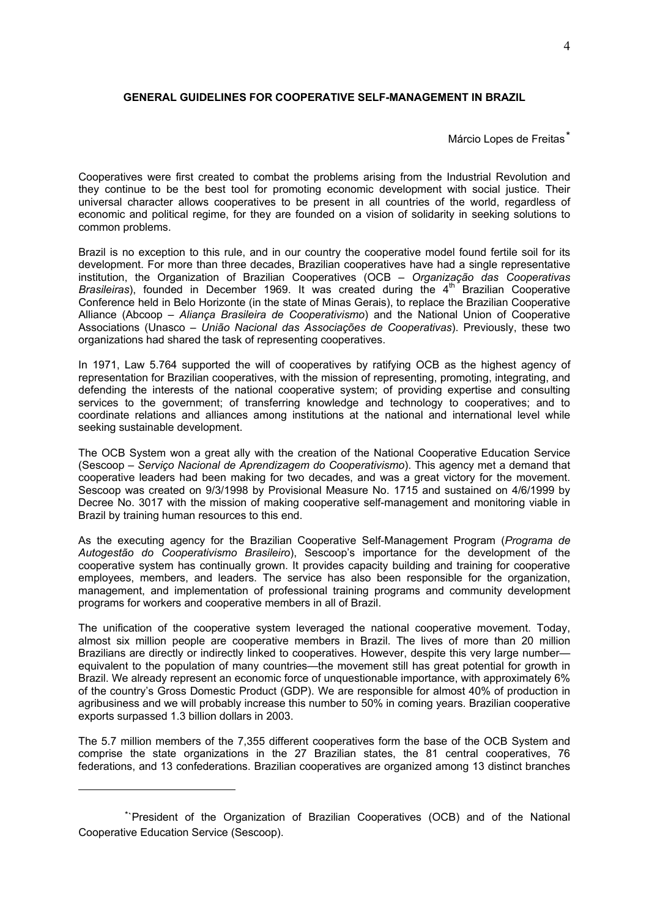## GENERAL GUIDELINES FOR COOPERATIVE SELF-MANAGEMENT IN BRAZIL

Márcio Lopes de Freitas*

Cooperatives were first created to combat the problems arising from the Industrial Revolution and they continue to be the best tool for promoting economic development with social justice. Their universal character allows cooperatives to be present in all countries of the world, regardless of economic and political regime, for they are founded on a vision of solidarity in seeking solutions to common problems.

Brazil is no exception to this rule, and in our country the cooperative model found fertile soil for its development. For more than three decades, Brazilian cooperatives have had a single representative institution, the Organization of Brazilian Cooperatives (OCB – *Organização das Cooperativas Brasileiras*), founded in December 1969. It was created during the 4th Brazilian Cooperative Conference held in Belo Horizonte (in the state of Minas Gerais), to replace the Brazilian Cooperative Alliance (Abcoop – *Aliança Brasileira de Cooperativismo*) and the National Union of Cooperative Associations (Unasco – *União Nacional das Associações de Cooperativas*). Previously, these two organizations had shared the task of representing cooperatives.

In 1971, Law 5.764 supported the will of cooperatives by ratifying OCB as the highest agency of representation for Brazilian cooperatives, with the mission of representing, promoting, integrating, and defending the interests of the national cooperative system; of providing expertise and consulting services to the government; of transferring knowledge and technology to cooperatives; and to coordinate relations and alliances among institutions at the national and international level while seeking sustainable development.

The OCB System won a great ally with the creation of the National Cooperative Education Service (Sescoop – *Serviço Nacional de Aprendizagem do Cooperativismo*). This agency met a demand that cooperative leaders had been making for two decades, and was a great victory for the movement. Sescoop was created on 9/3/1998 by Provisional Measure No. 1715 and sustained on 4/6/1999 by Decree No. 3017 with the mission of making cooperative self-management and monitoring viable in Brazil by training human resources to this end.

As the executing agency for the Brazilian Cooperative Self-Management Program (*Programa de Autogestão do Cooperativismo Brasileiro*), Sescoop's importance for the development of the cooperative system has continually grown. It provides capacity building and training for cooperative employees, members, and leaders. The service has also been responsible for the organization, management, and implementation of professional training programs and community development programs for workers and cooperative members in all of Brazil.

The unification of the cooperative system leveraged the national cooperative movement. Today, almost six million people are cooperative members in Brazil. The lives of more than 20 million Brazilians are directly or indirectly linked to cooperatives. However, despite this very large number—equivalent to the population of many countries—the movement still has great potential for growth in Brazil. We already represent an economic force of unquestionable importance, with approximately 6% of the country's Gross Domestic Product (GDP). We are responsible for almost 40% of production in agribusiness and we will probably increase this number to 50% in coming years. Brazilian cooperative exports surpassed 1.3 billion dollars in 2003.

The 5.7 million members of the 7,355 different cooperatives form the base of the OCB System and comprise the state organizations in the 27 Brazilian states, the 81 central cooperatives, 76 federations, and 13 confederations. Brazilian cooperatives are organized among 13 distinct branches

---

* President of the Organization of Brazilian Cooperatives (OCB) and of the National Cooperative Education Service (Sescoop).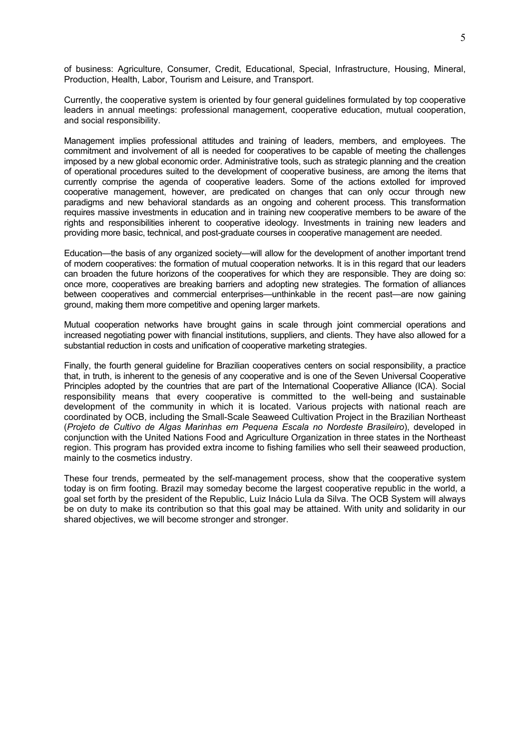of business: Agriculture, Consumer, Credit, Educational, Special, Infrastructure, Housing, Mineral, Production, Health, Labor, Tourism and Leisure, and Transport.

Currently, the cooperative system is oriented by four general guidelines formulated by top cooperative leaders in annual meetings: professional management, cooperative education, mutual cooperation, and social responsibility.

Management implies professional attitudes and training of leaders, members, and employees. The commitment and involvement of all is needed for cooperatives to be capable of meeting the challenges imposed by a new global economic order. Administrative tools, such as strategic planning and the creation of operational procedures suited to the development of cooperative business, are among the items that currently comprise the agenda of cooperative leaders. Some of the actions extolled for improved cooperative management, however, are predicated on changes that can only occur through new paradigms and new behavioral standards as an ongoing and coherent process. This transformation requires massive investments in education and in training new cooperative members to be aware of the rights and responsibilities inherent to cooperative ideology. Investments in training new leaders and providing more basic, technical, and post-graduate courses in cooperative management are needed.

Education—the basis of any organized society—will allow for the development of another important trend of modern cooperatives: the formation of mutual cooperation networks. It is in this regard that our leaders can broaden the future horizons of the cooperatives for which they are responsible. They are doing so: once more, cooperatives are breaking barriers and adopting new strategies. The formation of alliances between cooperatives and commercial enterprises—unthinkable in the recent past—are now gaining ground, making them more competitive and opening larger markets.

Mutual cooperation networks have brought gains in scale through joint commercial operations and increased negotiating power with financial institutions, suppliers, and clients. They have also allowed for a substantial reduction in costs and unification of cooperative marketing strategies.

Finally, the fourth general guideline for Brazilian cooperatives centers on social responsibility, a practice that, in truth, is inherent to the genesis of any cooperative and is one of the Seven Universal Cooperative Principles adopted by the countries that are part of the International Cooperative Alliance (ICA). Social responsibility means that every cooperative is committed to the well-being and sustainable development of the community in which it is located. Various projects with national reach are coordinated by OCB, including the Small-Scale Seaweed Cultivation Project in the Brazilian Northeast (*Projeto de Cultivo de Algas Marinhas em Pequena Escala no Nordeste Brasileiro*), developed in conjunction with the United Nations Food and Agriculture Organization in three states in the Northeast region. This program has provided extra income to fishing families who sell their seaweed production, mainly to the cosmetics industry.

These four trends, permeated by the self-management process, show that the cooperative system today is on firm footing. Brazil may someday become the largest cooperative republic in the world, a goal set forth by the president of the Republic, Luiz Inácio Lula da Silva. The OCB System will always be on duty to make its contribution so that this goal may be attained. With unity and solidarity in our shared objectives, we will become stronger and stronger.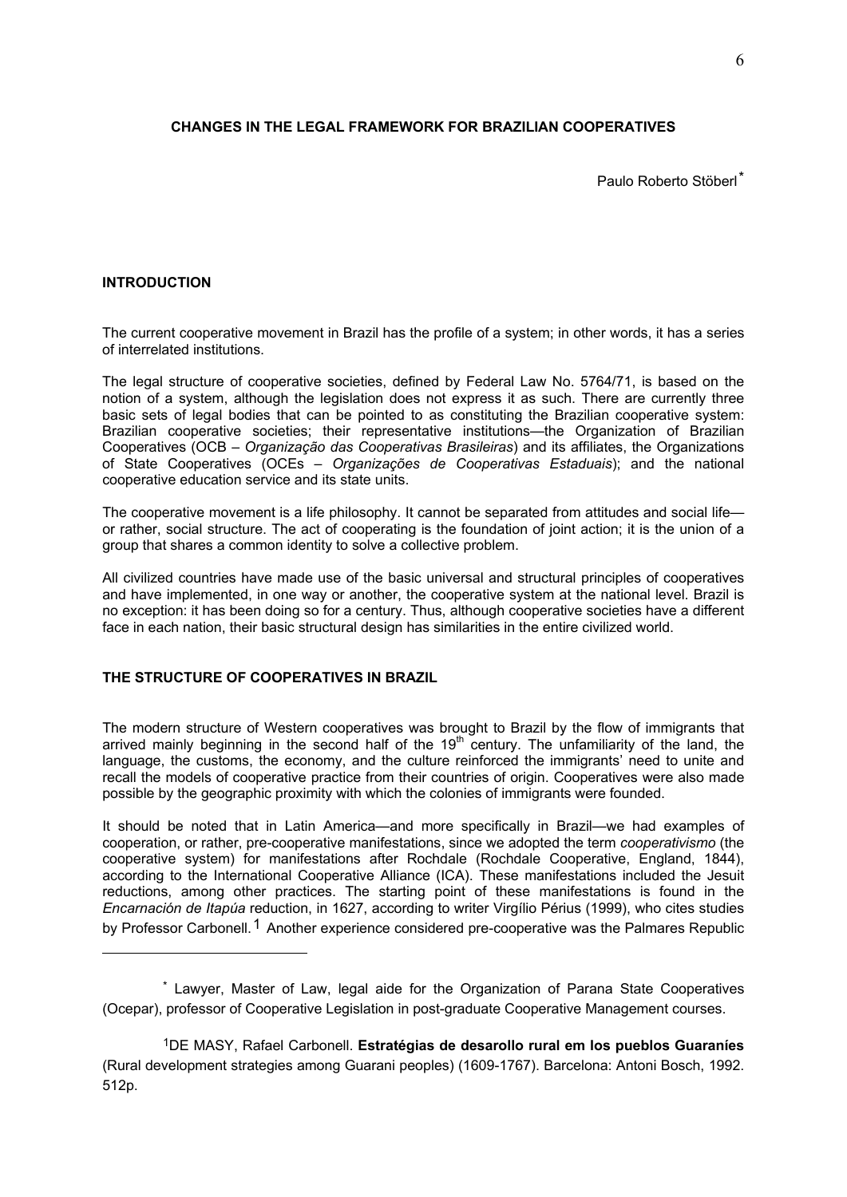## CHANGES IN THE LEGAL FRAMEWORK FOR BRAZILIAN COOPERATIVES

Paulo Roberto Stöberl[*]

### INTRODUCTION

The current cooperative movement in Brazil has the profile of a system; in other words, it has a series of interrelated institutions.

The legal structure of cooperative societies, defined by Federal Law No. 5764/71, is based on the notion of a system, although the legislation does not express it as such. There are currently three basic sets of legal bodies that can be pointed to as constituting the Brazilian cooperative system: Brazilian cooperative societies; their representative institutions—the Organization of Brazilian Cooperatives (OCB – *Organização das Cooperativas Brasileiras*) and its affiliates, the Organizations of State Cooperatives (OCEs – *Organizações de Cooperativas Estaduais*); and the national cooperative education service and its state units.

The cooperative movement is a life philosophy. It cannot be separated from attitudes and social life—or rather, social structure. The act of cooperating is the foundation of joint action; it is the union of a group that shares a common identity to solve a collective problem.

All civilized countries have made use of the basic universal and structural principles of cooperatives and have implemented, in one way or another, the cooperative system at the national level. Brazil is no exception: it has been doing so for a century. Thus, although cooperative societies have a different face in each nation, their basic structural design has similarities in the entire civilized world.

### THE STRUCTURE OF COOPERATIVES IN BRAZIL

The modern structure of Western cooperatives was brought to Brazil by the flow of immigrants that arrived mainly beginning in the second half of the 19th century. The unfamiliarity of the land, the language, the customs, the economy, and the culture reinforced the immigrants' need to unite and recall the models of cooperative practice from their countries of origin. Cooperatives were also made possible by the geographic proximity with which the colonies of immigrants were founded.

It should be noted that in Latin America—and more specifically in Brazil—we had examples of cooperation, or rather, pre-cooperative manifestations, since we adopted the term *cooperativismo* (the cooperative system) for manifestations after Rochdale (Rochdale Cooperative, England, 1844), according to the International Cooperative Alliance (ICA). These manifestations included the Jesuit reductions, among other practices. The starting point of these manifestations is found in the *Encarnación de Itapúa* reduction, in 1627, according to writer Virgílio Périus (1999), who cites studies by Professor Carbonell.[1] Another experience considered pre-cooperative was the Palmares Republic

---

[*] Lawyer, Master of Law, legal aide for the Organization of Parana State Cooperatives (Ocepar), professor of Cooperative Legislation in post-graduate Cooperative Management courses.

[1] DE MASY, Rafael Carbonell. **Estratégias de desarollo rural em los pueblos Guaraníes** (Rural development strategies among Guarani peoples) (1609-1767). Barcelona: Antoni Bosch, 1992. 512p.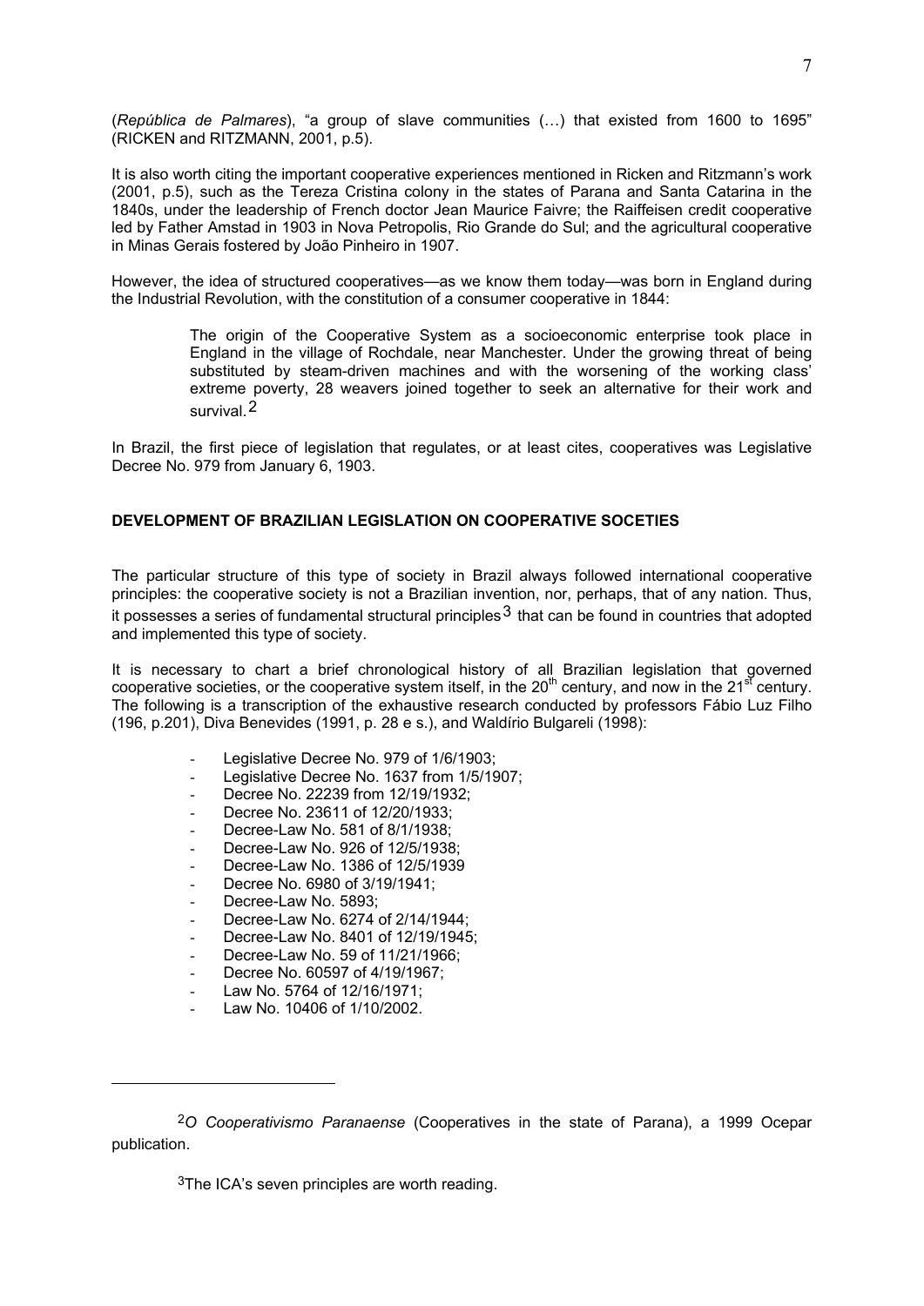(*República de Palmares*), "a group of slave communities (…) that existed from 1600 to 1695" (RICKEN and RITZMANN, 2001, p.5).

It is also worth citing the important cooperative experiences mentioned in Ricken and Ritzmann's work (2001, p.5), such as the Tereza Cristina colony in the states of Parana and Santa Catarina in the 1840s, under the leadership of French doctor Jean Maurice Faivre; the Raiffeisen credit cooperative led by Father Amstad in 1903 in Nova Petropolis, Rio Grande do Sul; and the agricultural cooperative in Minas Gerais fostered by João Pinheiro in 1907.

However, the idea of structured cooperatives—as we know them today—was born in England during the Industrial Revolution, with the constitution of a consumer cooperative in 1844:

> The origin of the Cooperative System as a socioeconomic enterprise took place in England in the village of Rochdale, near Manchester. Under the growing threat of being substituted by steam-driven machines and with the worsening of the working class' extreme poverty, 28 weavers joined together to seek an alternative for their work and survival.[2]

In Brazil, the first piece of legislation that regulates, or at least cites, cooperatives was Legislative Decree No. 979 from January 6, 1903.

## DEVELOPMENT OF BRAZILIAN LEGISLATION ON COOPERATIVE SOCETIES

The particular structure of this type of society in Brazil always followed international cooperative principles: the cooperative society is not a Brazilian invention, nor, perhaps, that of any nation. Thus, it possesses a series of fundamental structural principles[3] that can be found in countries that adopted and implemented this type of society.

It is necessary to chart a brief chronological history of all Brazilian legislation that governed cooperative societies, or the cooperative system itself, in the 20th century, and now in the 21st century. The following is a transcription of the exhaustive research conducted by professors Fábio Luz Filho (196, p.201), Diva Benevides (1991, p. 28 e s.), and Waldírio Bulgareli (1998):

- Legislative Decree No. 979 of 1/6/1903;
- Legislative Decree No. 1637 from 1/5/1907;
- Decree No. 22239 from 12/19/1932;
- Decree No. 23611 of 12/20/1933;
- Decree-Law No. 581 of 8/1/1938;
- Decree-Law No. 926 of 12/5/1938;
- Decree-Law No. 1386 of 12/5/1939
- Decree No. 6980 of 3/19/1941;
- Decree-Law No. 5893;
- Decree-Law No. 6274 of 2/14/1944;
- Decree-Law No. 8401 of 12/19/1945;
- Decree-Law No. 59 of 11/21/1966;
- Decree No. 60597 of 4/19/1967;
- Law No. 5764 of 12/16/1971;
- Law No. 10406 of 1/10/2002.

---

[2] *O Cooperativismo Paranaense* (Cooperatives in the state of Parana), a 1999 Ocepar publication.

[3] The ICA's seven principles are worth reading.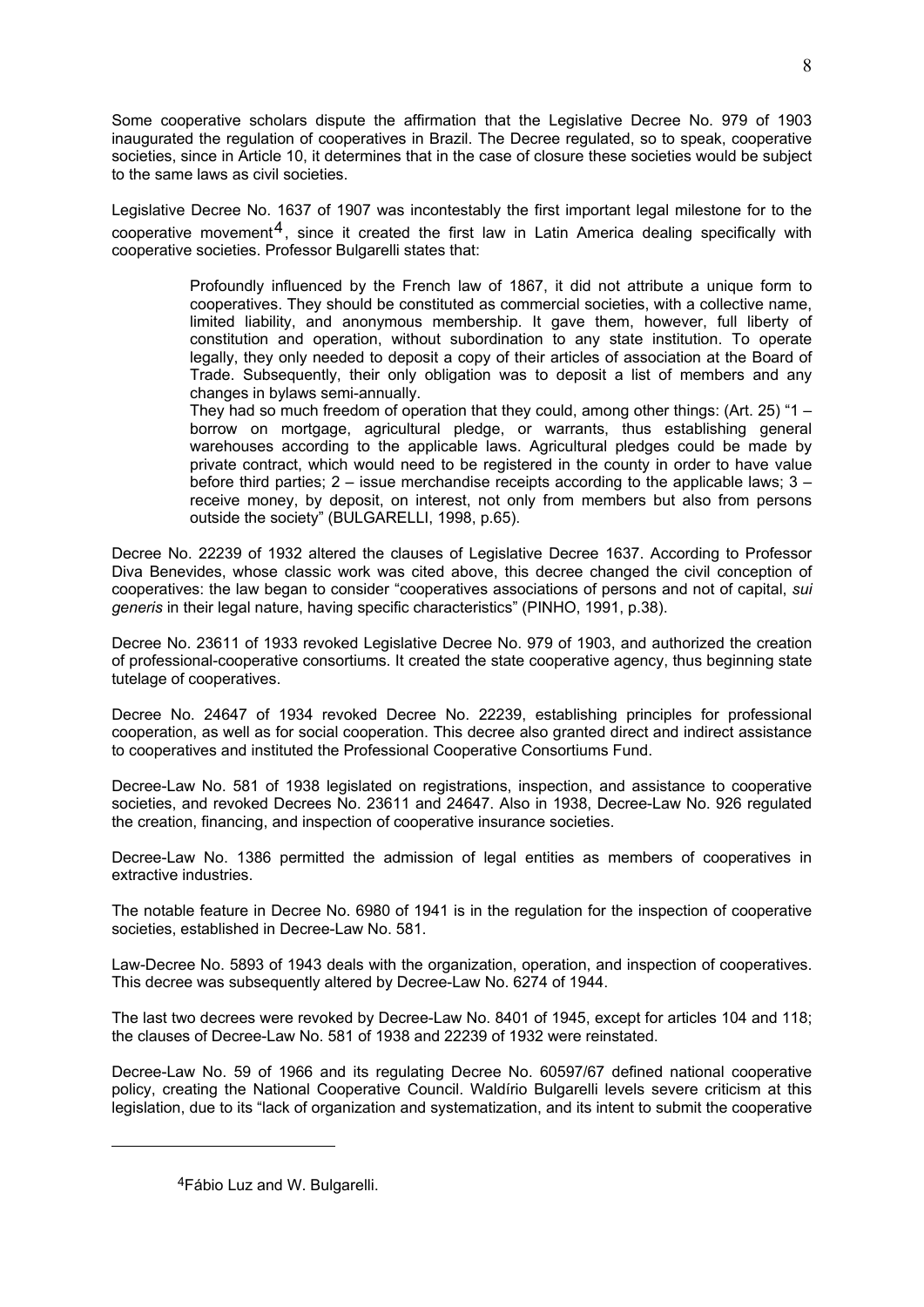Some cooperative scholars dispute the affirmation that the Legislative Decree No. 979 of 1903 inaugurated the regulation of cooperatives in Brazil. The Decree regulated, so to speak, cooperative societies, since in Article 10, it determines that in the case of closure these societies would be subject to the same laws as civil societies.

Legislative Decree No. 1637 of 1907 was incontestably the first important legal milestone for to the cooperative movement[4], since it created the first law in Latin America dealing specifically with cooperative societies. Professor Bulgarelli states that:

> Profoundly influenced by the French law of 1867, it did not attribute a unique form to cooperatives. They should be constituted as commercial societies, with a collective name, limited liability, and anonymous membership. It gave them, however, full liberty of constitution and operation, without subordination to any state institution. To operate legally, they only needed to deposit a copy of their articles of association at the Board of Trade. Subsequently, their only obligation was to deposit a list of members and any changes in bylaws semi-annually.
>
> They had so much freedom of operation that they could, among other things: (Art. 25) "1 – borrow on mortgage, agricultural pledge, or warrants, thus establishing general warehouses according to the applicable laws. Agricultural pledges could be made by private contract, which would need to be registered in the county in order to have value before third parties; 2 – issue merchandise receipts according to the applicable laws; 3 – receive money, by deposit, on interest, not only from members but also from persons outside the society" (BULGARELLI, 1998, p.65).

Decree No. 22239 of 1932 altered the clauses of Legislative Decree 1637. According to Professor Diva Benevides, whose classic work was cited above, this decree changed the civil conception of cooperatives: the law began to consider "cooperatives associations of persons and not of capital, *sui generis* in their legal nature, having specific characteristics" (PINHO, 1991, p.38).

Decree No. 23611 of 1933 revoked Legislative Decree No. 979 of 1903, and authorized the creation of professional-cooperative consortiums. It created the state cooperative agency, thus beginning state tutelage of cooperatives.

Decree No. 24647 of 1934 revoked Decree No. 22239, establishing principles for professional cooperation, as well as for social cooperation. This decree also granted direct and indirect assistance to cooperatives and instituted the Professional Cooperative Consortiums Fund.

Decree-Law No. 581 of 1938 legislated on registrations, inspection, and assistance to cooperative societies, and revoked Decrees No. 23611 and 24647. Also in 1938, Decree-Law No. 926 regulated the creation, financing, and inspection of cooperative insurance societies.

Decree-Law No. 1386 permitted the admission of legal entities as members of cooperatives in extractive industries.

The notable feature in Decree No. 6980 of 1941 is in the regulation for the inspection of cooperative societies, established in Decree-Law No. 581.

Law-Decree No. 5893 of 1943 deals with the organization, operation, and inspection of cooperatives. This decree was subsequently altered by Decree-Law No. 6274 of 1944.

The last two decrees were revoked by Decree-Law No. 8401 of 1945, except for articles 104 and 118; the clauses of Decree-Law No. 581 of 1938 and 22239 of 1932 were reinstated.

Decree-Law No. 59 of 1966 and its regulating Decree No. 60597/67 defined national cooperative policy, creating the National Cooperative Council. Waldírio Bulgarelli levels severe criticism at this legislation, due to its "lack of organization and systematization, and its intent to submit the cooperative

---

[4] Fábio Luz and W. Bulgarelli.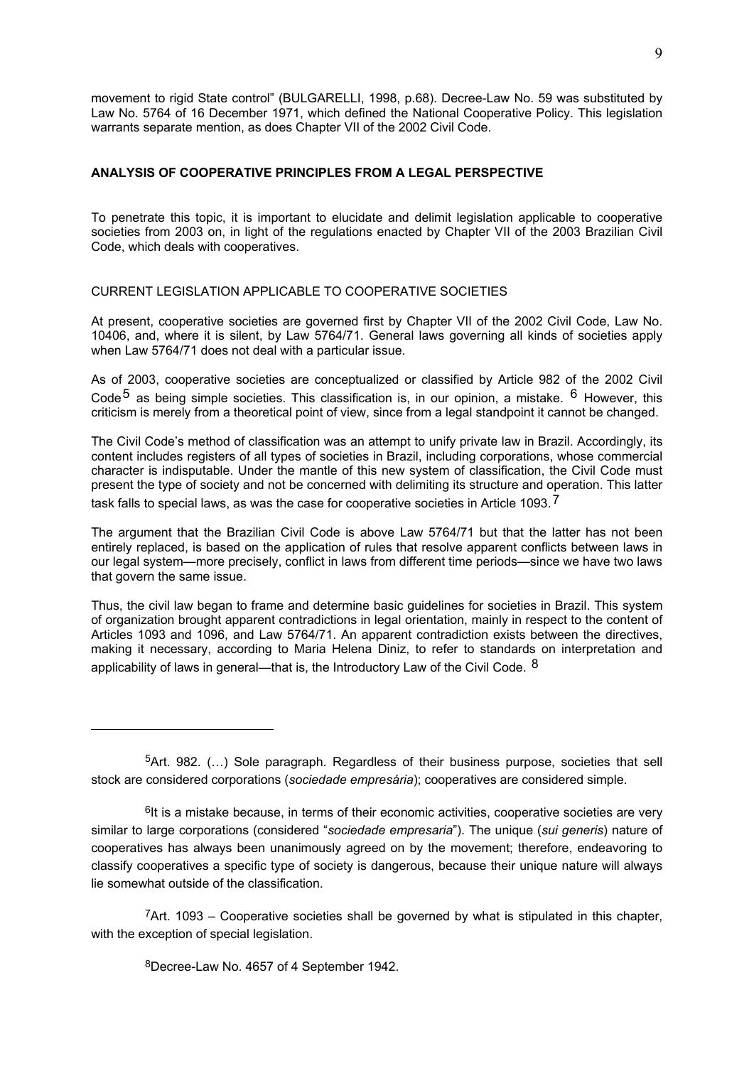movement to rigid State control" (BULGARELLI, 1998, p.68). Decree-Law No. 59 was substituted by Law No. 5764 of 16 December 1971, which defined the National Cooperative Policy. This legislation warrants separate mention, as does Chapter VII of the 2002 Civil Code.

## ANALYSIS OF COOPERATIVE PRINCIPLES FROM A LEGAL PERSPECTIVE

To penetrate this topic, it is important to elucidate and delimit legislation applicable to cooperative societies from 2003 on, in light of the regulations enacted by Chapter VII of the 2003 Brazilian Civil Code, which deals with cooperatives.

### CURRENT LEGISLATION APPLICABLE TO COOPERATIVE SOCIETIES

At present, cooperative societies are governed first by Chapter VII of the 2002 Civil Code, Law No. 10406, and, where it is silent, by Law 5764/71. General laws governing all kinds of societies apply when Law 5764/71 does not deal with a particular issue.

As of 2003, cooperative societies are conceptualized or classified by Article 982 of the 2002 Civil Code[5] as being simple societies. This classification is, in our opinion, a mistake. [6] However, this criticism is merely from a theoretical point of view, since from a legal standpoint it cannot be changed.

The Civil Code's method of classification was an attempt to unify private law in Brazil. Accordingly, its content includes registers of all types of societies in Brazil, including corporations, whose commercial character is indisputable. Under the mantle of this new system of classification, the Civil Code must present the type of society and not be concerned with delimiting its structure and operation. This latter task falls to special laws, as was the case for cooperative societies in Article 1093.[7]

The argument that the Brazilian Civil Code is above Law 5764/71 but that the latter has not been entirely replaced, is based on the application of rules that resolve apparent conflicts between laws in our legal system—more precisely, conflict in laws from different time periods—since we have two laws that govern the same issue.

Thus, the civil law began to frame and determine basic guidelines for societies in Brazil. This system of organization brought apparent contradictions in legal orientation, mainly in respect to the content of Articles 1093 and 1096, and Law 5764/71. An apparent contradiction exists between the directives, making it necessary, according to Maria Helena Diniz, to refer to standards on interpretation and applicability of laws in general—that is, the Introductory Law of the Civil Code. [8]

---

[5]Art. 982. (…) Sole paragraph. Regardless of their business purpose, societies that sell stock are considered corporations (*sociedade empresária*); cooperatives are considered simple.

[6]It is a mistake because, in terms of their economic activities, cooperative societies are very similar to large corporations (considered "*sociedade empresaria*"). The unique (*sui generis*) nature of cooperatives has always been unanimously agreed on by the movement; therefore, endeavoring to classify cooperatives a specific type of society is dangerous, because their unique nature will always lie somewhat outside of the classification.

[7]Art. 1093 – Cooperative societies shall be governed by what is stipulated in this chapter, with the exception of special legislation.

[8]Decree-Law No. 4657 of 4 September 1942.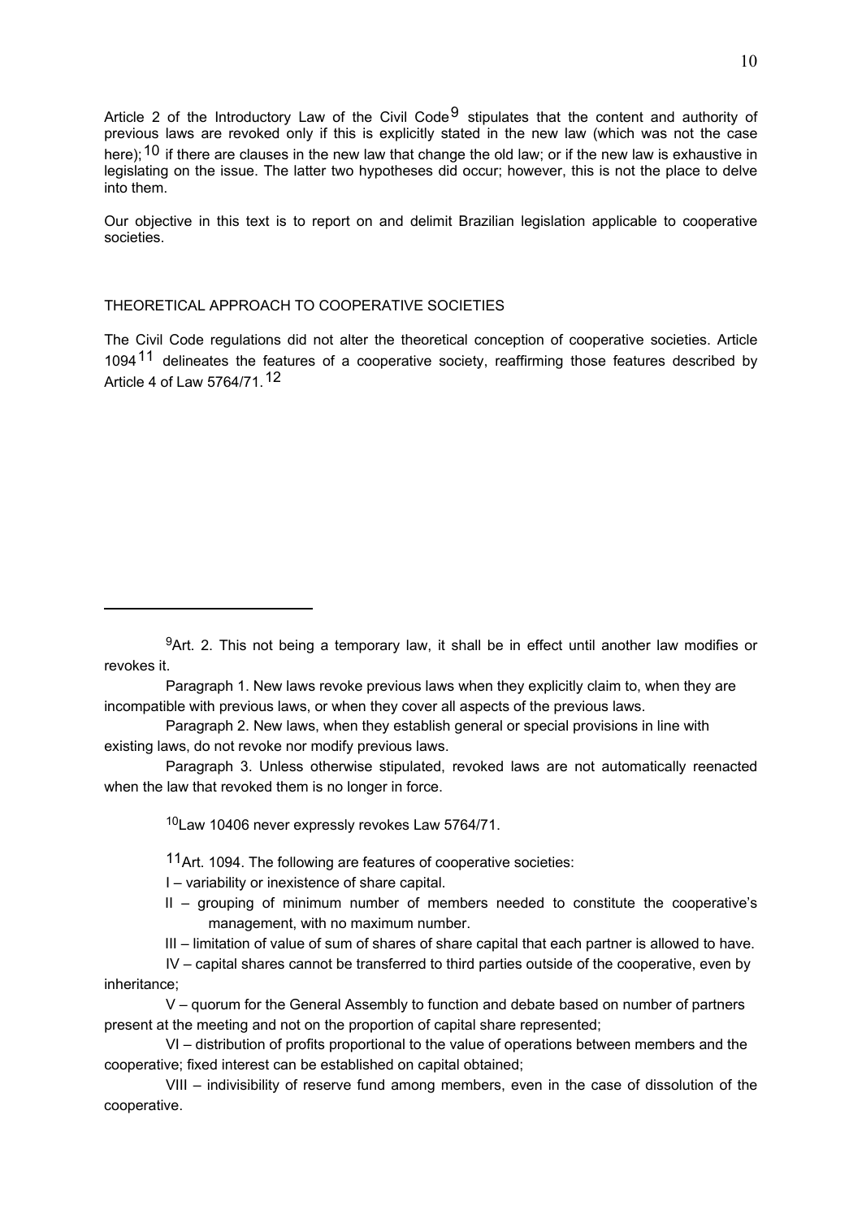Article 2 of the Introductory Law of the Civil Code[9] stipulates that the content and authority of previous laws are revoked only if this is explicitly stated in the new law (which was not the case here);[10] if there are clauses in the new law that change the old law; or if the new law is exhaustive in legislating on the issue. The latter two hypotheses did occur; however, this is not the place to delve into them.

Our objective in this text is to report on and delimit Brazilian legislation applicable to cooperative societies.

## THEORETICAL APPROACH TO COOPERATIVE SOCIETIES

The Civil Code regulations did not alter the theoretical conception of cooperative societies. Article 1094[11] delineates the features of a cooperative society, reaffirming those features described by Article 4 of Law 5764/71.[12]

---

[9]Art. 2. This not being a temporary law, it shall be in effect until another law modifies or revokes it.

Paragraph 1. New laws revoke previous laws when they explicitly claim to, when they are incompatible with previous laws, or when they cover all aspects of the previous laws.

Paragraph 2. New laws, when they establish general or special provisions in line with existing laws, do not revoke nor modify previous laws.

Paragraph 3. Unless otherwise stipulated, revoked laws are not automatically reenacted when the law that revoked them is no longer in force.

[10]Law 10406 never expressly revokes Law 5764/71.

[11]Art. 1094. The following are features of cooperative societies:

I – variability or inexistence of share capital.

II – grouping of minimum number of members needed to constitute the cooperative's management, with no maximum number.

III – limitation of value of sum of shares of share capital that each partner is allowed to have.

IV – capital shares cannot be transferred to third parties outside of the cooperative, even by inheritance;

V – quorum for the General Assembly to function and debate based on number of partners present at the meeting and not on the proportion of capital share represented;

VI – distribution of profits proportional to the value of operations between members and the cooperative; fixed interest can be established on capital obtained;

VIII – indivisibility of reserve fund among members, even in the case of dissolution of the cooperative.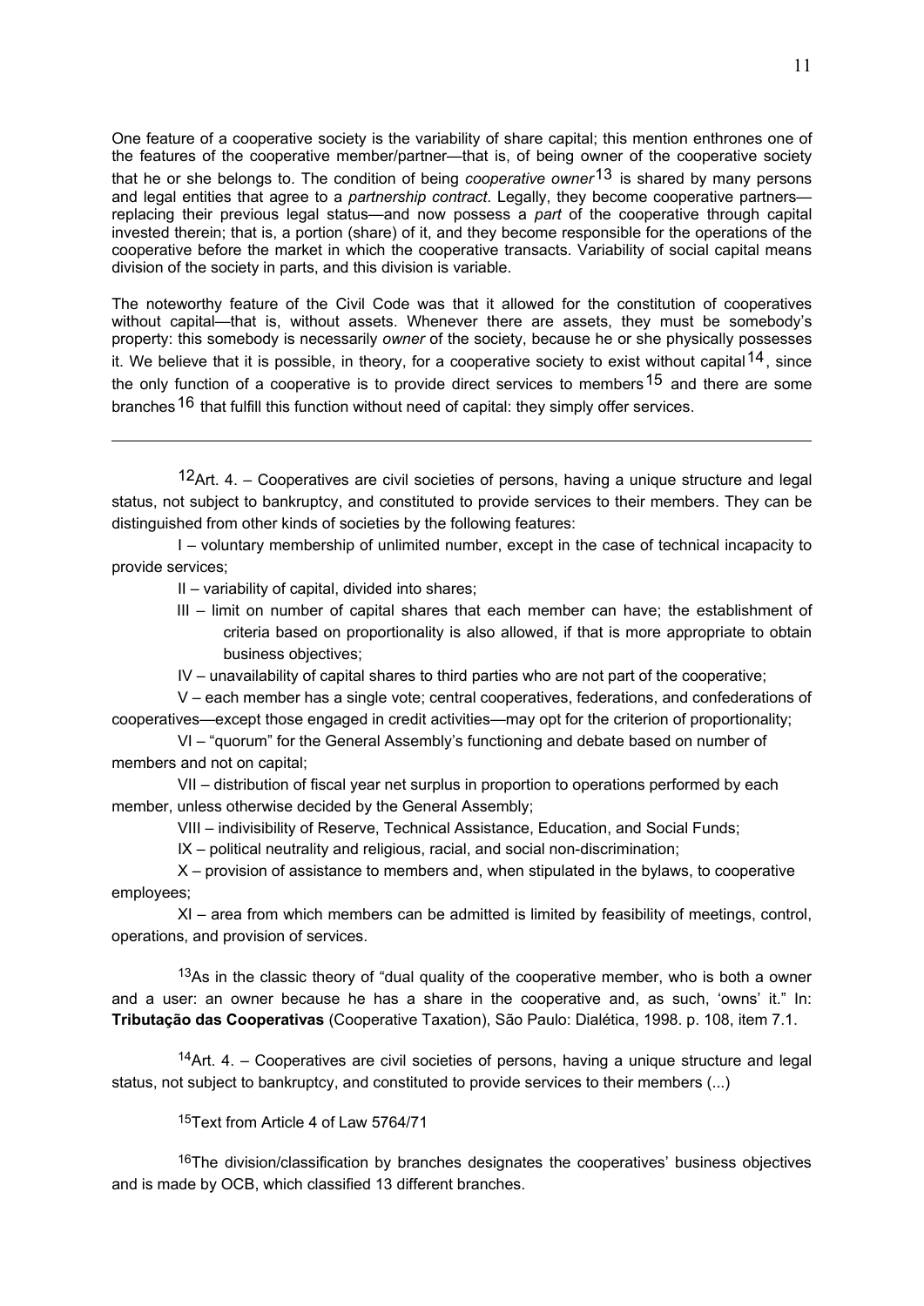One feature of a cooperative society is the variability of share capital; this mention enthrones one of the features of the cooperative member/partner—that is, of being owner of the cooperative society that he or she belongs to. The condition of being *cooperative owner*[13] is shared by many persons and legal entities that agree to a *partnership contract*. Legally, they become cooperative partners—replacing their previous legal status—and now possess a *part* of the cooperative through capital invested therein; that is, a portion (share) of it, and they become responsible for the operations of the cooperative before the market in which the cooperative transacts. Variability of social capital means division of the society in parts, and this division is variable.

The noteworthy feature of the Civil Code was that it allowed for the constitution of cooperatives without capital—that is, without assets. Whenever there are assets, they must be somebody's property: this somebody is necessarily *owner* of the society, because he or she physically possesses it. We believe that it is possible, in theory, for a cooperative society to exist without capital[14], since the only function of a cooperative is to provide direct services to members[15] and there are some branches[16] that fulfill this function without need of capital: they simply offer services.

---

[12]Art. 4. – Cooperatives are civil societies of persons, having a unique structure and legal status, not subject to bankruptcy, and constituted to provide services to their members. They can be distinguished from other kinds of societies by the following features:

I – voluntary membership of unlimited number, except in the case of technical incapacity to provide services;

II – variability of capital, divided into shares;

III – limit on number of capital shares that each member can have; the establishment of criteria based on proportionality is also allowed, if that is more appropriate to obtain business objectives;

IV – unavailability of capital shares to third parties who are not part of the cooperative;

V – each member has a single vote; central cooperatives, federations, and confederations of cooperatives—except those engaged in credit activities—may opt for the criterion of proportionality;

VI – "quorum" for the General Assembly's functioning and debate based on number of members and not on capital;

VII – distribution of fiscal year net surplus in proportion to operations performed by each member, unless otherwise decided by the General Assembly;

VIII – indivisibility of Reserve, Technical Assistance, Education, and Social Funds;

IX – political neutrality and religious, racial, and social non-discrimination;

X – provision of assistance to members and, when stipulated in the bylaws, to cooperative employees;

XI – area from which members can be admitted is limited by feasibility of meetings, control, operations, and provision of services.

[13]As in the classic theory of "dual quality of the cooperative member, who is both a owner and a user: an owner because he has a share in the cooperative and, as such, 'owns' it." In: **Tributação das Cooperativas** (Cooperative Taxation), São Paulo: Dialética, 1998. p. 108, item 7.1.

[14]Art. 4. – Cooperatives are civil societies of persons, having a unique structure and legal status, not subject to bankruptcy, and constituted to provide services to their members (...)

[15]Text from Article 4 of Law 5764/71

[16]The division/classification by branches designates the cooperatives' business objectives and is made by OCB, which classified 13 different branches.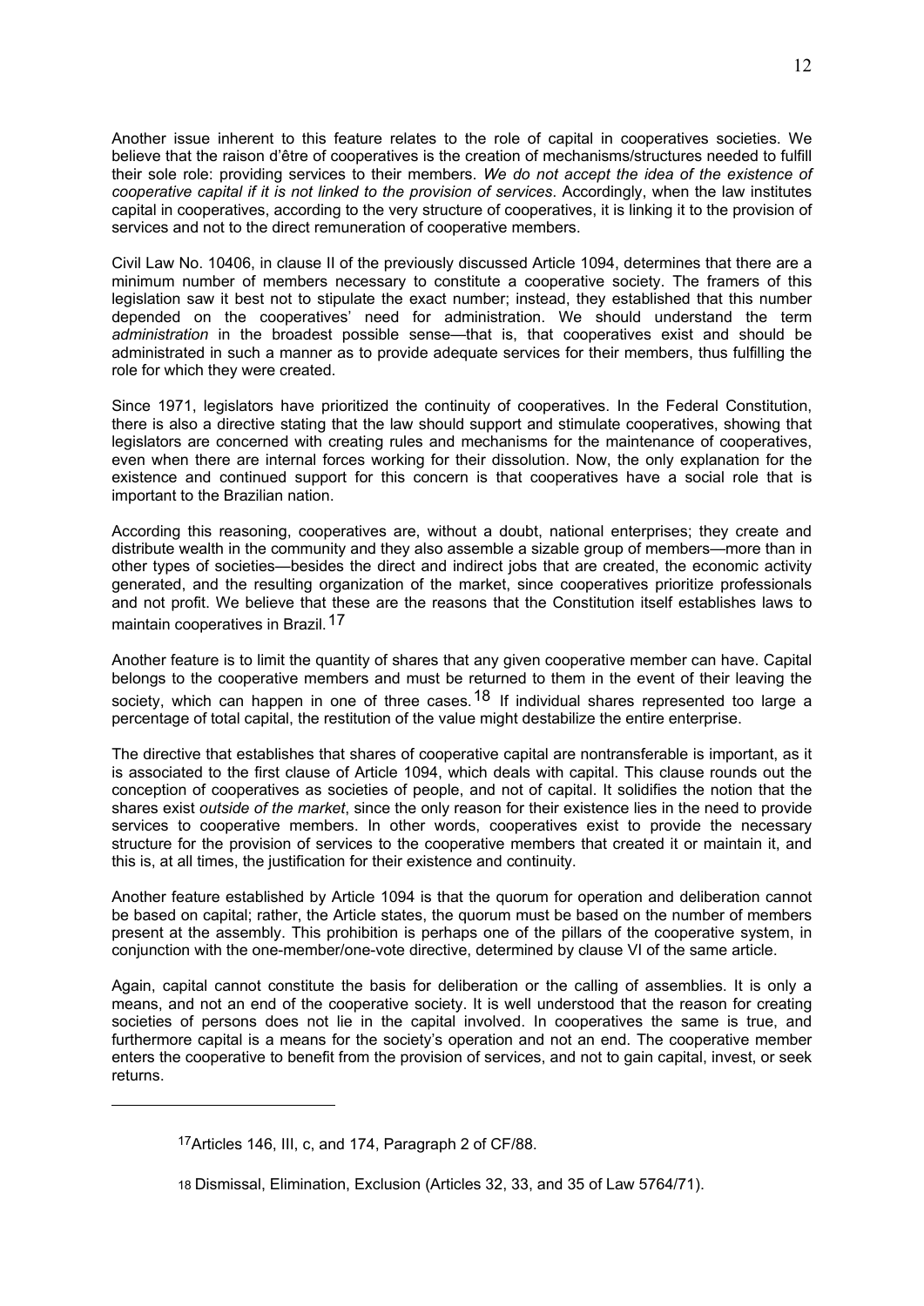Another issue inherent to this feature relates to the role of capital in cooperatives societies. We believe that the raison d'être of cooperatives is the creation of mechanisms/structures needed to fulfill their sole role: providing services to their members. *We do not accept the idea of the existence of cooperative capital if it is not linked to the provision of services*. Accordingly, when the law institutes capital in cooperatives, according to the very structure of cooperatives, it is linking it to the provision of services and not to the direct remuneration of cooperative members.

Civil Law No. 10406, in clause II of the previously discussed Article 1094, determines that there are a minimum number of members necessary to constitute a cooperative society. The framers of this legislation saw it best not to stipulate the exact number; instead, they established that this number depended on the cooperatives' need for administration. We should understand the term *administration* in the broadest possible sense—that is, that cooperatives exist and should be administrated in such a manner as to provide adequate services for their members, thus fulfilling the role for which they were created.

Since 1971, legislators have prioritized the continuity of cooperatives. In the Federal Constitution, there is also a directive stating that the law should support and stimulate cooperatives, showing that legislators are concerned with creating rules and mechanisms for the maintenance of cooperatives, even when there are internal forces working for their dissolution. Now, the only explanation for the existence and continued support for this concern is that cooperatives have a social role that is important to the Brazilian nation.

According this reasoning, cooperatives are, without a doubt, national enterprises; they create and distribute wealth in the community and they also assemble a sizable group of members—more than in other types of societies—besides the direct and indirect jobs that are created, the economic activity generated, and the resulting organization of the market, since cooperatives prioritize professionals and not profit. We believe that these are the reasons that the Constitution itself establishes laws to maintain cooperatives in Brazil.[17]

Another feature is to limit the quantity of shares that any given cooperative member can have. Capital belongs to the cooperative members and must be returned to them in the event of their leaving the society, which can happen in one of three cases.[18] If individual shares represented too large a percentage of total capital, the restitution of the value might destabilize the entire enterprise.

The directive that establishes that shares of cooperative capital are nontransferable is important, as it is associated to the first clause of Article 1094, which deals with capital. This clause rounds out the conception of cooperatives as societies of people, and not of capital. It solidifies the notion that the shares exist *outside of the market*, since the only reason for their existence lies in the need to provide services to cooperative members. In other words, cooperatives exist to provide the necessary structure for the provision of services to the cooperative members that created it or maintain it, and this is, at all times, the justification for their existence and continuity.

Another feature established by Article 1094 is that the quorum for operation and deliberation cannot be based on capital; rather, the Article states, the quorum must be based on the number of members present at the assembly. This prohibition is perhaps one of the pillars of the cooperative system, in conjunction with the one-member/one-vote directive, determined by clause VI of the same article.

Again, capital cannot constitute the basis for deliberation or the calling of assemblies. It is only a means, and not an end of the cooperative society. It is well understood that the reason for creating societies of persons does not lie in the capital involved. In cooperatives the same is true, and furthermore capital is a means for the society's operation and not an end. The cooperative member enters the cooperative to benefit from the provision of services, and not to gain capital, invest, or seek returns.

---

[17] Articles 146, III, c, and 174, Paragraph 2 of CF/88.

[18] Dismissal, Elimination, Exclusion (Articles 32, 33, and 35 of Law 5764/71).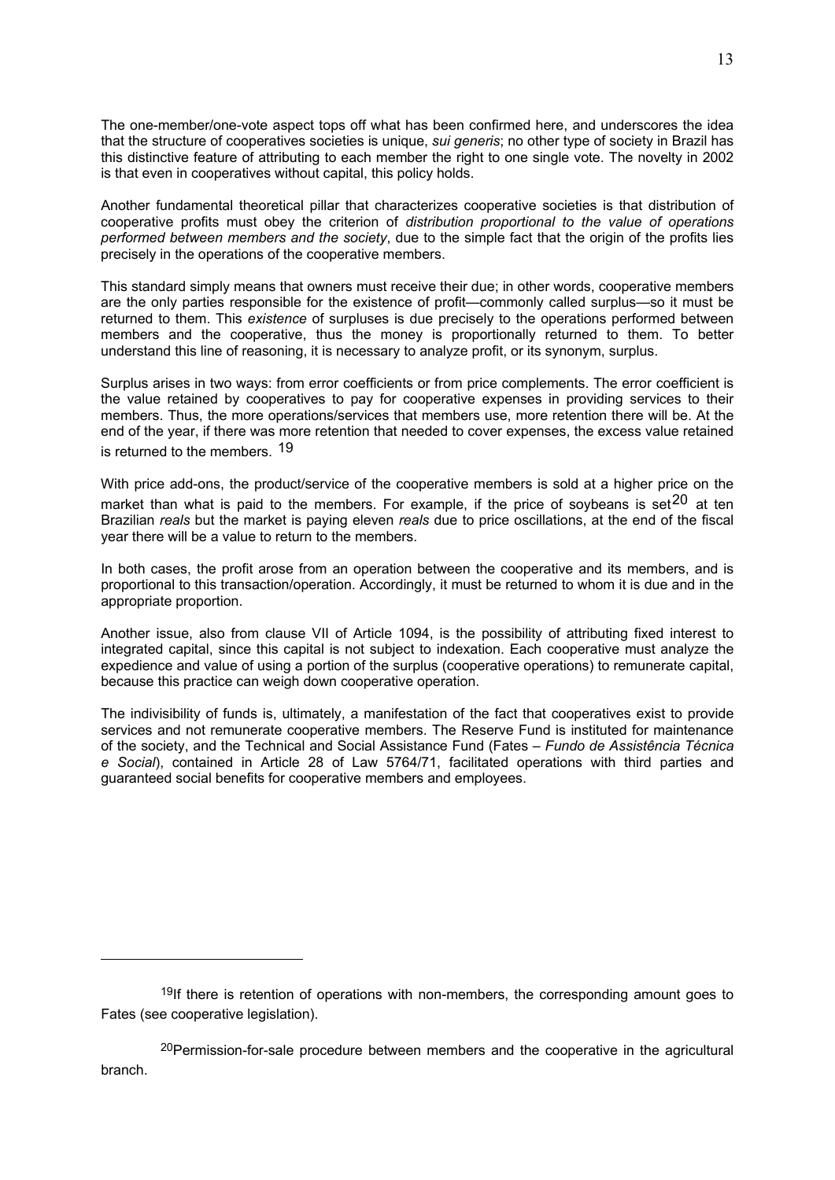The one-member/one-vote aspect tops off what has been confirmed here, and underscores the idea that the structure of cooperatives societies is unique, *sui generis*; no other type of society in Brazil has this distinctive feature of attributing to each member the right to one single vote. The novelty in 2002 is that even in cooperatives without capital, this policy holds.

Another fundamental theoretical pillar that characterizes cooperative societies is that distribution of cooperative profits must obey the criterion of *distribution proportional to the value of operations performed between members and the society*, due to the simple fact that the origin of the profits lies precisely in the operations of the cooperative members.

This standard simply means that owners must receive their due; in other words, cooperative members are the only parties responsible for the existence of profit—commonly called surplus—so it must be returned to them. This *existence* of surpluses is due precisely to the operations performed between members and the cooperative, thus the money is proportionally returned to them. To better understand this line of reasoning, it is necessary to analyze profit, or its synonym, surplus.

Surplus arises in two ways: from error coefficients or from price complements. The error coefficient is the value retained by cooperatives to pay for cooperative expenses in providing services to their members. Thus, the more operations/services that members use, more retention there will be. At the end of the year, if there was more retention that needed to cover expenses, the excess value retained is returned to the members. [19]

With price add-ons, the product/service of the cooperative members is sold at a higher price on the market than what is paid to the members. For example, if the price of soybeans is set[20] at ten Brazilian *reals* but the market is paying eleven *reals* due to price oscillations, at the end of the fiscal year there will be a value to return to the members.

In both cases, the profit arose from an operation between the cooperative and its members, and is proportional to this transaction/operation. Accordingly, it must be returned to whom it is due and in the appropriate proportion.

Another issue, also from clause VII of Article 1094, is the possibility of attributing fixed interest to integrated capital, since this capital is not subject to indexation. Each cooperative must analyze the expedience and value of using a portion of the surplus (cooperative operations) to remunerate capital, because this practice can weigh down cooperative operation.

The indivisibility of funds is, ultimately, a manifestation of the fact that cooperatives exist to provide services and not remunerate cooperative members. The Reserve Fund is instituted for maintenance of the society, and the Technical and Social Assistance Fund (Fates – *Fundo de Assistência Técnica e Social*), contained in Article 28 of Law 5764/71, facilitated operations with third parties and guaranteed social benefits for cooperative members and employees.

---

[19] If there is retention of operations with non-members, the corresponding amount goes to Fates (see cooperative legislation).

[20] Permission-for-sale procedure between members and the cooperative in the agricultural branch.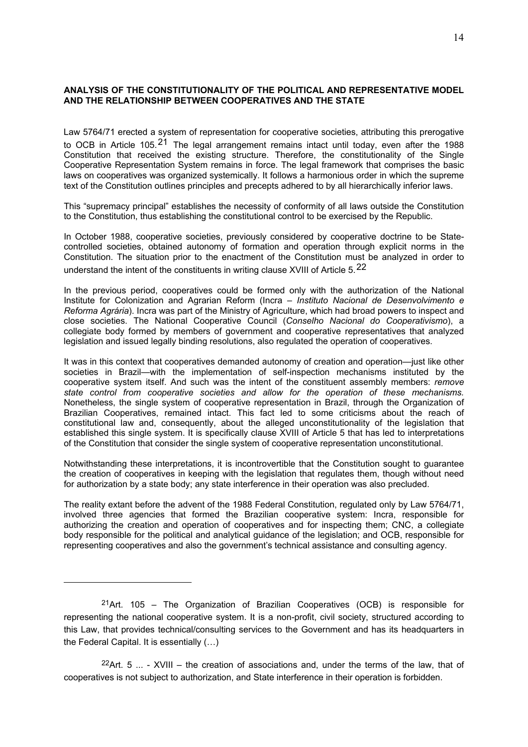## ANALYSIS OF THE CONSTITUTIONALITY OF THE POLITICAL AND REPRESENTATIVE MODEL AND THE RELATIONSHIP BETWEEN COOPERATIVES AND THE STATE

Law 5764/71 erected a system of representation for cooperative societies, attributing this prerogative to OCB in Article 105.[21] The legal arrangement remains intact until today, even after the 1988 Constitution that received the existing structure. Therefore, the constitutionality of the Single Cooperative Representation System remains in force. The legal framework that comprises the basic laws on cooperatives was organized systemically. It follows a harmonious order in which the supreme text of the Constitution outlines principles and precepts adhered to by all hierarchically inferior laws.

This "supremacy principal" establishes the necessity of conformity of all laws outside the Constitution to the Constitution, thus establishing the constitutional control to be exercised by the Republic.

In October 1988, cooperative societies, previously considered by cooperative doctrine to be State-controlled societies, obtained autonomy of formation and operation through explicit norms in the Constitution. The situation prior to the enactment of the Constitution must be analyzed in order to understand the intent of the constituents in writing clause XVIII of Article 5.[22]

In the previous period, cooperatives could be formed only with the authorization of the National Institute for Colonization and Agrarian Reform (Incra – *Instituto Nacional de Desenvolvimento e Reforma Agrária*). Incra was part of the Ministry of Agriculture, which had broad powers to inspect and close societies. The National Cooperative Council (*Conselho Nacional do Cooperativismo*), a collegiate body formed by members of government and cooperative representatives that analyzed legislation and issued legally binding resolutions, also regulated the operation of cooperatives.

It was in this context that cooperatives demanded autonomy of creation and operation—just like other societies in Brazil—with the implementation of self-inspection mechanisms instituted by the cooperative system itself. And such was the intent of the constituent assembly members: *remove state control from cooperative societies and allow for the operation of these mechanisms.* Nonetheless, the single system of cooperative representation in Brazil, through the Organization of Brazilian Cooperatives, remained intact. This fact led to some criticisms about the reach of constitutional law and, consequently, about the alleged unconstitutionality of the legislation that established this single system. It is specifically clause XVIII of Article 5 that has led to interpretations of the Constitution that consider the single system of cooperative representation unconstitutional.

Notwithstanding these interpretations, it is incontrovertible that the Constitution sought to guarantee the creation of cooperatives in keeping with the legislation that regulates them, though without need for authorization by a state body; any state interference in their operation was also precluded.

The reality extant before the advent of the 1988 Federal Constitution, regulated only by Law 5764/71, involved three agencies that formed the Brazilian cooperative system: Incra, responsible for authorizing the creation and operation of cooperatives and for inspecting them; CNC, a collegiate body responsible for the political and analytical guidance of the legislation; and OCB, responsible for representing cooperatives and also the government's technical assistance and consulting agency.

---

[21] Art. 105 – The Organization of Brazilian Cooperatives (OCB) is responsible for representing the national cooperative system. It is a non-profit, civil society, structured according to this Law, that provides technical/consulting services to the Government and has its headquarters in the Federal Capital. It is essentially (…)

[22] Art. 5 ... - XVIII – the creation of associations and, under the terms of the law, that of cooperatives is not subject to authorization, and State interference in their operation is forbidden.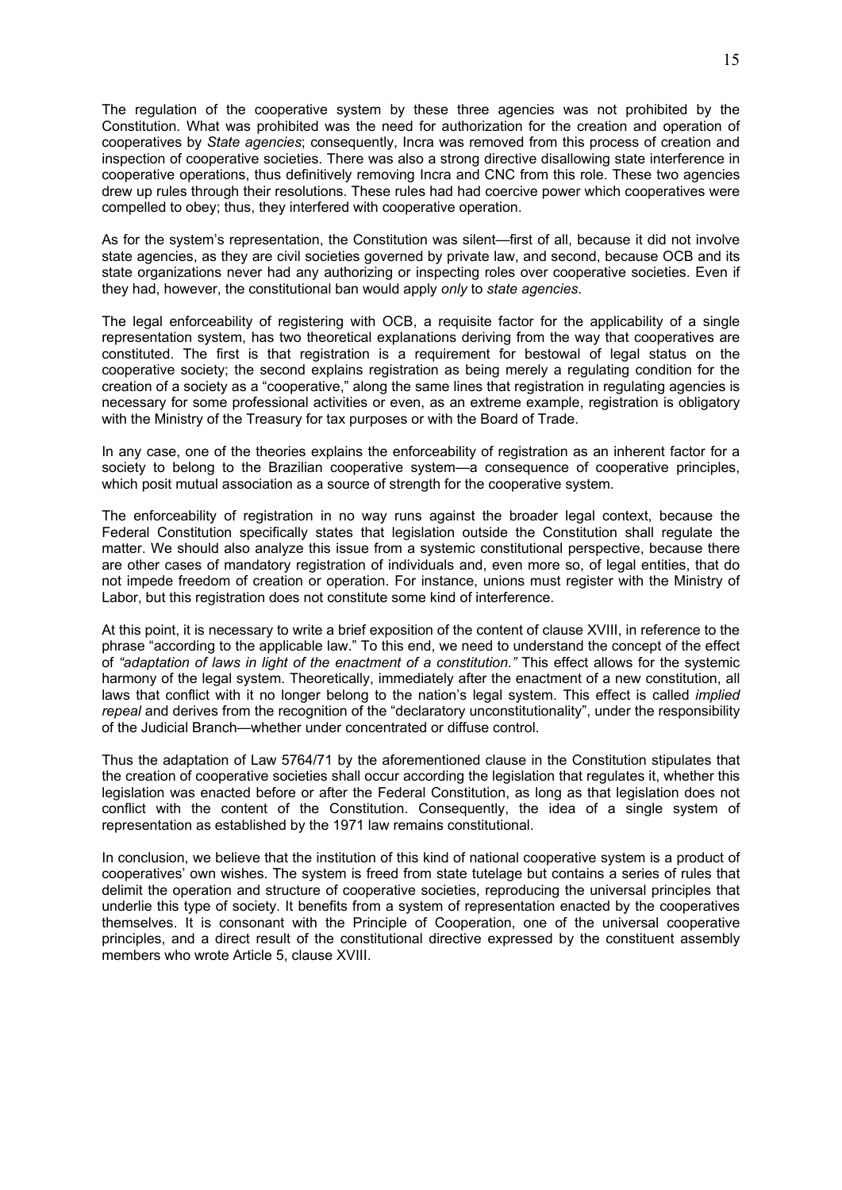The regulation of the cooperative system by these three agencies was not prohibited by the Constitution. What was prohibited was the need for authorization for the creation and operation of cooperatives by *State agencies*; consequently, Incra was removed from this process of creation and inspection of cooperative societies. There was also a strong directive disallowing state interference in cooperative operations, thus definitively removing Incra and CNC from this role. These two agencies drew up rules through their resolutions. These rules had had coercive power which cooperatives were compelled to obey; thus, they interfered with cooperative operation.

As for the system's representation, the Constitution was silent—first of all, because it did not involve state agencies, as they are civil societies governed by private law, and second, because OCB and its state organizations never had any authorizing or inspecting roles over cooperative societies. Even if they had, however, the constitutional ban would apply *only* to *state agencies*.

The legal enforceability of registering with OCB, a requisite factor for the applicability of a single representation system, has two theoretical explanations deriving from the way that cooperatives are constituted. The first is that registration is a requirement for bestowal of legal status on the cooperative society; the second explains registration as being merely a regulating condition for the creation of a society as a "cooperative," along the same lines that registration in regulating agencies is necessary for some professional activities or even, as an extreme example, registration is obligatory with the Ministry of the Treasury for tax purposes or with the Board of Trade.

In any case, one of the theories explains the enforceability of registration as an inherent factor for a society to belong to the Brazilian cooperative system—a consequence of cooperative principles, which posit mutual association as a source of strength for the cooperative system.

The enforceability of registration in no way runs against the broader legal context, because the Federal Constitution specifically states that legislation outside the Constitution shall regulate the matter. We should also analyze this issue from a systemic constitutional perspective, because there are other cases of mandatory registration of individuals and, even more so, of legal entities, that do not impede freedom of creation or operation. For instance, unions must register with the Ministry of Labor, but this registration does not constitute some kind of interference.

At this point, it is necessary to write a brief exposition of the content of clause XVIII, in reference to the phrase "according to the applicable law." To this end, we need to understand the concept of the effect of *"adaptation of laws in light of the enactment of a constitution."* This effect allows for the systemic harmony of the legal system. Theoretically, immediately after the enactment of a new constitution, all laws that conflict with it no longer belong to the nation's legal system. This effect is called *implied repeal* and derives from the recognition of the "declaratory unconstitutionality", under the responsibility of the Judicial Branch—whether under concentrated or diffuse control.

Thus the adaptation of Law 5764/71 by the aforementioned clause in the Constitution stipulates that the creation of cooperative societies shall occur according the legislation that regulates it, whether this legislation was enacted before or after the Federal Constitution, as long as that legislation does not conflict with the content of the Constitution. Consequently, the idea of a single system of representation as established by the 1971 law remains constitutional.

In conclusion, we believe that the institution of this kind of national cooperative system is a product of cooperatives' own wishes. The system is freed from state tutelage but contains a series of rules that delimit the operation and structure of cooperative societies, reproducing the universal principles that underlie this type of society. It benefits from a system of representation enacted by the cooperatives themselves. It is consonant with the Principle of Cooperation, one of the universal cooperative principles, and a direct result of the constitutional directive expressed by the constituent assembly members who wrote Article 5, clause XVIII.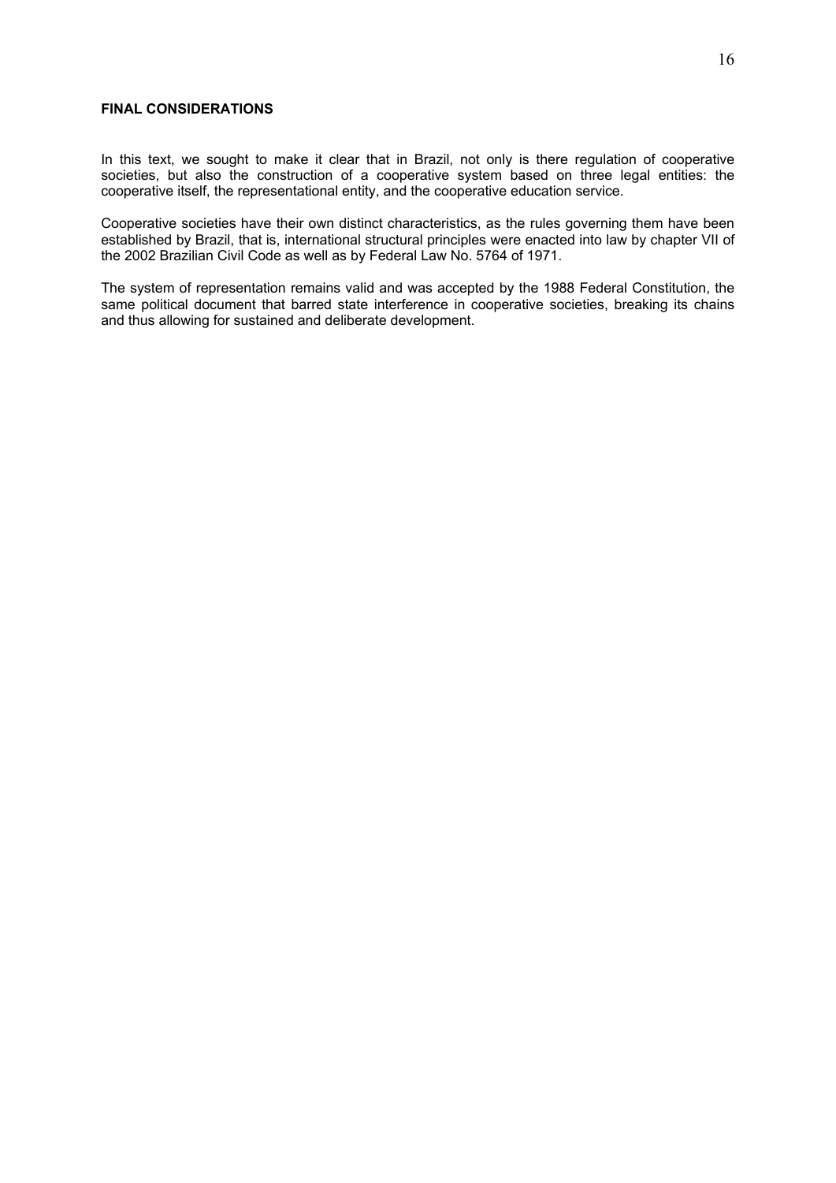## FINAL CONSIDERATIONS

In this text, we sought to make it clear that in Brazil, not only is there regulation of cooperative societies, but also the construction of a cooperative system based on three legal entities: the cooperative itself, the representational entity, and the cooperative education service.

Cooperative societies have their own distinct characteristics, as the rules governing them have been established by Brazil, that is, international structural principles were enacted into law by chapter VII of the 2002 Brazilian Civil Code as well as by Federal Law No. 5764 of 1971.

The system of representation remains valid and was accepted by the 1988 Federal Constitution, the same political document that barred state interference in cooperative societies, breaking its chains and thus allowing for sustained and deliberate development.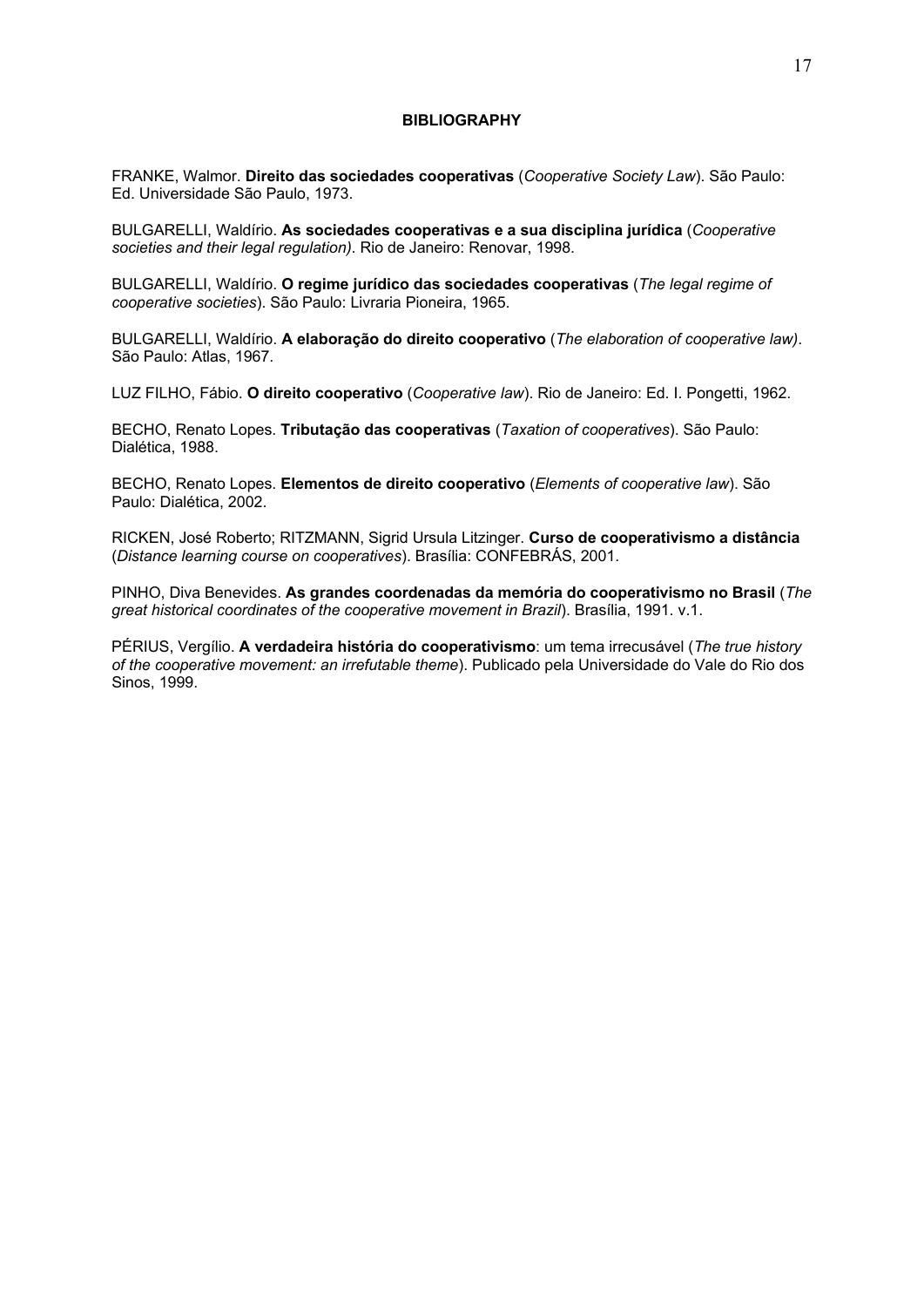## BIBLIOGRAPHY

FRANKE, Walmor. **Direito das sociedades cooperativas** (*Cooperative Society Law*). São Paulo: Ed. Universidade São Paulo, 1973.

BULGARELLI, Waldírio. **As sociedades cooperativas e a sua disciplina jurídica** (*Cooperative societies and their legal regulation)*. Rio de Janeiro: Renovar, 1998.

BULGARELLI, Waldírio. **O regime jurídico das sociedades cooperativas** (*The legal regime of cooperative societies*). São Paulo: Livraria Pioneira, 1965.

BULGARELLI, Waldírio. **A elaboração do direito cooperativo** (*The elaboration of cooperative law)*. São Paulo: Atlas, 1967.

LUZ FILHO, Fábio. **O direito cooperativo** (*Cooperative law*). Rio de Janeiro: Ed. I. Pongetti, 1962.

BECHO, Renato Lopes. **Tributação das cooperativas** (*Taxation of cooperatives*). São Paulo: Dialética, 1988.

BECHO, Renato Lopes. **Elementos de direito cooperativo** (*Elements of cooperative law*). São Paulo: Dialética, 2002.

RICKEN, José Roberto; RITZMANN, Sigrid Ursula Litzinger. **Curso de cooperativismo a distância** (*Distance learning course on cooperatives*). Brasília: CONFEBRÁS, 2001.

PINHO, Diva Benevides. **As grandes coordenadas da memória do cooperativismo no Brasil** (*The great historical coordinates of the cooperative movement in Brazil*). Brasília, 1991. v.1.

PÉRIUS, Vergílio. **A verdadeira história do cooperativismo**: um tema irrecusável (*The true history of the cooperative movement: an irrefutable theme*). Publicado pela Universidade do Vale do Rio dos Sinos, 1999.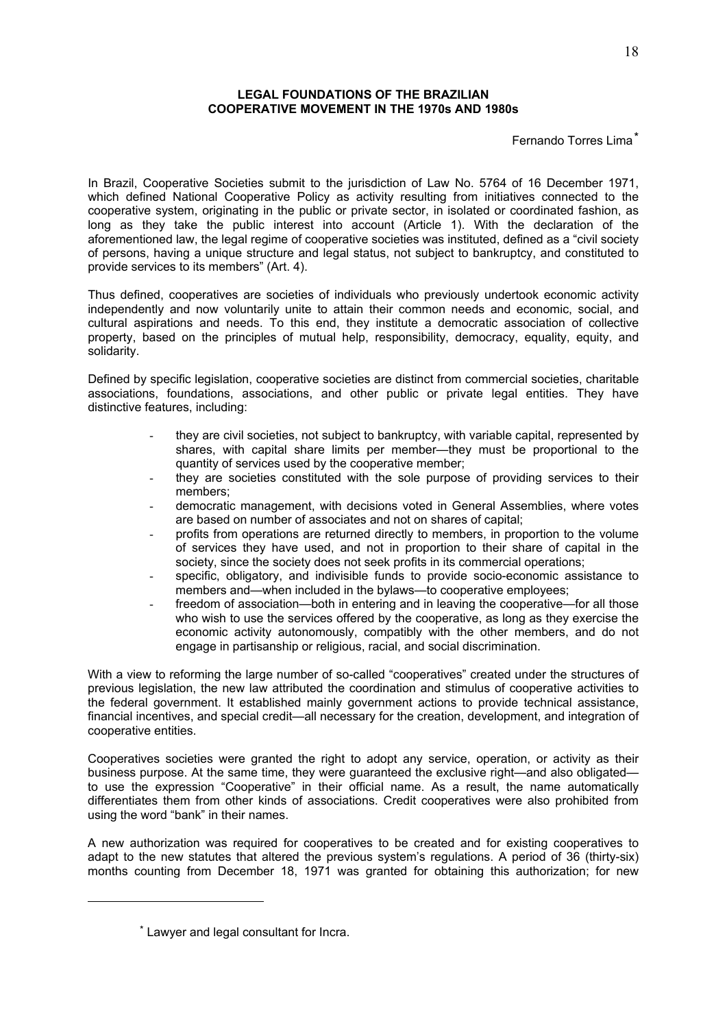# LEGAL FOUNDATIONS OF THE BRAZILIAN COOPERATIVE MOVEMENT IN THE 1970s AND 1980s

Fernando Torres Lima*

In Brazil, Cooperative Societies submit to the jurisdiction of Law No. 5764 of 16 December 1971, which defined National Cooperative Policy as activity resulting from initiatives connected to the cooperative system, originating in the public or private sector, in isolated or coordinated fashion, as long as they take the public interest into account (Article 1). With the declaration of the aforementioned law, the legal regime of cooperative societies was instituted, defined as a "civil society of persons, having a unique structure and legal status, not subject to bankruptcy, and constituted to provide services to its members" (Art. 4).

Thus defined, cooperatives are societies of individuals who previously undertook economic activity independently and now voluntarily unite to attain their common needs and economic, social, and cultural aspirations and needs. To this end, they institute a democratic association of collective property, based on the principles of mutual help, responsibility, democracy, equality, equity, and solidarity.

Defined by specific legislation, cooperative societies are distinct from commercial societies, charitable associations, foundations, associations, and other public or private legal entities. They have distinctive features, including:

- they are civil societies, not subject to bankruptcy, with variable capital, represented by shares, with capital share limits per member—they must be proportional to the quantity of services used by the cooperative member;
- they are societies constituted with the sole purpose of providing services to their members;
- democratic management, with decisions voted in General Assemblies, where votes are based on number of associates and not on shares of capital;
- profits from operations are returned directly to members, in proportion to the volume of services they have used, and not in proportion to their share of capital in the society, since the society does not seek profits in its commercial operations;
- specific, obligatory, and indivisible funds to provide socio-economic assistance to members and—when included in the bylaws—to cooperative employees;
- freedom of association—both in entering and in leaving the cooperative—for all those who wish to use the services offered by the cooperative, as long as they exercise the economic activity autonomously, compatibly with the other members, and do not engage in partisanship or religious, racial, and social discrimination.

With a view to reforming the large number of so-called "cooperatives" created under the structures of previous legislation, the new law attributed the coordination and stimulus of cooperative activities to the federal government. It established mainly government actions to provide technical assistance, financial incentives, and special credit—all necessary for the creation, development, and integration of cooperative entities.

Cooperatives societies were granted the right to adopt any service, operation, or activity as their business purpose. At the same time, they were guaranteed the exclusive right—and also obligated—to use the expression "Cooperative" in their official name. As a result, the name automatically differentiates them from other kinds of associations. Credit cooperatives were also prohibited from using the word "bank" in their names.

A new authorization was required for cooperatives to be created and for existing cooperatives to adapt to the new statutes that altered the previous system's regulations. A period of 36 (thirty-six) months counting from December 18, 1971 was granted for obtaining this authorization; for new

* Lawyer and legal consultant for Incra.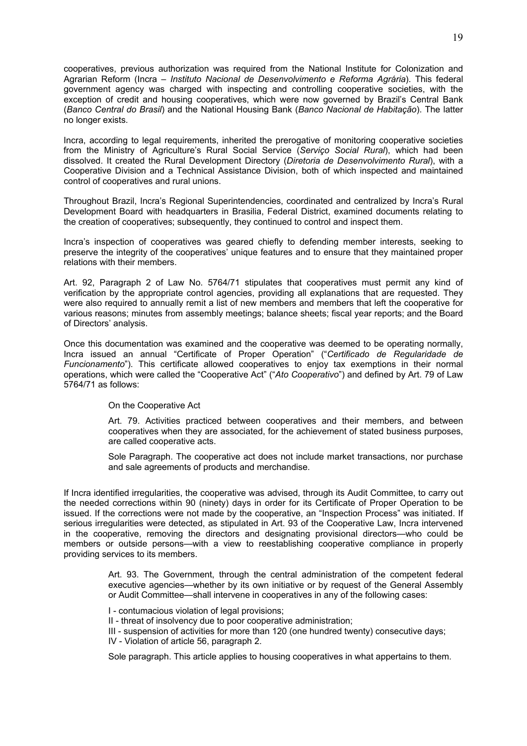cooperatives, previous authorization was required from the National Institute for Colonization and Agrarian Reform (Incra – *Instituto Nacional de Desenvolvimento e Reforma Agrária*). This federal government agency was charged with inspecting and controlling cooperative societies, with the exception of credit and housing cooperatives, which were now governed by Brazil's Central Bank (*Banco Central do Brasil*) and the National Housing Bank (*Banco Nacional de Habitação*). The latter no longer exists.

Incra, according to legal requirements, inherited the prerogative of monitoring cooperative societies from the Ministry of Agriculture's Rural Social Service (*Serviço Social Rural*), which had been dissolved. It created the Rural Development Directory (*Diretoria de Desenvolvimento Rural*), with a Cooperative Division and a Technical Assistance Division, both of which inspected and maintained control of cooperatives and rural unions.

Throughout Brazil, Incra's Regional Superintendencies, coordinated and centralized by Incra's Rural Development Board with headquarters in Brasilia, Federal District, examined documents relating to the creation of cooperatives; subsequently, they continued to control and inspect them.

Incra's inspection of cooperatives was geared chiefly to defending member interests, seeking to preserve the integrity of the cooperatives' unique features and to ensure that they maintained proper relations with their members.

Art. 92, Paragraph 2 of Law No. 5764/71 stipulates that cooperatives must permit any kind of verification by the appropriate control agencies, providing all explanations that are requested. They were also required to annually remit a list of new members and members that left the cooperative for various reasons; minutes from assembly meetings; balance sheets; fiscal year reports; and the Board of Directors' analysis.

Once this documentation was examined and the cooperative was deemed to be operating normally, Incra issued an annual "Certificate of Proper Operation" ("*Certificado de Regularidade de Funcionamento*"). This certificate allowed cooperatives to enjoy tax exemptions in their normal operations, which were called the "Cooperative Act" ("*Ato Cooperativo*") and defined by Art. 79 of Law 5764/71 as follows:

> On the Cooperative Act
>
> Art. 79. Activities practiced between cooperatives and their members, and between cooperatives when they are associated, for the achievement of stated business purposes, are called cooperative acts.
>
> Sole Paragraph. The cooperative act does not include market transactions, nor purchase and sale agreements of products and merchandise.

If Incra identified irregularities, the cooperative was advised, through its Audit Committee, to carry out the needed corrections within 90 (ninety) days in order for its Certificate of Proper Operation to be issued. If the corrections were not made by the cooperative, an "Inspection Process" was initiated. If serious irregularities were detected, as stipulated in Art. 93 of the Cooperative Law, Incra intervened in the cooperative, removing the directors and designating provisional directors—who could be members or outside persons—with a view to reestablishing cooperative compliance in properly providing services to its members.

> Art. 93. The Government, through the central administration of the competent federal executive agencies—whether by its own initiative or by request of the General Assembly or Audit Committee—shall intervene in cooperatives in any of the following cases:
>
> I - contumacious violation of legal provisions;
> II - threat of insolvency due to poor cooperative administration;
> III - suspension of activities for more than 120 (one hundred twenty) consecutive days;
> IV - Violation of article 56, paragraph 2.
>
> Sole paragraph. This article applies to housing cooperatives in what appertains to them.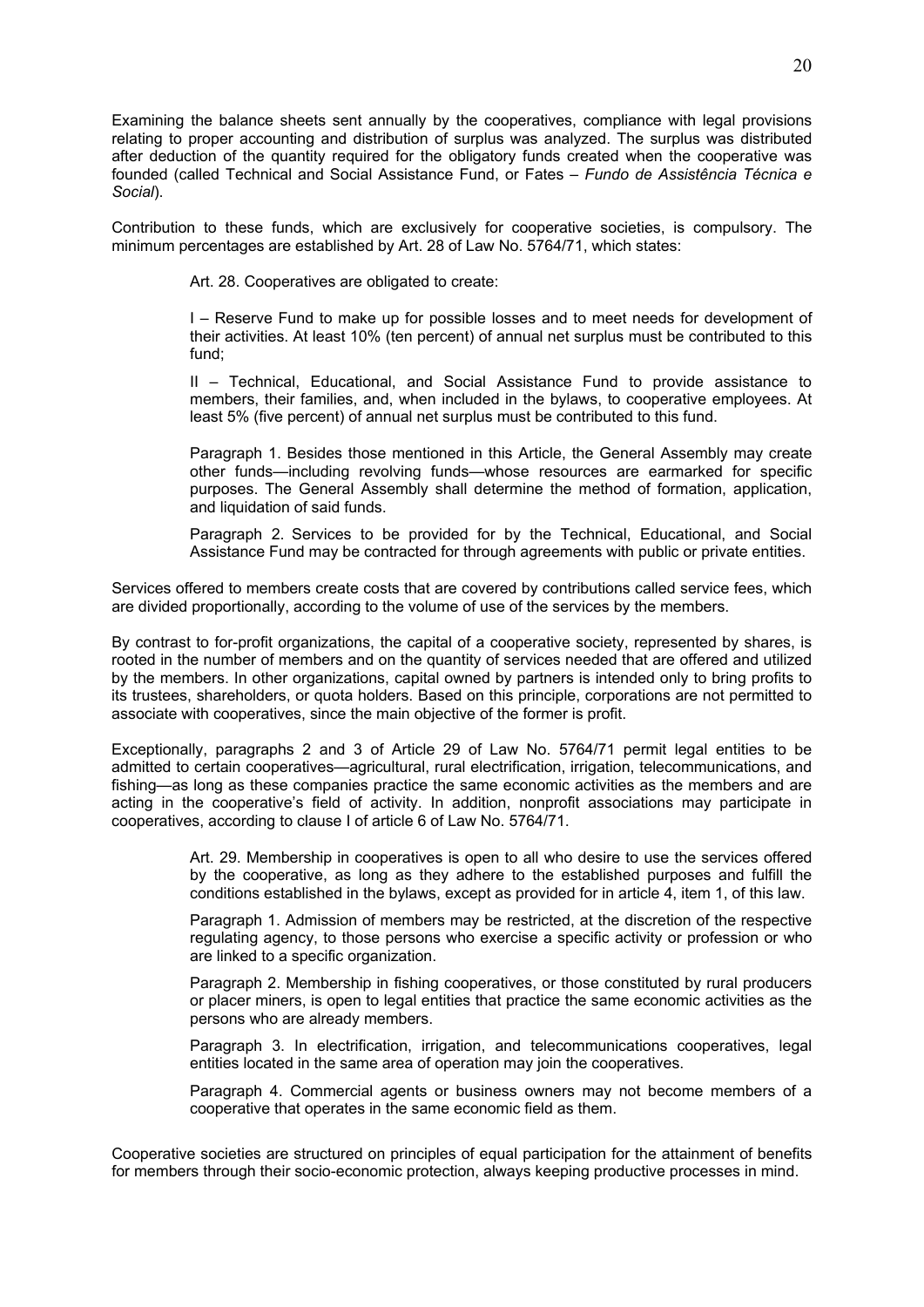Examining the balance sheets sent annually by the cooperatives, compliance with legal provisions relating to proper accounting and distribution of surplus was analyzed. The surplus was distributed after deduction of the quantity required for the obligatory funds created when the cooperative was founded (called Technical and Social Assistance Fund, or Fates – *Fundo de Assistência Técnica e Social*).

Contribution to these funds, which are exclusively for cooperative societies, is compulsory. The minimum percentages are established by Art. 28 of Law No. 5764/71, which states:

> Art. 28. Cooperatives are obligated to create:
>
> I – Reserve Fund to make up for possible losses and to meet needs for development of their activities. At least 10% (ten percent) of annual net surplus must be contributed to this fund;
>
> II – Technical, Educational, and Social Assistance Fund to provide assistance to members, their families, and, when included in the bylaws, to cooperative employees. At least 5% (five percent) of annual net surplus must be contributed to this fund.
>
> Paragraph 1. Besides those mentioned in this Article, the General Assembly may create other funds—including revolving funds—whose resources are earmarked for specific purposes. The General Assembly shall determine the method of formation, application, and liquidation of said funds.
>
> Paragraph 2. Services to be provided for by the Technical, Educational, and Social Assistance Fund may be contracted for through agreements with public or private entities.

Services offered to members create costs that are covered by contributions called service fees, which are divided proportionally, according to the volume of use of the services by the members.

By contrast to for-profit organizations, the capital of a cooperative society, represented by shares, is rooted in the number of members and on the quantity of services needed that are offered and utilized by the members. In other organizations, capital owned by partners is intended only to bring profits to its trustees, shareholders, or quota holders. Based on this principle, corporations are not permitted to associate with cooperatives, since the main objective of the former is profit.

Exceptionally, paragraphs 2 and 3 of Article 29 of Law No. 5764/71 permit legal entities to be admitted to certain cooperatives—agricultural, rural electrification, irrigation, telecommunications, and fishing—as long as these companies practice the same economic activities as the members and are acting in the cooperative's field of activity. In addition, nonprofit associations may participate in cooperatives, according to clause I of article 6 of Law No. 5764/71.

> Art. 29. Membership in cooperatives is open to all who desire to use the services offered by the cooperative, as long as they adhere to the established purposes and fulfill the conditions established in the bylaws, except as provided for in article 4, item 1, of this law.
>
> Paragraph 1. Admission of members may be restricted, at the discretion of the respective regulating agency, to those persons who exercise a specific activity or profession or who are linked to a specific organization.
>
> Paragraph 2. Membership in fishing cooperatives, or those constituted by rural producers or placer miners, is open to legal entities that practice the same economic activities as the persons who are already members.
>
> Paragraph 3. In electrification, irrigation, and telecommunications cooperatives, legal entities located in the same area of operation may join the cooperatives.
>
> Paragraph 4. Commercial agents or business owners may not become members of a cooperative that operates in the same economic field as them.

Cooperative societies are structured on principles of equal participation for the attainment of benefits for members through their socio-economic protection, always keeping productive processes in mind.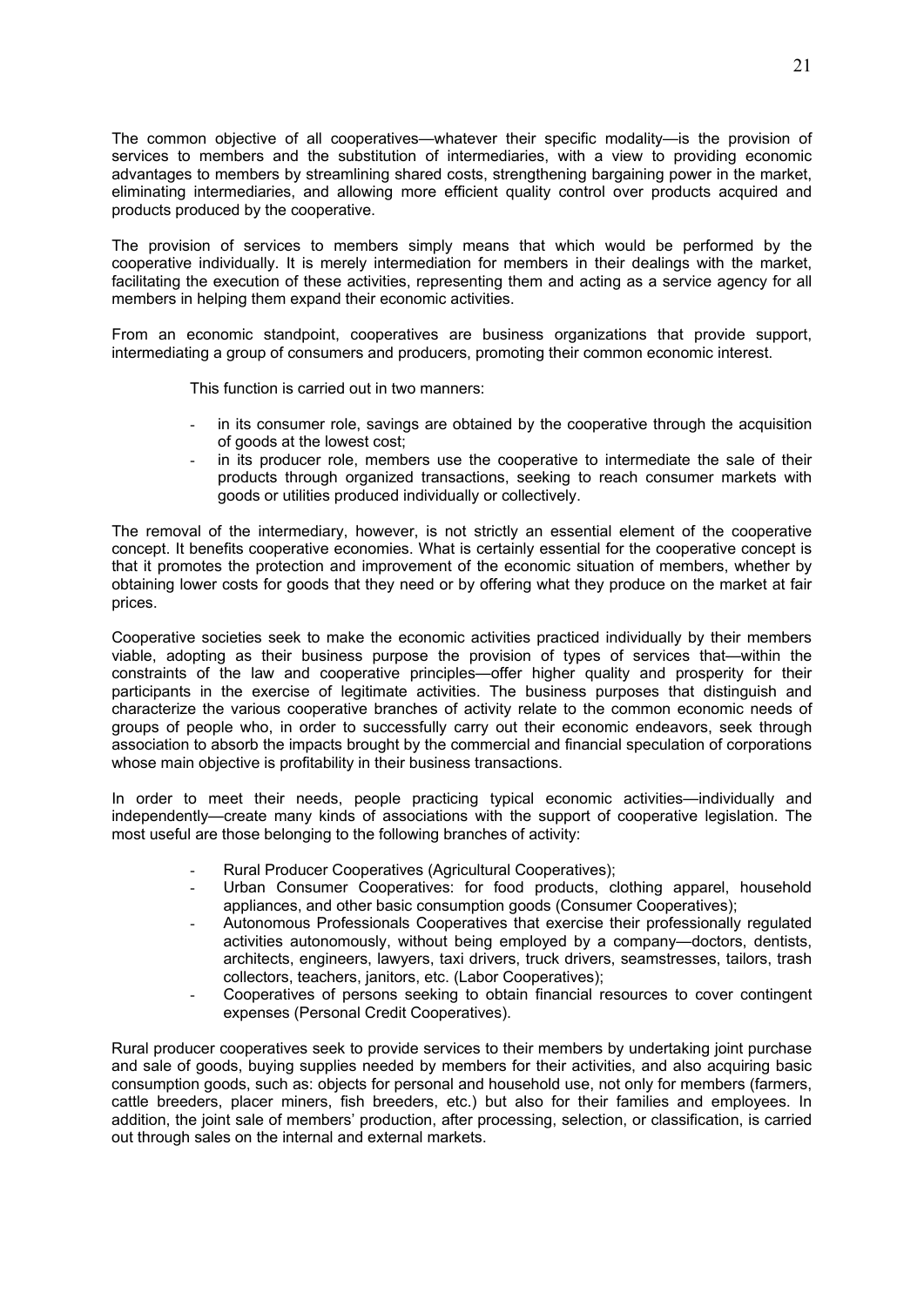The common objective of all cooperatives—whatever their specific modality—is the provision of services to members and the substitution of intermediaries, with a view to providing economic advantages to members by streamlining shared costs, strengthening bargaining power in the market, eliminating intermediaries, and allowing more efficient quality control over products acquired and products produced by the cooperative.

The provision of services to members simply means that which would be performed by the cooperative individually. It is merely intermediation for members in their dealings with the market, facilitating the execution of these activities, representing them and acting as a service agency for all members in helping them expand their economic activities.

From an economic standpoint, cooperatives are business organizations that provide support, intermediating a group of consumers and producers, promoting their common economic interest.

This function is carried out in two manners:

- in its consumer role, savings are obtained by the cooperative through the acquisition of goods at the lowest cost;
- in its producer role, members use the cooperative to intermediate the sale of their products through organized transactions, seeking to reach consumer markets with goods or utilities produced individually or collectively.

The removal of the intermediary, however, is not strictly an essential element of the cooperative concept. It benefits cooperative economies. What is certainly essential for the cooperative concept is that it promotes the protection and improvement of the economic situation of members, whether by obtaining lower costs for goods that they need or by offering what they produce on the market at fair prices.

Cooperative societies seek to make the economic activities practiced individually by their members viable, adopting as their business purpose the provision of types of services that—within the constraints of the law and cooperative principles—offer higher quality and prosperity for their participants in the exercise of legitimate activities. The business purposes that distinguish and characterize the various cooperative branches of activity relate to the common economic needs of groups of people who, in order to successfully carry out their economic endeavors, seek through association to absorb the impacts brought by the commercial and financial speculation of corporations whose main objective is profitability in their business transactions.

In order to meet their needs, people practicing typical economic activities—individually and independently—create many kinds of associations with the support of cooperative legislation. The most useful are those belonging to the following branches of activity:

- Rural Producer Cooperatives (Agricultural Cooperatives);
- Urban Consumer Cooperatives: for food products, clothing apparel, household appliances, and other basic consumption goods (Consumer Cooperatives);
- Autonomous Professionals Cooperatives that exercise their professionally regulated activities autonomously, without being employed by a company—doctors, dentists, architects, engineers, lawyers, taxi drivers, truck drivers, seamstresses, tailors, trash collectors, teachers, janitors, etc. (Labor Cooperatives);
- Cooperatives of persons seeking to obtain financial resources to cover contingent expenses (Personal Credit Cooperatives).

Rural producer cooperatives seek to provide services to their members by undertaking joint purchase and sale of goods, buying supplies needed by members for their activities, and also acquiring basic consumption goods, such as: objects for personal and household use, not only for members (farmers, cattle breeders, placer miners, fish breeders, etc.) but also for their families and employees. In addition, the joint sale of members' production, after processing, selection, or classification, is carried out through sales on the internal and external markets.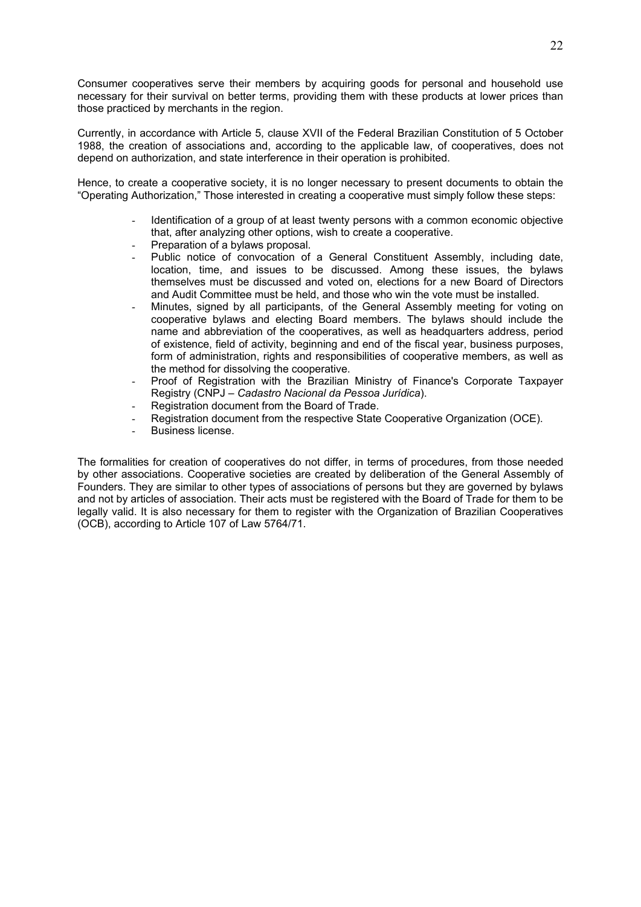Consumer cooperatives serve their members by acquiring goods for personal and household use necessary for their survival on better terms, providing them with these products at lower prices than those practiced by merchants in the region.

Currently, in accordance with Article 5, clause XVII of the Federal Brazilian Constitution of 5 October 1988, the creation of associations and, according to the applicable law, of cooperatives, does not depend on authorization, and state interference in their operation is prohibited.

Hence, to create a cooperative society, it is no longer necessary to present documents to obtain the "Operating Authorization," Those interested in creating a cooperative must simply follow these steps:

- Identification of a group of at least twenty persons with a common economic objective that, after analyzing other options, wish to create a cooperative.
- Preparation of a bylaws proposal.
- Public notice of convocation of a General Constituent Assembly, including date, location, time, and issues to be discussed. Among these issues, the bylaws themselves must be discussed and voted on, elections for a new Board of Directors and Audit Committee must be held, and those who win the vote must be installed.
- Minutes, signed by all participants, of the General Assembly meeting for voting on cooperative bylaws and electing Board members. The bylaws should include the name and abbreviation of the cooperatives, as well as headquarters address, period of existence, field of activity, beginning and end of the fiscal year, business purposes, form of administration, rights and responsibilities of cooperative members, as well as the method for dissolving the cooperative.
- Proof of Registration with the Brazilian Ministry of Finance's Corporate Taxpayer Registry (CNPJ – *Cadastro Nacional da Pessoa Jurídica*).
- Registration document from the Board of Trade.
- Registration document from the respective State Cooperative Organization (OCE).
- Business license.

The formalities for creation of cooperatives do not differ, in terms of procedures, from those needed by other associations. Cooperative societies are created by deliberation of the General Assembly of Founders. They are similar to other types of associations of persons but they are governed by bylaws and not by articles of association. Their acts must be registered with the Board of Trade for them to be legally valid. It is also necessary for them to register with the Organization of Brazilian Cooperatives (OCB), according to Article 107 of Law 5764/71.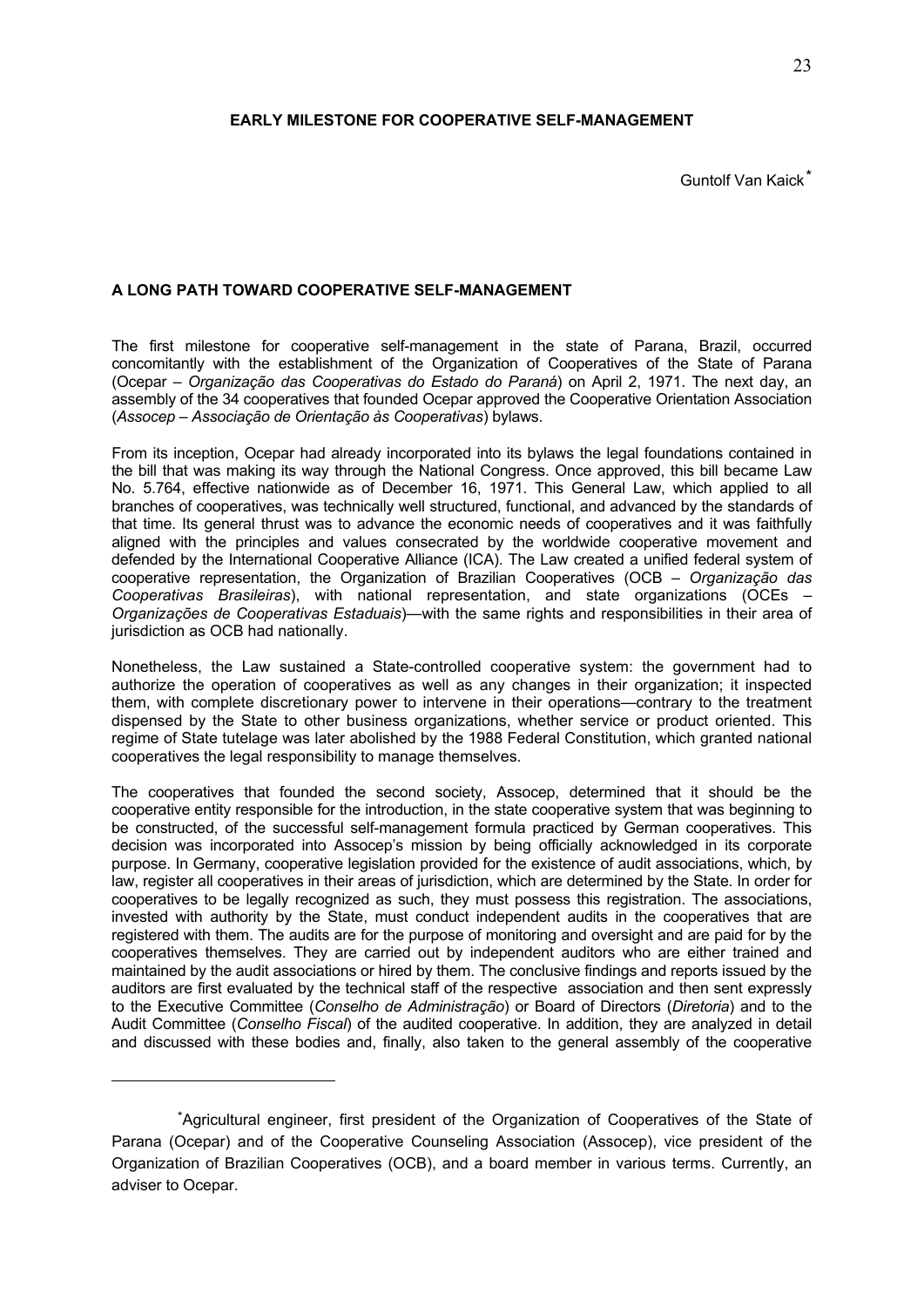# EARLY MILESTONE FOR COOPERATIVE SELF-MANAGEMENT

Guntolf Van Kaick*

## A LONG PATH TOWARD COOPERATIVE SELF-MANAGEMENT

The first milestone for cooperative self-management in the state of Parana, Brazil, occurred concomitantly with the establishment of the Organization of Cooperatives of the State of Parana (Ocepar – *Organização das Cooperativas do Estado do Paraná*) on April 2, 1971. The next day, an assembly of the 34 cooperatives that founded Ocepar approved the Cooperative Orientation Association (*Assocep – Associação de Orientação às Cooperativas*) bylaws.

From its inception, Ocepar had already incorporated into its bylaws the legal foundations contained in the bill that was making its way through the National Congress. Once approved, this bill became Law No. 5.764, effective nationwide as of December 16, 1971. This General Law, which applied to all branches of cooperatives, was technically well structured, functional, and advanced by the standards of that time. Its general thrust was to advance the economic needs of cooperatives and it was faithfully aligned with the principles and values consecrated by the worldwide cooperative movement and defended by the International Cooperative Alliance (ICA). The Law created a unified federal system of cooperative representation, the Organization of Brazilian Cooperatives (OCB – *Organização das Cooperativas Brasileiras*), with national representation, and state organizations (OCEs – *Organizações de Cooperativas Estaduais*)—with the same rights and responsibilities in their area of jurisdiction as OCB had nationally.

Nonetheless, the Law sustained a State-controlled cooperative system: the government had to authorize the operation of cooperatives as well as any changes in their organization; it inspected them, with complete discretionary power to intervene in their operations—contrary to the treatment dispensed by the State to other business organizations, whether service or product oriented. This regime of State tutelage was later abolished by the 1988 Federal Constitution, which granted national cooperatives the legal responsibility to manage themselves.

The cooperatives that founded the second society, Assocep, determined that it should be the cooperative entity responsible for the introduction, in the state cooperative system that was beginning to be constructed, of the successful self-management formula practiced by German cooperatives. This decision was incorporated into Assocep's mission by being officially acknowledged in its corporate purpose. In Germany, cooperative legislation provided for the existence of audit associations, which, by law, register all cooperatives in their areas of jurisdiction, which are determined by the State. In order for cooperatives to be legally recognized as such, they must possess this registration. The associations, invested with authority by the State, must conduct independent audits in the cooperatives that are registered with them. The audits are for the purpose of monitoring and oversight and are paid for by the cooperatives themselves. They are carried out by independent auditors who are either trained and maintained by the audit associations or hired by them. The conclusive findings and reports issued by the auditors are first evaluated by the technical staff of the respective association and then sent expressly to the Executive Committee (*Conselho de Administração*) or Board of Directors (*Diretoria*) and to the Audit Committee (*Conselho Fiscal*) of the audited cooperative. In addition, they are analyzed in detail and discussed with these bodies and, finally, also taken to the general assembly of the cooperative

---

*Agricultural engineer, first president of the Organization of Cooperatives of the State of Parana (Ocepar) and of the Cooperative Counseling Association (Assocep), vice president of the Organization of Brazilian Cooperatives (OCB), and a board member in various terms. Currently, an adviser to Ocepar.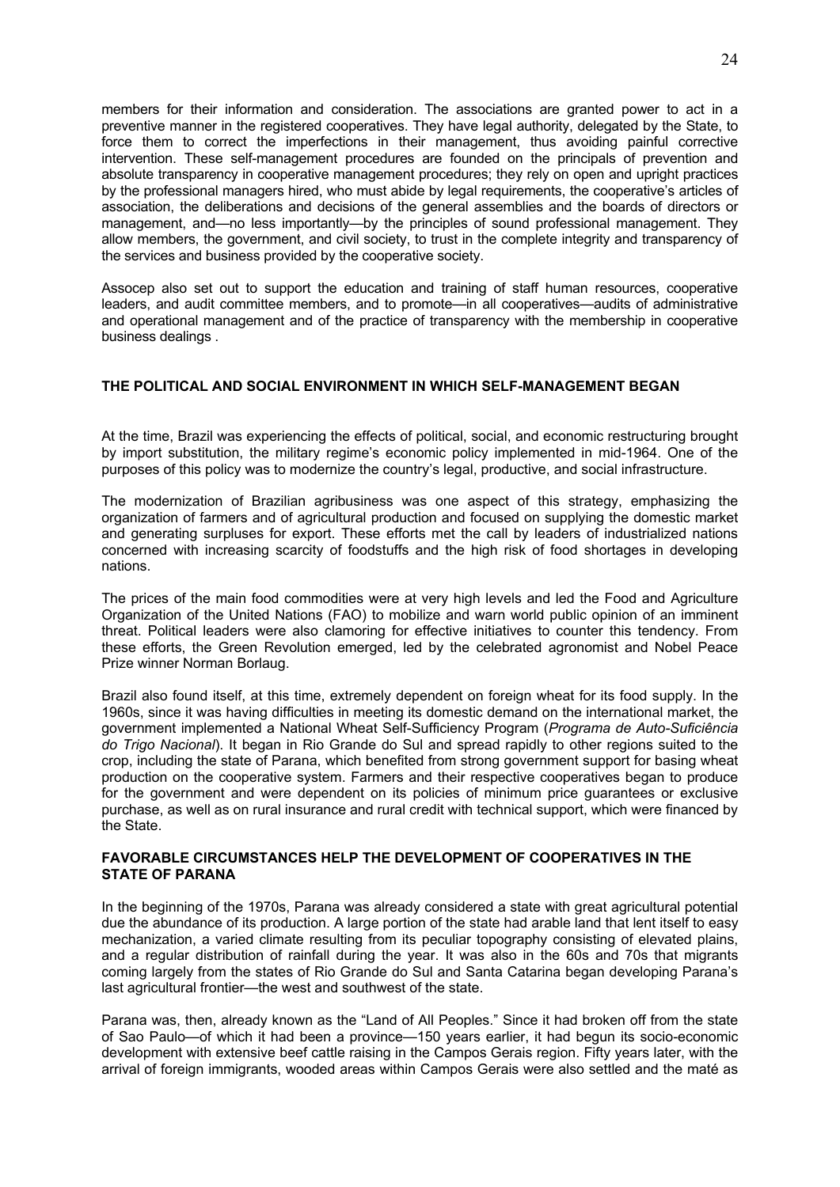members for their information and consideration. The associations are granted power to act in a preventive manner in the registered cooperatives. They have legal authority, delegated by the State, to force them to correct the imperfections in their management, thus avoiding painful corrective intervention. These self-management procedures are founded on the principals of prevention and absolute transparency in cooperative management procedures; they rely on open and upright practices by the professional managers hired, who must abide by legal requirements, the cooperative's articles of association, the deliberations and decisions of the general assemblies and the boards of directors or management, and—no less importantly—by the principles of sound professional management. They allow members, the government, and civil society, to trust in the complete integrity and transparency of the services and business provided by the cooperative society.

Assocep also set out to support the education and training of staff human resources, cooperative leaders, and audit committee members, and to promote—in all cooperatives—audits of administrative and operational management and of the practice of transparency with the membership in cooperative business dealings .

## THE POLITICAL AND SOCIAL ENVIRONMENT IN WHICH SELF-MANAGEMENT BEGAN

At the time, Brazil was experiencing the effects of political, social, and economic restructuring brought by import substitution, the military regime's economic policy implemented in mid-1964. One of the purposes of this policy was to modernize the country's legal, productive, and social infrastructure.

The modernization of Brazilian agribusiness was one aspect of this strategy, emphasizing the organization of farmers and of agricultural production and focused on supplying the domestic market and generating surpluses for export. These efforts met the call by leaders of industrialized nations concerned with increasing scarcity of foodstuffs and the high risk of food shortages in developing nations.

The prices of the main food commodities were at very high levels and led the Food and Agriculture Organization of the United Nations (FAO) to mobilize and warn world public opinion of an imminent threat. Political leaders were also clamoring for effective initiatives to counter this tendency. From these efforts, the Green Revolution emerged, led by the celebrated agronomist and Nobel Peace Prize winner Norman Borlaug.

Brazil also found itself, at this time, extremely dependent on foreign wheat for its food supply. In the 1960s, since it was having difficulties in meeting its domestic demand on the international market, the government implemented a National Wheat Self-Sufficiency Program (*Programa de Auto-Suficiência do Trigo Nacional*). It began in Rio Grande do Sul and spread rapidly to other regions suited to the crop, including the state of Parana, which benefited from strong government support for basing wheat production on the cooperative system. Farmers and their respective cooperatives began to produce for the government and were dependent on its policies of minimum price guarantees or exclusive purchase, as well as on rural insurance and rural credit with technical support, which were financed by the State.

## FAVORABLE CIRCUMSTANCES HELP THE DEVELOPMENT OF COOPERATIVES IN THE STATE OF PARANA

In the beginning of the 1970s, Parana was already considered a state with great agricultural potential due the abundance of its production. A large portion of the state had arable land that lent itself to easy mechanization, a varied climate resulting from its peculiar topography consisting of elevated plains, and a regular distribution of rainfall during the year. It was also in the 60s and 70s that migrants coming largely from the states of Rio Grande do Sul and Santa Catarina began developing Parana's last agricultural frontier—the west and southwest of the state.

Parana was, then, already known as the "Land of All Peoples." Since it had broken off from the state of Sao Paulo—of which it had been a province—150 years earlier, it had begun its socio-economic development with extensive beef cattle raising in the Campos Gerais region. Fifty years later, with the arrival of foreign immigrants, wooded areas within Campos Gerais were also settled and the maté as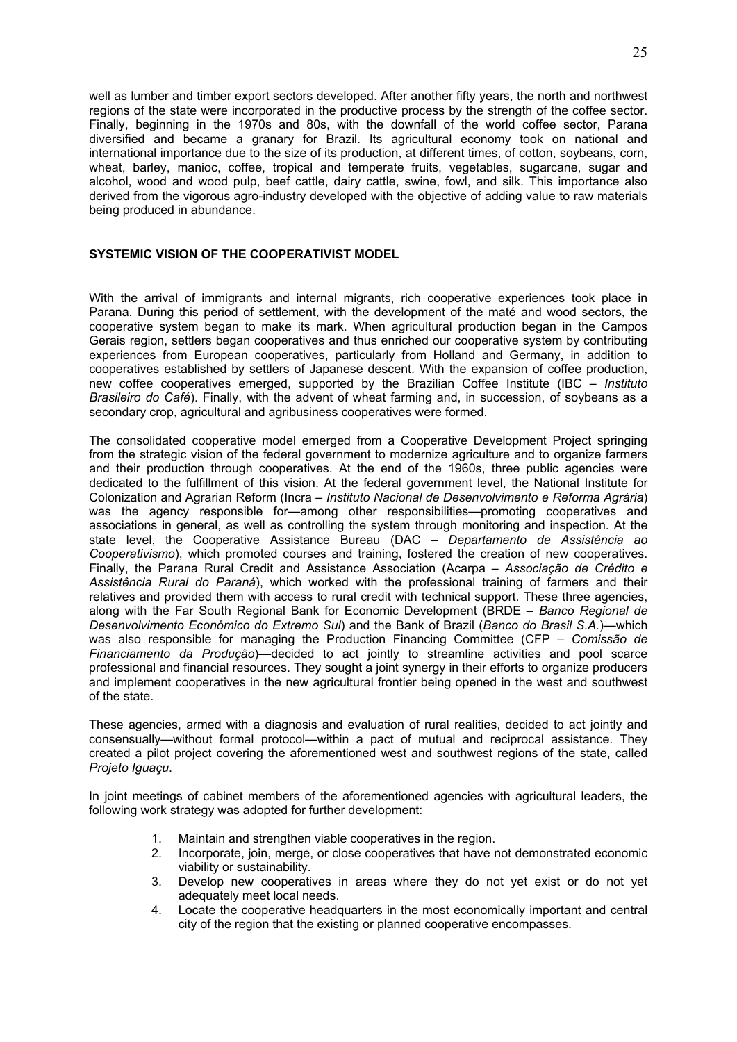well as lumber and timber export sectors developed. After another fifty years, the north and northwest regions of the state were incorporated in the productive process by the strength of the coffee sector. Finally, beginning in the 1970s and 80s, with the downfall of the world coffee sector, Parana diversified and became a granary for Brazil. Its agricultural economy took on national and international importance due to the size of its production, at different times, of cotton, soybeans, corn, wheat, barley, manioc, coffee, tropical and temperate fruits, vegetables, sugarcane, sugar and alcohol, wood and wood pulp, beef cattle, dairy cattle, swine, fowl, and silk. This importance also derived from the vigorous agro-industry developed with the objective of adding value to raw materials being produced in abundance.

## SYSTEMIC VISION OF THE COOPERATIVIST MODEL

With the arrival of immigrants and internal migrants, rich cooperative experiences took place in Parana. During this period of settlement, with the development of the maté and wood sectors, the cooperative system began to make its mark. When agricultural production began in the Campos Gerais region, settlers began cooperatives and thus enriched our cooperative system by contributing experiences from European cooperatives, particularly from Holland and Germany, in addition to cooperatives established by settlers of Japanese descent. With the expansion of coffee production, new coffee cooperatives emerged, supported by the Brazilian Coffee Institute (IBC – *Instituto Brasileiro do Café*). Finally, with the advent of wheat farming and, in succession, of soybeans as a secondary crop, agricultural and agribusiness cooperatives were formed.

The consolidated cooperative model emerged from a Cooperative Development Project springing from the strategic vision of the federal government to modernize agriculture and to organize farmers and their production through cooperatives. At the end of the 1960s, three public agencies were dedicated to the fulfillment of this vision. At the federal government level, the National Institute for Colonization and Agrarian Reform (Incra – *Instituto Nacional de Desenvolvimento e Reforma Agrária*) was the agency responsible for—among other responsibilities—promoting cooperatives and associations in general, as well as controlling the system through monitoring and inspection. At the state level, the Cooperative Assistance Bureau (DAC – *Departamento de Assistência ao Cooperativismo*), which promoted courses and training, fostered the creation of new cooperatives. Finally, the Parana Rural Credit and Assistance Association (Acarpa – *Associação de Crédito e Assistência Rural do Paraná*), which worked with the professional training of farmers and their relatives and provided them with access to rural credit with technical support. These three agencies, along with the Far South Regional Bank for Economic Development (BRDE – *Banco Regional de Desenvolvimento Econômico do Extremo Sul*) and the Bank of Brazil (*Banco do Brasil S.A.*)—which was also responsible for managing the Production Financing Committee (CFP – *Comissão de Financiamento da Produção*)—decided to act jointly to streamline activities and pool scarce professional and financial resources. They sought a joint synergy in their efforts to organize producers and implement cooperatives in the new agricultural frontier being opened in the west and southwest of the state.

These agencies, armed with a diagnosis and evaluation of rural realities, decided to act jointly and consensually—without formal protocol—within a pact of mutual and reciprocal assistance. They created a pilot project covering the aforementioned west and southwest regions of the state, called *Projeto Iguaçu*.

In joint meetings of cabinet members of the aforementioned agencies with agricultural leaders, the following work strategy was adopted for further development:

1. Maintain and strengthen viable cooperatives in the region.
2. Incorporate, join, merge, or close cooperatives that have not demonstrated economic viability or sustainability.
3. Develop new cooperatives in areas where they do not yet exist or do not yet adequately meet local needs.
4. Locate the cooperative headquarters in the most economically important and central city of the region that the existing or planned cooperative encompasses.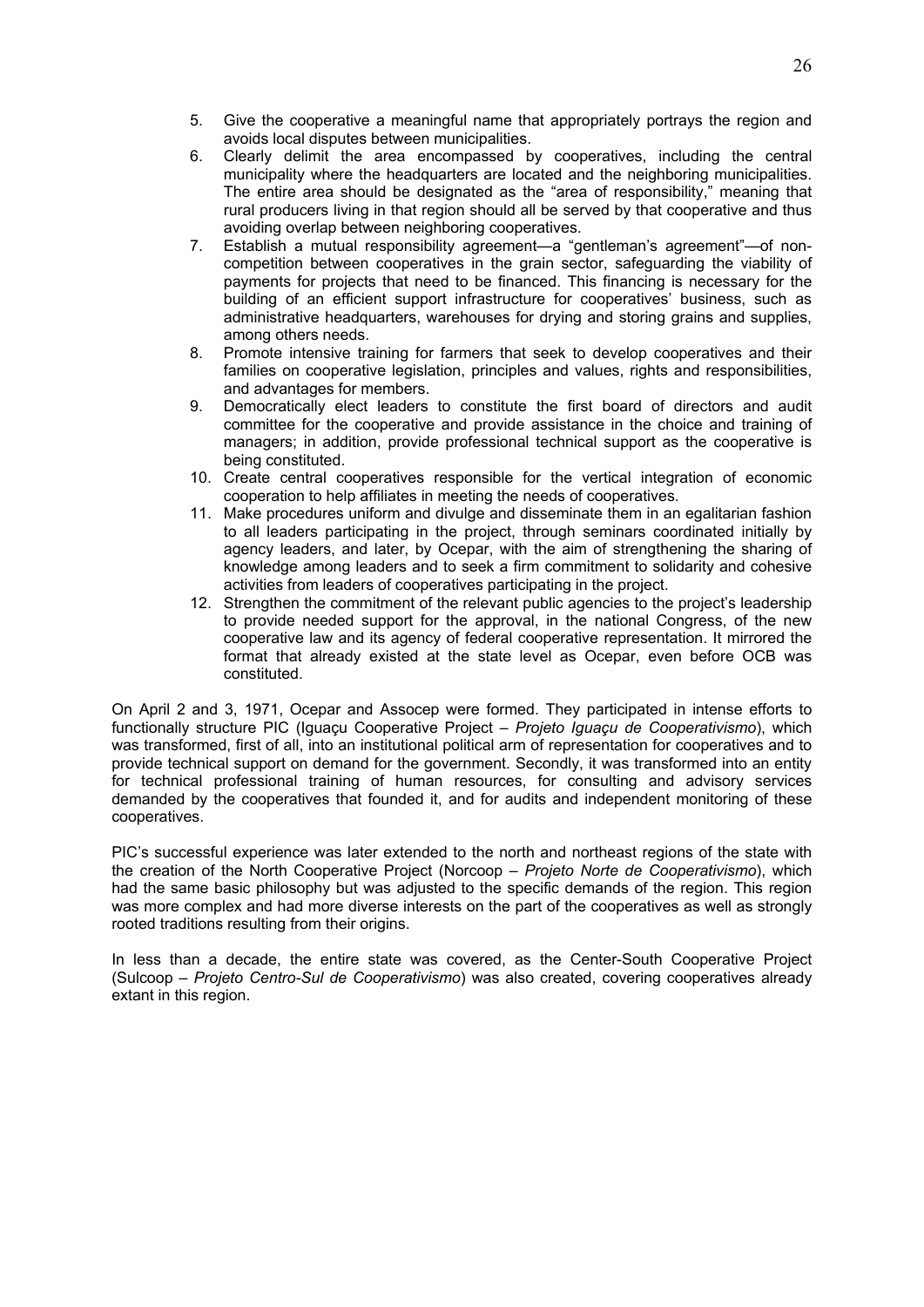5. Give the cooperative a meaningful name that appropriately portrays the region and avoids local disputes between municipalities.
6. Clearly delimit the area encompassed by cooperatives, including the central municipality where the headquarters are located and the neighboring municipalities. The entire area should be designated as the "area of responsibility," meaning that rural producers living in that region should all be served by that cooperative and thus avoiding overlap between neighboring cooperatives.
7. Establish a mutual responsibility agreement—a "gentleman's agreement"—of non-competition between cooperatives in the grain sector, safeguarding the viability of payments for projects that need to be financed. This financing is necessary for the building of an efficient support infrastructure for cooperatives' business, such as administrative headquarters, warehouses for drying and storing grains and supplies, among others needs.
8. Promote intensive training for farmers that seek to develop cooperatives and their families on cooperative legislation, principles and values, rights and responsibilities, and advantages for members.
9. Democratically elect leaders to constitute the first board of directors and audit committee for the cooperative and provide assistance in the choice and training of managers; in addition, provide professional technical support as the cooperative is being constituted.
10. Create central cooperatives responsible for the vertical integration of economic cooperation to help affiliates in meeting the needs of cooperatives.
11. Make procedures uniform and divulge and disseminate them in an egalitarian fashion to all leaders participating in the project, through seminars coordinated initially by agency leaders, and later, by Ocepar, with the aim of strengthening the sharing of knowledge among leaders and to seek a firm commitment to solidarity and cohesive activities from leaders of cooperatives participating in the project.
12. Strengthen the commitment of the relevant public agencies to the project's leadership to provide needed support for the approval, in the national Congress, of the new cooperative law and its agency of federal cooperative representation. It mirrored the format that already existed at the state level as Ocepar, even before OCB was constituted.

On April 2 and 3, 1971, Ocepar and Assocep were formed. They participated in intense efforts to functionally structure PIC (Iguaçu Cooperative Project – *Projeto Iguaçu de Cooperativismo*), which was transformed, first of all, into an institutional political arm of representation for cooperatives and to provide technical support on demand for the government. Secondly, it was transformed into an entity for technical professional training of human resources, for consulting and advisory services demanded by the cooperatives that founded it, and for audits and independent monitoring of these cooperatives.

PIC's successful experience was later extended to the north and northeast regions of the state with the creation of the North Cooperative Project (Norcoop – *Projeto Norte de Cooperativismo*), which had the same basic philosophy but was adjusted to the specific demands of the region. This region was more complex and had more diverse interests on the part of the cooperatives as well as strongly rooted traditions resulting from their origins.

In less than a decade, the entire state was covered, as the Center-South Cooperative Project (Sulcoop – *Projeto Centro-Sul de Cooperativismo*) was also created, covering cooperatives already extant in this region.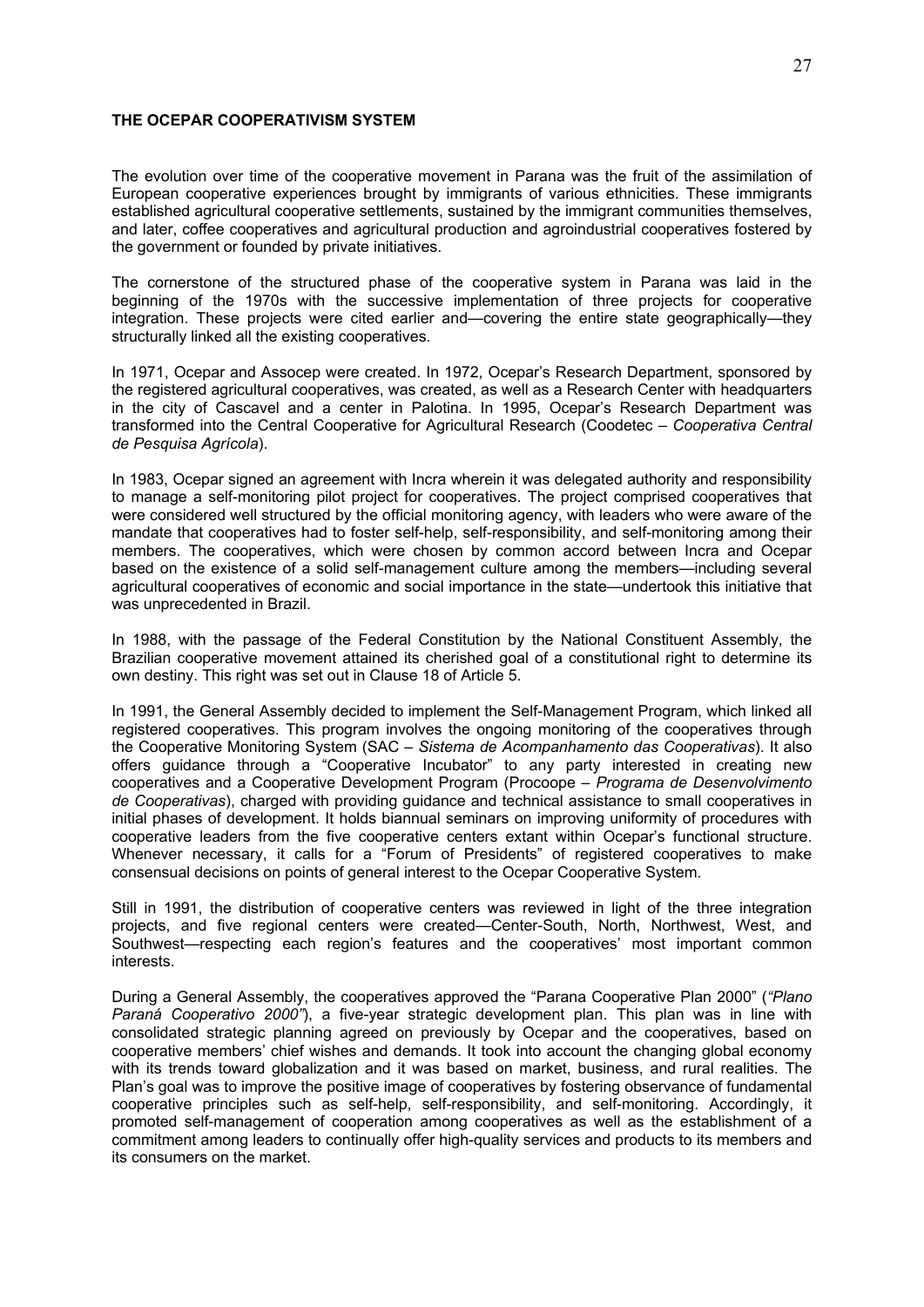**THE OCEPAR COOPERATIVISM SYSTEM**

The evolution over time of the cooperative movement in Parana was the fruit of the assimilation of European cooperative experiences brought by immigrants of various ethnicities. These immigrants established agricultural cooperative settlements, sustained by the immigrant communities themselves, and later, coffee cooperatives and agricultural production and agroindustrial cooperatives fostered by the government or founded by private initiatives.

The cornerstone of the structured phase of the cooperative system in Parana was laid in the beginning of the 1970s with the successive implementation of three projects for cooperative integration. These projects were cited earlier and—covering the entire state geographically—they structurally linked all the existing cooperatives.

In 1971, Ocepar and Assocep were created. In 1972, Ocepar's Research Department, sponsored by the registered agricultural cooperatives, was created, as well as a Research Center with headquarters in the city of Cascavel and a center in Palotina. In 1995, Ocepar's Research Department was transformed into the Central Cooperative for Agricultural Research (Coodetec – *Cooperativa Central de Pesquisa Agrícola*).

In 1983, Ocepar signed an agreement with Incra wherein it was delegated authority and responsibility to manage a self-monitoring pilot project for cooperatives. The project comprised cooperatives that were considered well structured by the official monitoring agency, with leaders who were aware of the mandate that cooperatives had to foster self-help, self-responsibility, and self-monitoring among their members. The cooperatives, which were chosen by common accord between Incra and Ocepar based on the existence of a solid self-management culture among the members—including several agricultural cooperatives of economic and social importance in the state—undertook this initiative that was unprecedented in Brazil.

In 1988, with the passage of the Federal Constitution by the National Constituent Assembly, the Brazilian cooperative movement attained its cherished goal of a constitutional right to determine its own destiny. This right was set out in Clause 18 of Article 5.

In 1991, the General Assembly decided to implement the Self-Management Program, which linked all registered cooperatives. This program involves the ongoing monitoring of the cooperatives through the Cooperative Monitoring System (SAC – *Sistema de Acompanhamento das Cooperativas*). It also offers guidance through a "Cooperative Incubator" to any party interested in creating new cooperatives and a Cooperative Development Program (Procoope – *Programa de Desenvolvimento de Cooperativas*), charged with providing guidance and technical assistance to small cooperatives in initial phases of development. It holds biannual seminars on improving uniformity of procedures with cooperative leaders from the five cooperative centers extant within Ocepar's functional structure. Whenever necessary, it calls for a "Forum of Presidents" of registered cooperatives to make consensual decisions on points of general interest to the Ocepar Cooperative System.

Still in 1991, the distribution of cooperative centers was reviewed in light of the three integration projects, and five regional centers were created—Center-South, North, Northwest, West, and Southwest—respecting each region's features and the cooperatives' most important common interests.

During a General Assembly, the cooperatives approved the "Parana Cooperative Plan 2000" (*"Plano Paraná Cooperativo 2000"*), a five-year strategic development plan. This plan was in line with consolidated strategic planning agreed on previously by Ocepar and the cooperatives, based on cooperative members' chief wishes and demands. It took into account the changing global economy with its trends toward globalization and it was based on market, business, and rural realities. The Plan's goal was to improve the positive image of cooperatives by fostering observance of fundamental cooperative principles such as self-help, self-responsibility, and self-monitoring. Accordingly, it promoted self-management of cooperation among cooperatives as well as the establishment of a commitment among leaders to continually offer high-quality services and products to its members and its consumers on the market.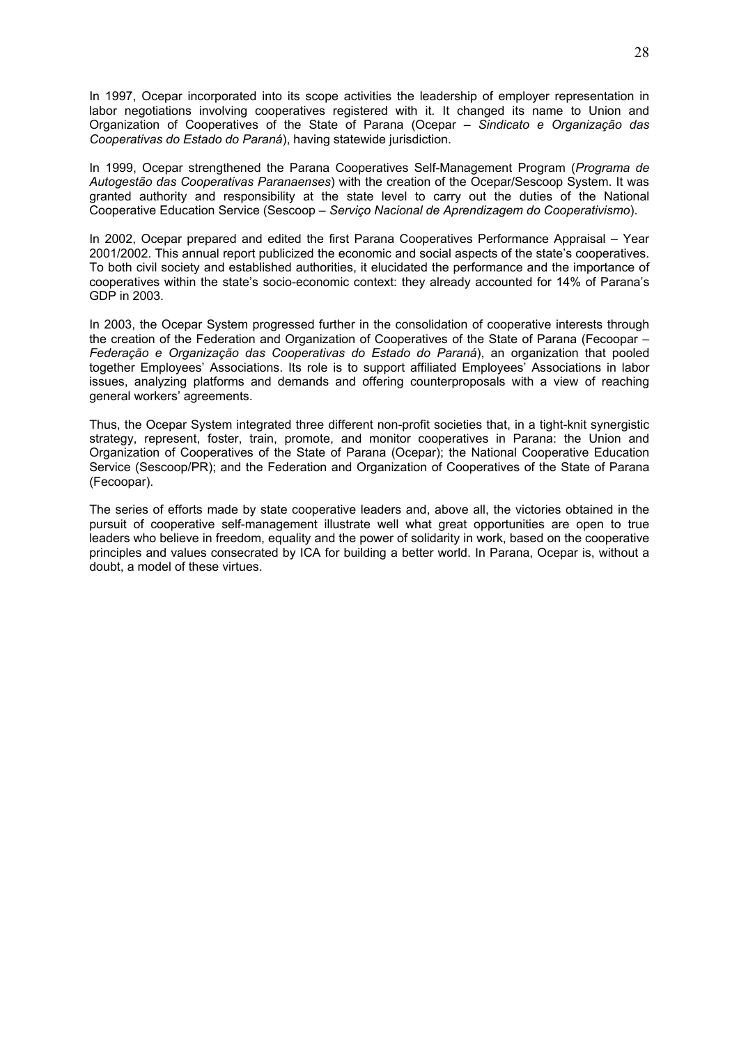In 1997, Ocepar incorporated into its scope activities the leadership of employer representation in labor negotiations involving cooperatives registered with it. It changed its name to Union and Organization of Cooperatives of the State of Parana (Ocepar – *Sindicato e Organização das Cooperativas do Estado do Paraná*), having statewide jurisdiction.

In 1999, Ocepar strengthened the Parana Cooperatives Self-Management Program (*Programa de Autogestão das Cooperativas Paranaenses*) with the creation of the Ocepar/Sescoop System. It was granted authority and responsibility at the state level to carry out the duties of the National Cooperative Education Service (Sescoop – *Serviço Nacional de Aprendizagem do Cooperativismo*).

In 2002, Ocepar prepared and edited the first Parana Cooperatives Performance Appraisal – Year 2001/2002. This annual report publicized the economic and social aspects of the state's cooperatives. To both civil society and established authorities, it elucidated the performance and the importance of cooperatives within the state's socio-economic context: they already accounted for 14% of Parana's GDP in 2003.

In 2003, the Ocepar System progressed further in the consolidation of cooperative interests through the creation of the Federation and Organization of Cooperatives of the State of Parana (Fecoopar – *Federação e Organização das Cooperativas do Estado do Paraná*), an organization that pooled together Employees' Associations. Its role is to support affiliated Employees' Associations in labor issues, analyzing platforms and demands and offering counterproposals with a view of reaching general workers' agreements.

Thus, the Ocepar System integrated three different non-profit societies that, in a tight-knit synergistic strategy, represent, foster, train, promote, and monitor cooperatives in Parana: the Union and Organization of Cooperatives of the State of Parana (Ocepar); the National Cooperative Education Service (Sescoop/PR); and the Federation and Organization of Cooperatives of the State of Parana (Fecoopar).

The series of efforts made by state cooperative leaders and, above all, the victories obtained in the pursuit of cooperative self-management illustrate well what great opportunities are open to true leaders who believe in freedom, equality and the power of solidarity in work, based on the cooperative principles and values consecrated by ICA for building a better world. In Parana, Ocepar is, without a doubt, a model of these virtues.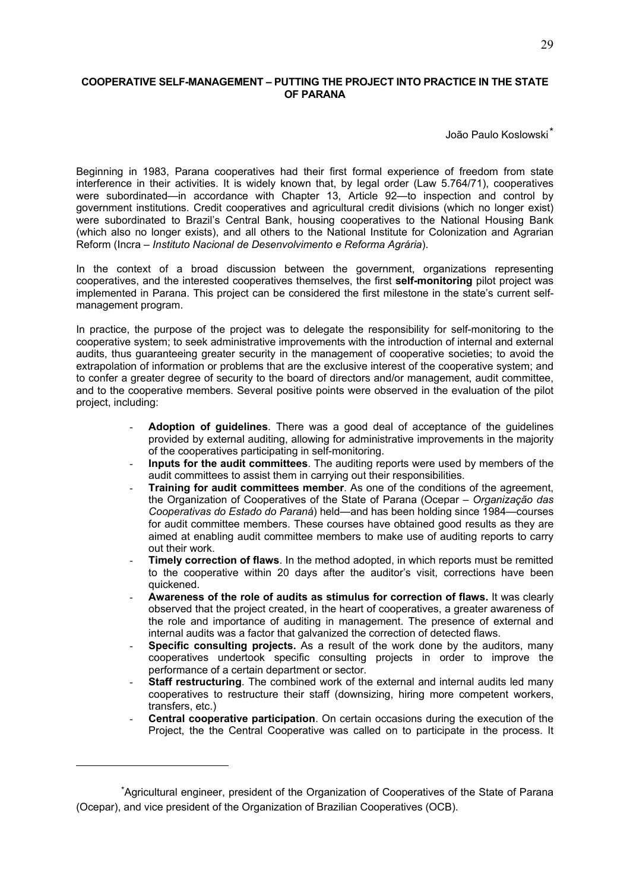# COOPERATIVE SELF-MANAGEMENT – PUTTING THE PROJECT INTO PRACTICE IN THE STATE OF PARANA

João Paulo Koslowski[*]

Beginning in 1983, Parana cooperatives had their first formal experience of freedom from state interference in their activities. It is widely known that, by legal order (Law 5.764/71), cooperatives were subordinated—in accordance with Chapter 13, Article 92—to inspection and control by government institutions. Credit cooperatives and agricultural credit divisions (which no longer exist) were subordinated to Brazil's Central Bank, housing cooperatives to the National Housing Bank (which also no longer exists), and all others to the National Institute for Colonization and Agrarian Reform (Incra – *Instituto Nacional de Desenvolvimento e Reforma Agrária*).

In the context of a broad discussion between the government, organizations representing cooperatives, and the interested cooperatives themselves, the first **self-monitoring** pilot project was implemented in Parana. This project can be considered the first milestone in the state's current self-management program.

In practice, the purpose of the project was to delegate the responsibility for self-monitoring to the cooperative system; to seek administrative improvements with the introduction of internal and external audits, thus guaranteeing greater security in the management of cooperative societies; to avoid the extrapolation of information or problems that are the exclusive interest of the cooperative system; and to confer a greater degree of security to the board of directors and/or management, audit committee, and to the cooperative members. Several positive points were observed in the evaluation of the pilot project, including:

- **Adoption of guidelines**. There was a good deal of acceptance of the guidelines provided by external auditing, allowing for administrative improvements in the majority of the cooperatives participating in self-monitoring.
- **Inputs for the audit committees**. The auditing reports were used by members of the audit committees to assist them in carrying out their responsibilities.
- **Training for audit committees member**. As one of the conditions of the agreement, the Organization of Cooperatives of the State of Parana (Ocepar – *Organização das Cooperativas do Estado do Paraná*) held—and has been holding since 1984—courses for audit committee members. These courses have obtained good results as they are aimed at enabling audit committee members to make use of auditing reports to carry out their work.
- **Timely correction of flaws**. In the method adopted, in which reports must be remitted to the cooperative within 20 days after the auditor's visit, corrections have been quickened.
- **Awareness of the role of audits as stimulus for correction of flaws.** It was clearly observed that the project created, in the heart of cooperatives, a greater awareness of the role and importance of auditing in management. The presence of external and internal audits was a factor that galvanized the correction of detected flaws.
- **Specific consulting projects.** As a result of the work done by the auditors, many cooperatives undertook specific consulting projects in order to improve the performance of a certain department or sector.
- **Staff restructuring**. The combined work of the external and internal audits led many cooperatives to restructure their staff (downsizing, hiring more competent workers, transfers, etc.)
- **Central cooperative participation**. On certain occasions during the execution of the Project, the the Central Cooperative was called on to participate in the process. It

[*] Agricultural engineer, president of the Organization of Cooperatives of the State of Parana (Ocepar), and vice president of the Organization of Brazilian Cooperatives (OCB).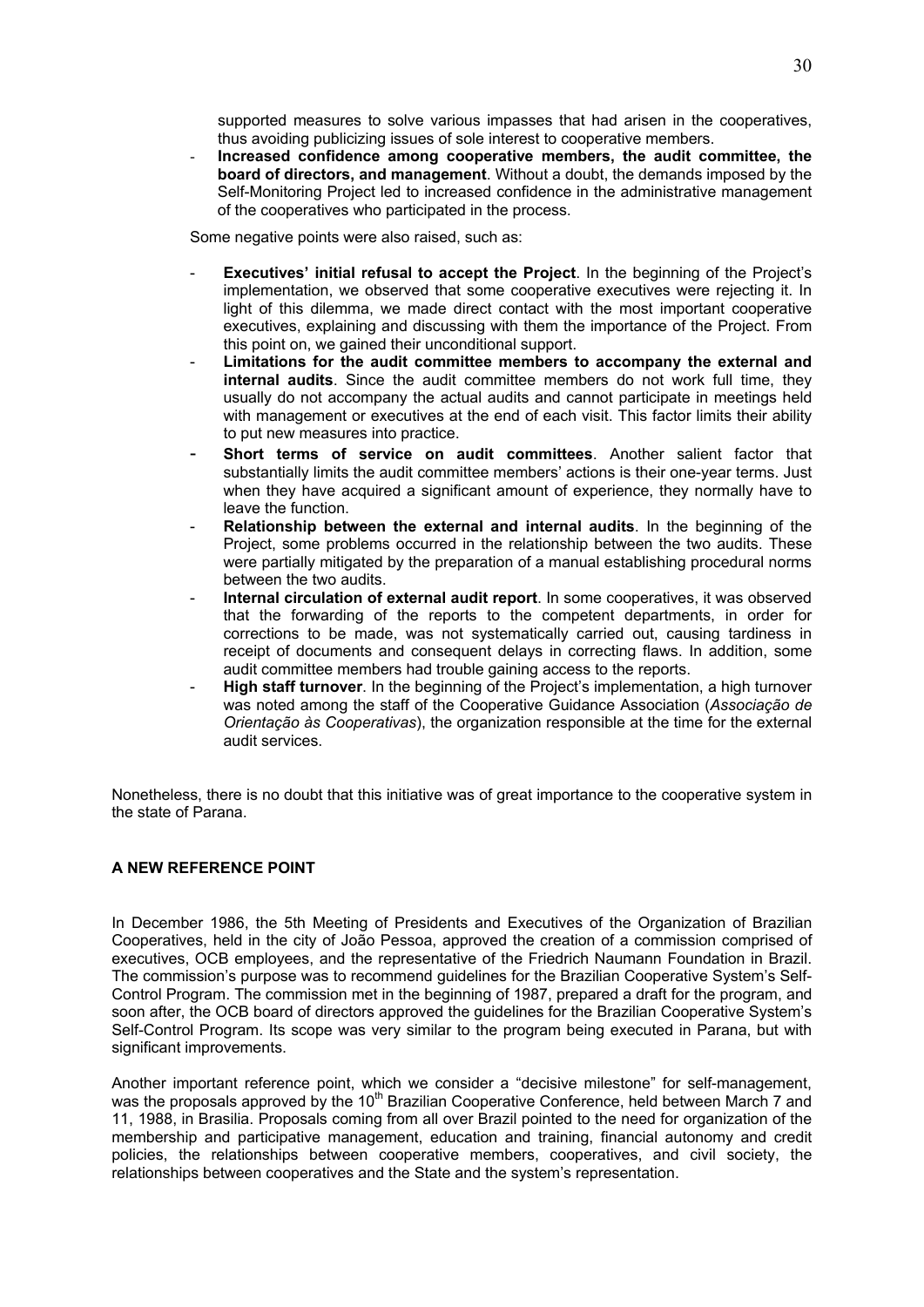supported measures to solve various impasses that had arisen in the cooperatives, thus avoiding publicizing issues of sole interest to cooperative members.

- **Increased confidence among cooperative members, the audit committee, the board of directors, and management**. Without a doubt, the demands imposed by the Self-Monitoring Project led to increased confidence in the administrative management of the cooperatives who participated in the process.

Some negative points were also raised, such as:

- **Executives' initial refusal to accept the Project**. In the beginning of the Project's implementation, we observed that some cooperative executives were rejecting it. In light of this dilemma, we made direct contact with the most important cooperative executives, explaining and discussing with them the importance of the Project. From this point on, we gained their unconditional support.
- **Limitations for the audit committee members to accompany the external and internal audits**. Since the audit committee members do not work full time, they usually do not accompany the actual audits and cannot participate in meetings held with management or executives at the end of each visit. This factor limits their ability to put new measures into practice.
- **Short terms of service on audit committees**. Another salient factor that substantially limits the audit committee members' actions is their one-year terms. Just when they have acquired a significant amount of experience, they normally have to leave the function.
- **Relationship between the external and internal audits**. In the beginning of the Project, some problems occurred in the relationship between the two audits. These were partially mitigated by the preparation of a manual establishing procedural norms between the two audits.
- **Internal circulation of external audit report**. In some cooperatives, it was observed that the forwarding of the reports to the competent departments, in order for corrections to be made, was not systematically carried out, causing tardiness in receipt of documents and consequent delays in correcting flaws. In addition, some audit committee members had trouble gaining access to the reports.
- **High staff turnover**. In the beginning of the Project's implementation, a high turnover was noted among the staff of the Cooperative Guidance Association (*Associação de Orientação às Cooperativas*), the organization responsible at the time for the external audit services.

Nonetheless, there is no doubt that this initiative was of great importance to the cooperative system in the state of Parana.

## A NEW REFERENCE POINT

In December 1986, the 5th Meeting of Presidents and Executives of the Organization of Brazilian Cooperatives, held in the city of João Pessoa, approved the creation of a commission comprised of executives, OCB employees, and the representative of the Friedrich Naumann Foundation in Brazil. The commission's purpose was to recommend guidelines for the Brazilian Cooperative System's Self-Control Program. The commission met in the beginning of 1987, prepared a draft for the program, and soon after, the OCB board of directors approved the guidelines for the Brazilian Cooperative System's Self-Control Program. Its scope was very similar to the program being executed in Parana, but with significant improvements.

Another important reference point, which we consider a "decisive milestone" for self-management, was the proposals approved by the 10th Brazilian Cooperative Conference, held between March 7 and 11, 1988, in Brasilia. Proposals coming from all over Brazil pointed to the need for organization of the membership and participative management, education and training, financial autonomy and credit policies, the relationships between cooperative members, cooperatives, and civil society, the relationships between cooperatives and the State and the system's representation.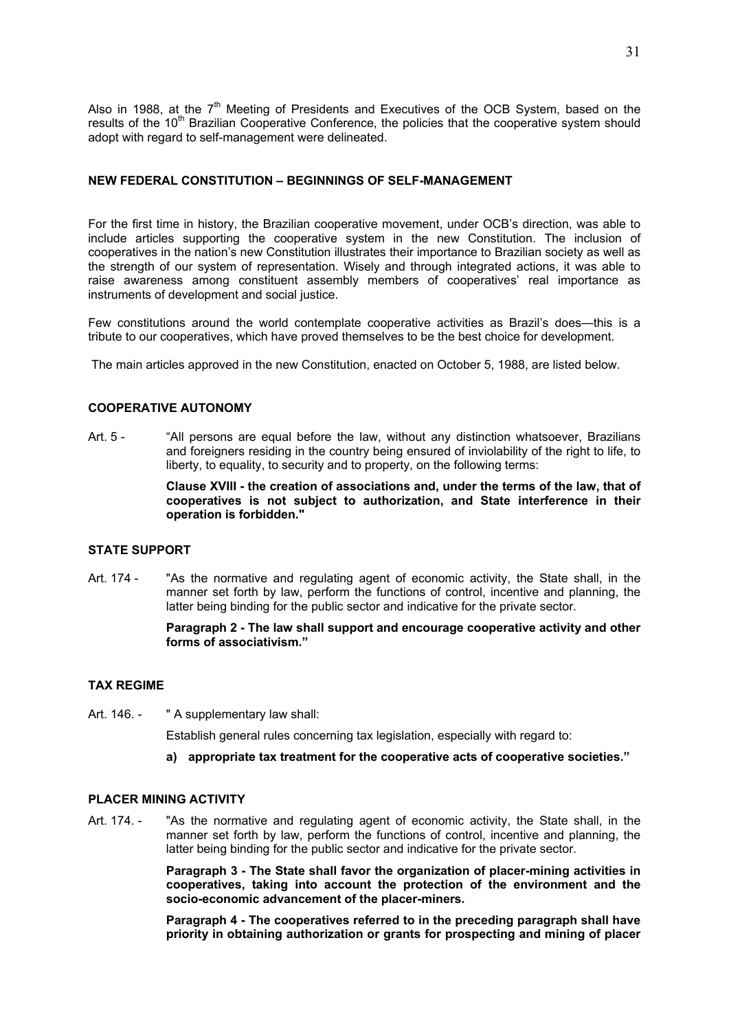Also in 1988, at the 7th Meeting of Presidents and Executives of the OCB System, based on the results of the 10th Brazilian Cooperative Conference, the policies that the cooperative system should adopt with regard to self-management were delineated.

## NEW FEDERAL CONSTITUTION – BEGINNINGS OF SELF-MANAGEMENT

For the first time in history, the Brazilian cooperative movement, under OCB's direction, was able to include articles supporting the cooperative system in the new Constitution. The inclusion of cooperatives in the nation's new Constitution illustrates their importance to Brazilian society as well as the strength of our system of representation. Wisely and through integrated actions, it was able to raise awareness among constituent assembly members of cooperatives' real importance as instruments of development and social justice.

Few constitutions around the world contemplate cooperative activities as Brazil's does—this is a tribute to our cooperatives, which have proved themselves to be the best choice for development.

The main articles approved in the new Constitution, enacted on October 5, 1988, are listed below.

### COOPERATIVE AUTONOMY

Art. 5 - "All persons are equal before the law, without any distinction whatsoever, Brazilians and foreigners residing in the country being ensured of inviolability of the right to life, to liberty, to equality, to security and to property, on the following terms:

**Clause XVIII - the creation of associations and, under the terms of the law, that of cooperatives is not subject to authorization, and State interference in their operation is forbidden."**

### STATE SUPPORT

Art. 174 - "As the normative and regulating agent of economic activity, the State shall, in the manner set forth by law, perform the functions of control, incentive and planning, the latter being binding for the public sector and indicative for the private sector.

**Paragraph 2 - The law shall support and encourage cooperative activity and other forms of associativism."**

### TAX REGIME

Art. 146. - " A supplementary law shall:

Establish general rules concerning tax legislation, especially with regard to:

**a) appropriate tax treatment for the cooperative acts of cooperative societies."**

### PLACER MINING ACTIVITY

Art. 174. - "As the normative and regulating agent of economic activity, the State shall, in the manner set forth by law, perform the functions of control, incentive and planning, the latter being binding for the public sector and indicative for the private sector.

**Paragraph 3 - The State shall favor the organization of placer-mining activities in cooperatives, taking into account the protection of the environment and the socio-economic advancement of the placer-miners.**

**Paragraph 4 - The cooperatives referred to in the preceding paragraph shall have priority in obtaining authorization or grants for prospecting and mining of placer**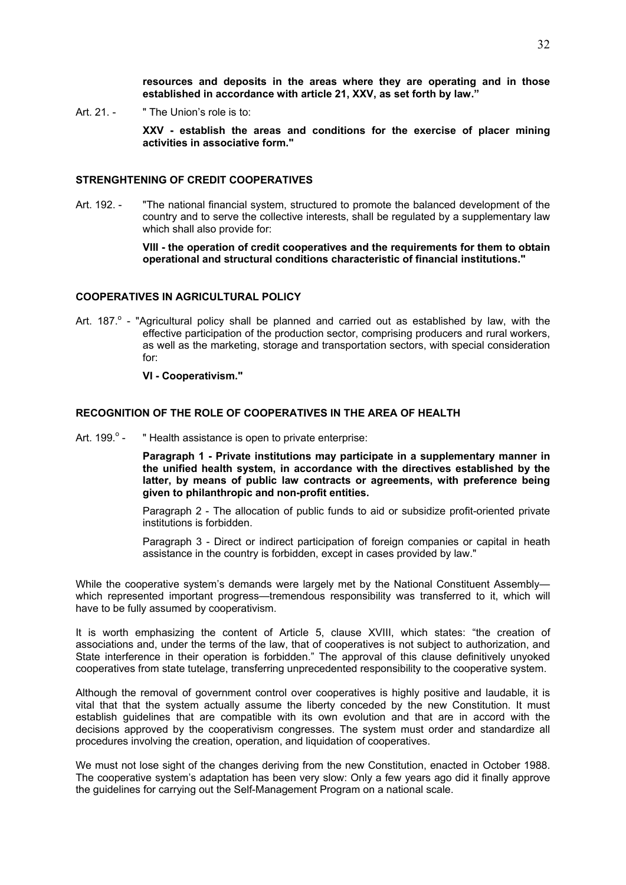**resources and deposits in the areas where they are operating and in those established in accordance with article 21, XXV, as set forth by law."**

Art. 21. - " The Union's role is to:

**XXV - establish the areas and conditions for the exercise of placer mining activities in associative form."**

## STRENGHTENING OF CREDIT COOPERATIVES

Art. 192. - "The national financial system, structured to promote the balanced development of the country and to serve the collective interests, shall be regulated by a supplementary law which shall also provide for:

**VIII - the operation of credit cooperatives and the requirements for them to obtain operational and structural conditions characteristic of financial institutions."**

## COOPERATIVES IN AGRICULTURAL POLICY

Art. 187.º - "Agricultural policy shall be planned and carried out as established by law, with the effective participation of the production sector, comprising producers and rural workers, as well as the marketing, storage and transportation sectors, with special consideration for:

**VI - Cooperativism."**

## RECOGNITION OF THE ROLE OF COOPERATIVES IN THE AREA OF HEALTH

Art. 199.º - " Health assistance is open to private enterprise:

**Paragraph 1 - Private institutions may participate in a supplementary manner in the unified health system, in accordance with the directives established by the latter, by means of public law contracts or agreements, with preference being given to philanthropic and non-profit entities.**

Paragraph 2 - The allocation of public funds to aid or subsidize profit-oriented private institutions is forbidden.

Paragraph 3 - Direct or indirect participation of foreign companies or capital in heath assistance in the country is forbidden, except in cases provided by law."

While the cooperative system's demands were largely met by the National Constituent Assembly—which represented important progress—tremendous responsibility was transferred to it, which will have to be fully assumed by cooperativism.

It is worth emphasizing the content of Article 5, clause XVIII, which states: "the creation of associations and, under the terms of the law, that of cooperatives is not subject to authorization, and State interference in their operation is forbidden." The approval of this clause definitively unyoked cooperatives from state tutelage, transferring unprecedented responsibility to the cooperative system.

Although the removal of government control over cooperatives is highly positive and laudable, it is vital that that the system actually assume the liberty conceded by the new Constitution. It must establish guidelines that are compatible with its own evolution and that are in accord with the decisions approved by the cooperativism congresses. The system must order and standardize all procedures involving the creation, operation, and liquidation of cooperatives.

We must not lose sight of the changes deriving from the new Constitution, enacted in October 1988. The cooperative system's adaptation has been very slow: Only a few years ago did it finally approve the guidelines for carrying out the Self-Management Program on a national scale.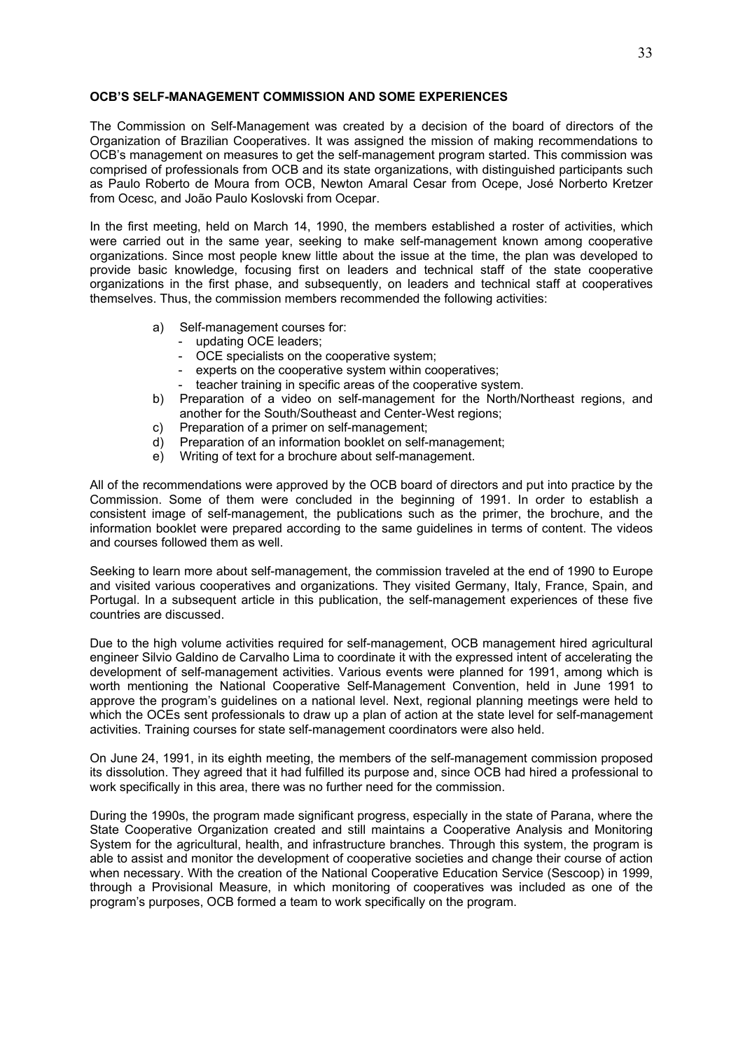## OCB'S SELF-MANAGEMENT COMMISSION AND SOME EXPERIENCES

The Commission on Self-Management was created by a decision of the board of directors of the Organization of Brazilian Cooperatives. It was assigned the mission of making recommendations to OCB's management on measures to get the self-management program started. This commission was comprised of professionals from OCB and its state organizations, with distinguished participants such as Paulo Roberto de Moura from OCB, Newton Amaral Cesar from Ocepe, José Norberto Kretzer from Ocesc, and João Paulo Koslovski from Ocepar.

In the first meeting, held on March 14, 1990, the members established a roster of activities, which were carried out in the same year, seeking to make self-management known among cooperative organizations. Since most people knew little about the issue at the time, the plan was developed to provide basic knowledge, focusing first on leaders and technical staff of the state cooperative organizations in the first phase, and subsequently, on leaders and technical staff at cooperatives themselves. Thus, the commission members recommended the following activities:

a) Self-management courses for:
   - updating OCE leaders;
   - OCE specialists on the cooperative system;
   - experts on the cooperative system within cooperatives;
   - teacher training in specific areas of the cooperative system.
b) Preparation of a video on self-management for the North/Northeast regions, and another for the South/Southeast and Center-West regions;
c) Preparation of a primer on self-management;
d) Preparation of an information booklet on self-management;
e) Writing of text for a brochure about self-management.

All of the recommendations were approved by the OCB board of directors and put into practice by the Commission. Some of them were concluded in the beginning of 1991. In order to establish a consistent image of self-management, the publications such as the primer, the brochure, and the information booklet were prepared according to the same guidelines in terms of content. The videos and courses followed them as well.

Seeking to learn more about self-management, the commission traveled at the end of 1990 to Europe and visited various cooperatives and organizations. They visited Germany, Italy, France, Spain, and Portugal. In a subsequent article in this publication, the self-management experiences of these five countries are discussed.

Due to the high volume activities required for self-management, OCB management hired agricultural engineer Silvio Galdino de Carvalho Lima to coordinate it with the expressed intent of accelerating the development of self-management activities. Various events were planned for 1991, among which is worth mentioning the National Cooperative Self-Management Convention, held in June 1991 to approve the program's guidelines on a national level. Next, regional planning meetings were held to which the OCEs sent professionals to draw up a plan of action at the state level for self-management activities. Training courses for state self-management coordinators were also held.

On June 24, 1991, in its eighth meeting, the members of the self-management commission proposed its dissolution. They agreed that it had fulfilled its purpose and, since OCB had hired a professional to work specifically in this area, there was no further need for the commission.

During the 1990s, the program made significant progress, especially in the state of Parana, where the State Cooperative Organization created and still maintains a Cooperative Analysis and Monitoring System for the agricultural, health, and infrastructure branches. Through this system, the program is able to assist and monitor the development of cooperative societies and change their course of action when necessary. With the creation of the National Cooperative Education Service (Sescoop) in 1999, through a Provisional Measure, in which monitoring of cooperatives was included as one of the program's purposes, OCB formed a team to work specifically on the program.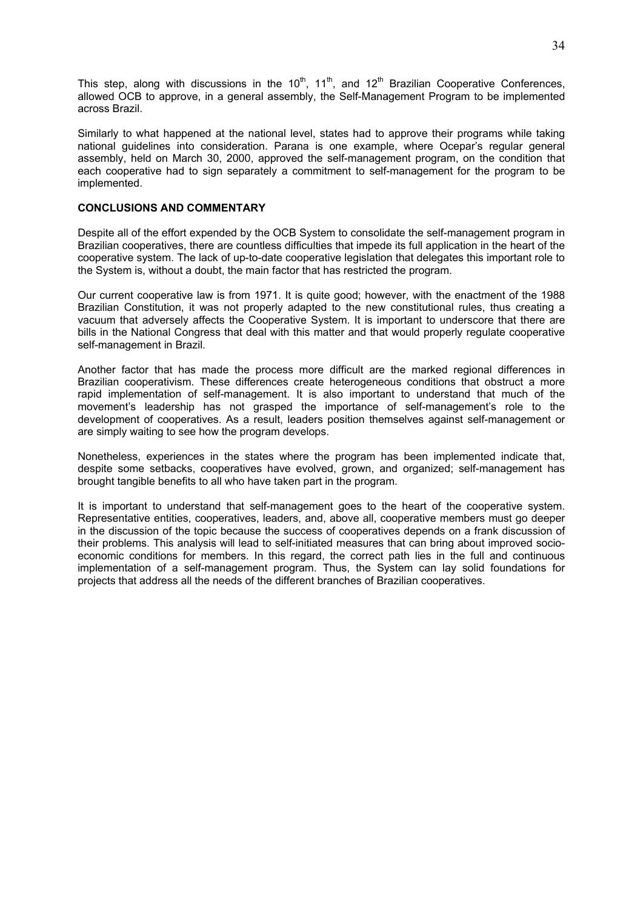This step, along with discussions in the 10th, 11th, and 12th Brazilian Cooperative Conferences, allowed OCB to approve, in a general assembly, the Self-Management Program to be implemented across Brazil.

Similarly to what happened at the national level, states had to approve their programs while taking national guidelines into consideration. Parana is one example, where Ocepar's regular general assembly, held on March 30, 2000, approved the self-management program, on the condition that each cooperative had to sign separately a commitment to self-management for the program to be implemented.

## CONCLUSIONS AND COMMENTARY

Despite all of the effort expended by the OCB System to consolidate the self-management program in Brazilian cooperatives, there are countless difficulties that impede its full application in the heart of the cooperative system. The lack of up-to-date cooperative legislation that delegates this important role to the System is, without a doubt, the main factor that has restricted the program.

Our current cooperative law is from 1971. It is quite good; however, with the enactment of the 1988 Brazilian Constitution, it was not properly adapted to the new constitutional rules, thus creating a vacuum that adversely affects the Cooperative System. It is important to underscore that there are bills in the National Congress that deal with this matter and that would properly regulate cooperative self-management in Brazil.

Another factor that has made the process more difficult are the marked regional differences in Brazilian cooperativism. These differences create heterogeneous conditions that obstruct a more rapid implementation of self-management. It is also important to understand that much of the movement's leadership has not grasped the importance of self-management's role to the development of cooperatives. As a result, leaders position themselves against self-management or are simply waiting to see how the program develops.

Nonetheless, experiences in the states where the program has been implemented indicate that, despite some setbacks, cooperatives have evolved, grown, and organized; self-management has brought tangible benefits to all who have taken part in the program.

It is important to understand that self-management goes to the heart of the cooperative system. Representative entities, cooperatives, leaders, and, above all, cooperative members must go deeper in the discussion of the topic because the success of cooperatives depends on a frank discussion of their problems. This analysis will lead to self-initiated measures that can bring about improved socio-economic conditions for members. In this regard, the correct path lies in the full and continuous implementation of a self-management program. Thus, the System can lay solid foundations for projects that address all the needs of the different branches of Brazilian cooperatives.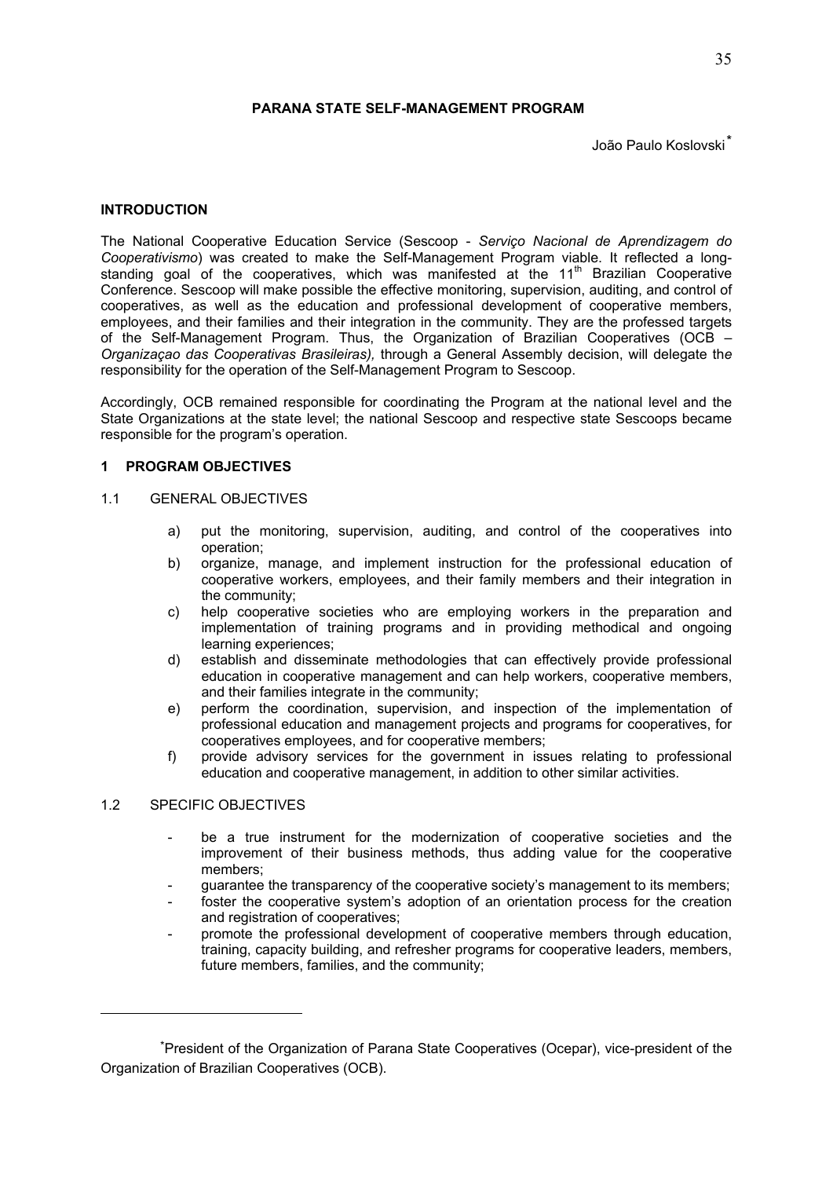# PARANA STATE SELF-MANAGEMENT PROGRAM

João Paulo Koslovski[*]

## INTRODUCTION

The National Cooperative Education Service (Sescoop - *Serviço Nacional de Aprendizagem do Cooperativismo*) was created to make the Self-Management Program viable. It reflected a long-standing goal of the cooperatives, which was manifested at the 11th Brazilian Cooperative Conference. Sescoop will make possible the effective monitoring, supervision, auditing, and control of cooperatives, as well as the education and professional development of cooperative members, employees, and their families and their integration in the community. They are the professed targets of the Self-Management Program. Thus, the Organization of Brazilian Cooperatives (OCB – *Organizaçao das Cooperativas Brasileiras),* through a General Assembly decision, will delegate the responsibility for the operation of the Self-Management Program to Sescoop.

Accordingly, OCB remained responsible for coordinating the Program at the national level and the State Organizations at the state level; the national Sescoop and respective state Sescoops became responsible for the program's operation.

## 1 PROGRAM OBJECTIVES

### 1.1 GENERAL OBJECTIVES

a) put the monitoring, supervision, auditing, and control of the cooperatives into operation;
b) organize, manage, and implement instruction for the professional education of cooperative workers, employees, and their family members and their integration in the community;
c) help cooperative societies who are employing workers in the preparation and implementation of training programs and in providing methodical and ongoing learning experiences;
d) establish and disseminate methodologies that can effectively provide professional education in cooperative management and can help workers, cooperative members, and their families integrate in the community;
e) perform the coordination, supervision, and inspection of the implementation of professional education and management projects and programs for cooperatives, for cooperatives employees, and for cooperative members;
f) provide advisory services for the government in issues relating to professional education and cooperative management, in addition to other similar activities.

### 1.2 SPECIFIC OBJECTIVES

- be a true instrument for the modernization of cooperative societies and the improvement of their business methods, thus adding value for the cooperative members;
- guarantee the transparency of the cooperative society's management to its members;
- foster the cooperative system's adoption of an orientation process for the creation and registration of cooperatives;
- promote the professional development of cooperative members through education, training, capacity building, and refresher programs for cooperative leaders, members, future members, families, and the community;

---

[*] President of the Organization of Parana State Cooperatives (Ocepar), vice-president of the Organization of Brazilian Cooperatives (OCB).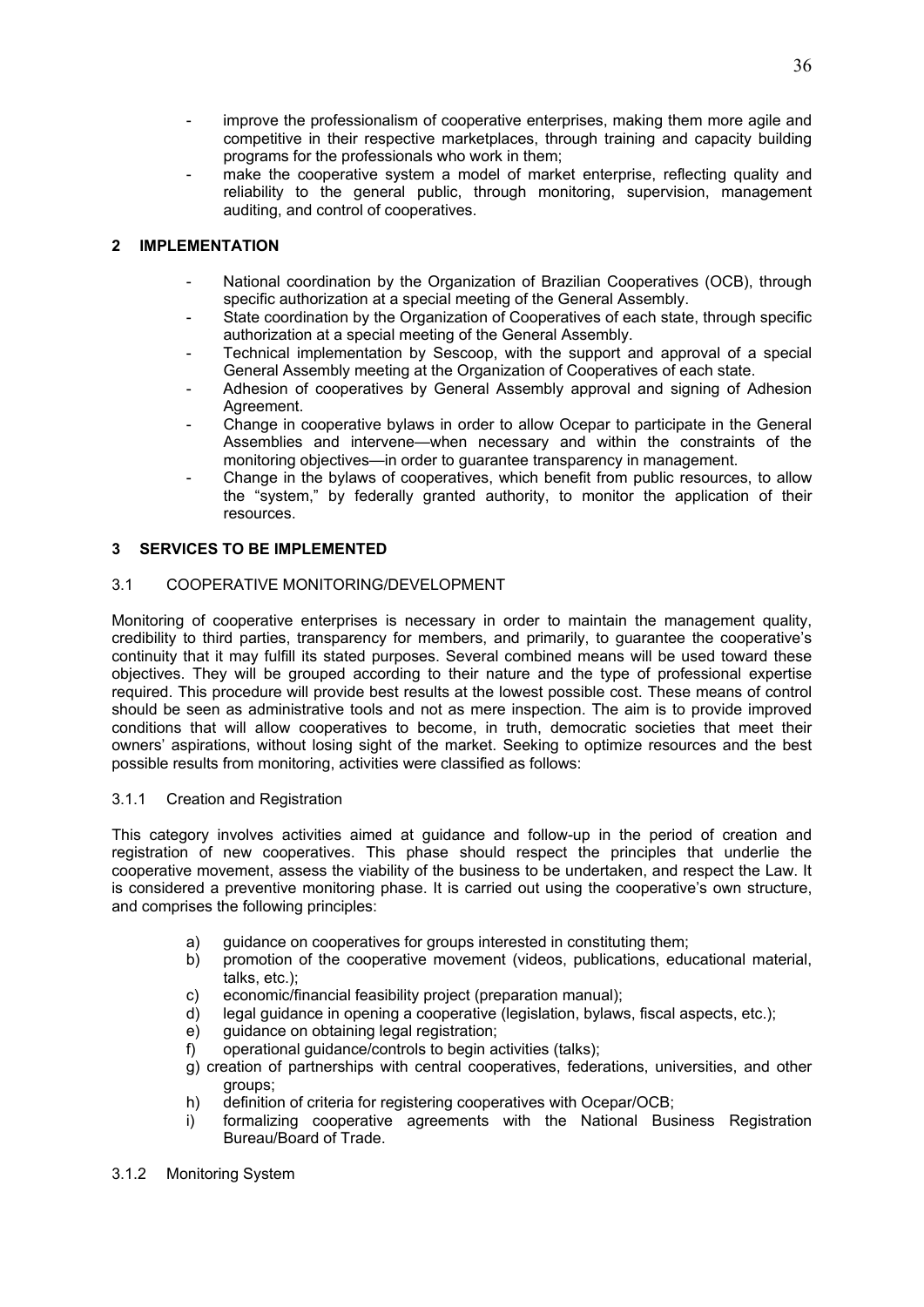- improve the professionalism of cooperative enterprises, making them more agile and competitive in their respective marketplaces, through training and capacity building programs for the professionals who work in them;
- make the cooperative system a model of market enterprise, reflecting quality and reliability to the general public, through monitoring, supervision, management auditing, and control of cooperatives.

## 2 IMPLEMENTATION

- National coordination by the Organization of Brazilian Cooperatives (OCB), through specific authorization at a special meeting of the General Assembly.
- State coordination by the Organization of Cooperatives of each state, through specific authorization at a special meeting of the General Assembly.
- Technical implementation by Sescoop, with the support and approval of a special General Assembly meeting at the Organization of Cooperatives of each state.
- Adhesion of cooperatives by General Assembly approval and signing of Adhesion Agreement.
- Change in cooperative bylaws in order to allow Ocepar to participate in the General Assemblies and intervene—when necessary and within the constraints of the monitoring objectives—in order to guarantee transparency in management.
- Change in the bylaws of cooperatives, which benefit from public resources, to allow the "system," by federally granted authority, to monitor the application of their resources.

## 3 SERVICES TO BE IMPLEMENTED

### 3.1 COOPERATIVE MONITORING/DEVELOPMENT

Monitoring of cooperative enterprises is necessary in order to maintain the management quality, credibility to third parties, transparency for members, and primarily, to guarantee the cooperative's continuity that it may fulfill its stated purposes. Several combined means will be used toward these objectives. They will be grouped according to their nature and the type of professional expertise required. This procedure will provide best results at the lowest possible cost. These means of control should be seen as administrative tools and not as mere inspection. The aim is to provide improved conditions that will allow cooperatives to become, in truth, democratic societies that meet their owners' aspirations, without losing sight of the market. Seeking to optimize resources and the best possible results from monitoring, activities were classified as follows:

#### 3.1.1 Creation and Registration

This category involves activities aimed at guidance and follow-up in the period of creation and registration of new cooperatives. This phase should respect the principles that underlie the cooperative movement, assess the viability of the business to be undertaken, and respect the Law. It is considered a preventive monitoring phase. It is carried out using the cooperative's own structure, and comprises the following principles:

a) guidance on cooperatives for groups interested in constituting them;
b) promotion of the cooperative movement (videos, publications, educational material, talks, etc.);
c) economic/financial feasibility project (preparation manual);
d) legal guidance in opening a cooperative (legislation, bylaws, fiscal aspects, etc.);
e) guidance on obtaining legal registration;
f) operational guidance/controls to begin activities (talks);
g) creation of partnerships with central cooperatives, federations, universities, and other groups;
h) definition of criteria for registering cooperatives with Ocepar/OCB;
i) formalizing cooperative agreements with the National Business Registration Bureau/Board of Trade.

#### 3.1.2 Monitoring System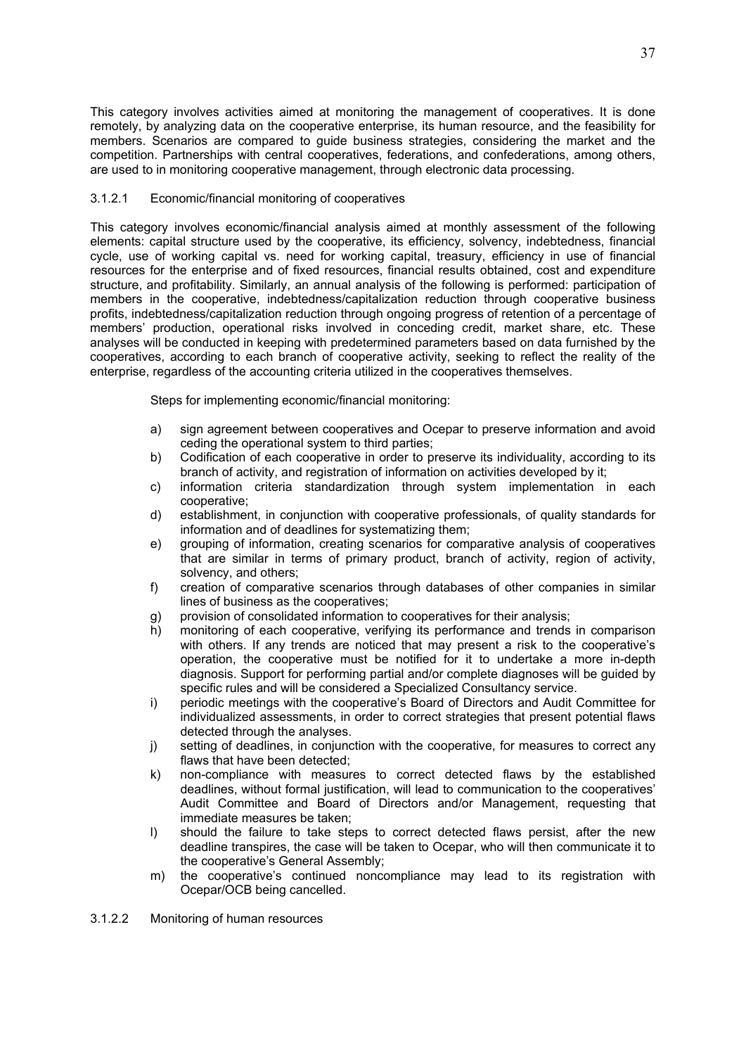This category involves activities aimed at monitoring the management of cooperatives. It is done remotely, by analyzing data on the cooperative enterprise, its human resource, and the feasibility for members. Scenarios are compared to guide business strategies, considering the market and the competition. Partnerships with central cooperatives, federations, and confederations, among others, are used to in monitoring cooperative management, through electronic data processing.

#### 3.1.2.1 Economic/financial monitoring of cooperatives

This category involves economic/financial analysis aimed at monthly assessment of the following elements: capital structure used by the cooperative, its efficiency, solvency, indebtedness, financial cycle, use of working capital vs. need for working capital, treasury, efficiency in use of financial resources for the enterprise and of fixed resources, financial results obtained, cost and expenditure structure, and profitability. Similarly, an annual analysis of the following is performed: participation of members in the cooperative, indebtedness/capitalization reduction through cooperative business profits, indebtedness/capitalization reduction through ongoing progress of retention of a percentage of members' production, operational risks involved in conceding credit, market share, etc. These analyses will be conducted in keeping with predetermined parameters based on data furnished by the cooperatives, according to each branch of cooperative activity, seeking to reflect the reality of the enterprise, regardless of the accounting criteria utilized in the cooperatives themselves.

Steps for implementing economic/financial monitoring:

a) sign agreement between cooperatives and Ocepar to preserve information and avoid ceding the operational system to third parties;
b) Codification of each cooperative in order to preserve its individuality, according to its branch of activity, and registration of information on activities developed by it;
c) information criteria standardization through system implementation in each cooperative;
d) establishment, in conjunction with cooperative professionals, of quality standards for information and of deadlines for systematizing them;
e) grouping of information, creating scenarios for comparative analysis of cooperatives that are similar in terms of primary product, branch of activity, region of activity, solvency, and others;
f) creation of comparative scenarios through databases of other companies in similar lines of business as the cooperatives;
g) provision of consolidated information to cooperatives for their analysis;
h) monitoring of each cooperative, verifying its performance and trends in comparison with others. If any trends are noticed that may present a risk to the cooperative's operation, the cooperative must be notified for it to undertake a more in-depth diagnosis. Support for performing partial and/or complete diagnoses will be guided by specific rules and will be considered a Specialized Consultancy service.
i) periodic meetings with the cooperative's Board of Directors and Audit Committee for individualized assessments, in order to correct strategies that present potential flaws detected through the analyses.
j) setting of deadlines, in conjunction with the cooperative, for measures to correct any flaws that have been detected;
k) non-compliance with measures to correct detected flaws by the established deadlines, without formal justification, will lead to communication to the cooperatives' Audit Committee and Board of Directors and/or Management, requesting that immediate measures be taken;
l) should the failure to take steps to correct detected flaws persist, after the new deadline transpires, the case will be taken to Ocepar, who will then communicate it to the cooperative's General Assembly;
m) the cooperative's continued noncompliance may lead to its registration with Ocepar/OCB being cancelled.

#### 3.1.2.2 Monitoring of human resources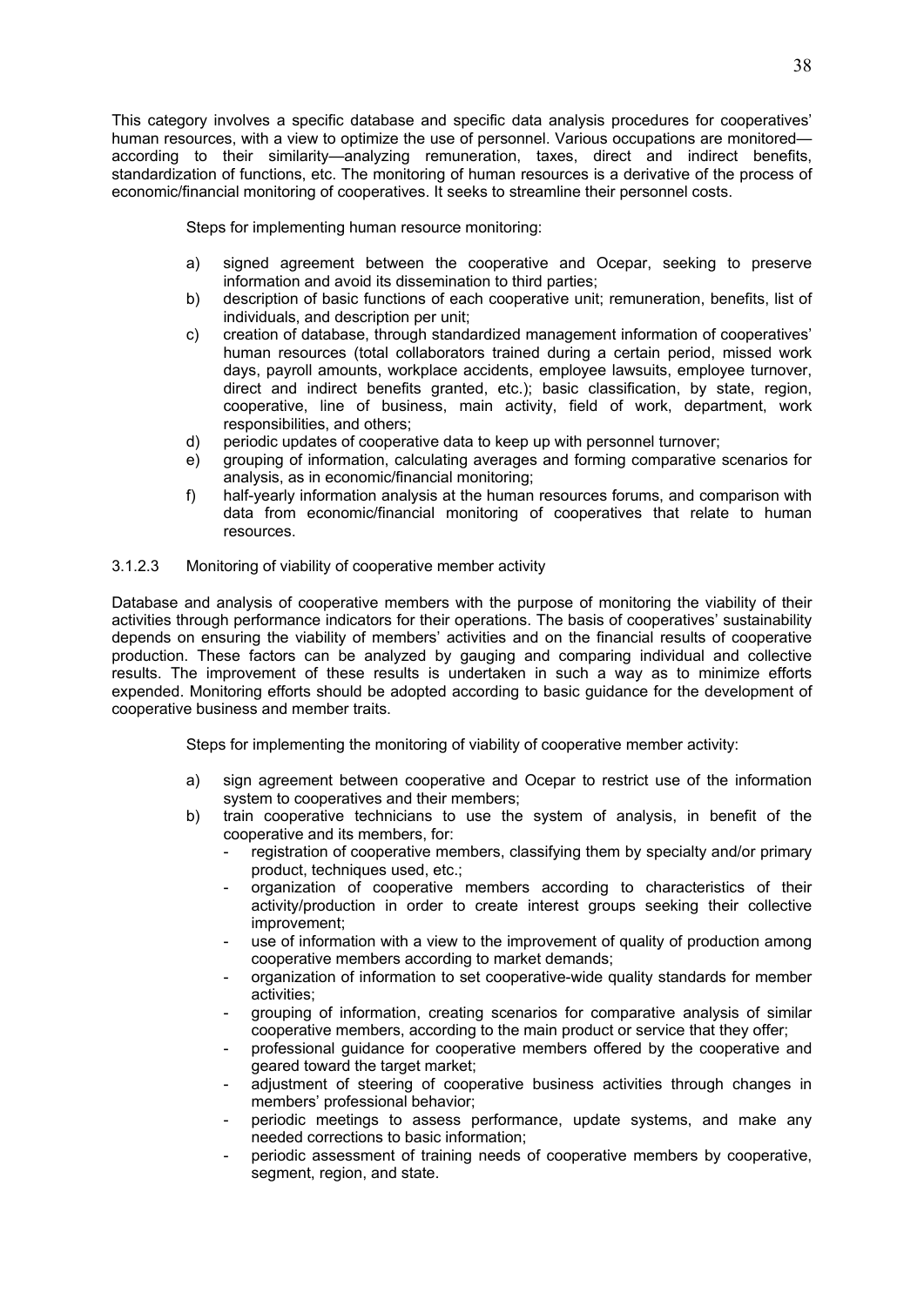This category involves a specific database and specific data analysis procedures for cooperatives' human resources, with a view to optimize the use of personnel. Various occupations are monitored—according to their similarity—analyzing remuneration, taxes, direct and indirect benefits, standardization of functions, etc. The monitoring of human resources is a derivative of the process of economic/financial monitoring of cooperatives. It seeks to streamline their personnel costs.

Steps for implementing human resource monitoring:

a) signed agreement between the cooperative and Ocepar, seeking to preserve information and avoid its dissemination to third parties;
b) description of basic functions of each cooperative unit; remuneration, benefits, list of individuals, and description per unit;
c) creation of database, through standardized management information of cooperatives' human resources (total collaborators trained during a certain period, missed work days, payroll amounts, workplace accidents, employee lawsuits, employee turnover, direct and indirect benefits granted, etc.); basic classification, by state, region, cooperative, line of business, main activity, field of work, department, work responsibilities, and others;
d) periodic updates of cooperative data to keep up with personnel turnover;
e) grouping of information, calculating averages and forming comparative scenarios for analysis, as in economic/financial monitoring;
f) half-yearly information analysis at the human resources forums, and comparison with data from economic/financial monitoring of cooperatives that relate to human resources.

#### 3.1.2.3 Monitoring of viability of cooperative member activity

Database and analysis of cooperative members with the purpose of monitoring the viability of their activities through performance indicators for their operations. The basis of cooperatives' sustainability depends on ensuring the viability of members' activities and on the financial results of cooperative production. These factors can be analyzed by gauging and comparing individual and collective results. The improvement of these results is undertaken in such a way as to minimize efforts expended. Monitoring efforts should be adopted according to basic guidance for the development of cooperative business and member traits.

Steps for implementing the monitoring of viability of cooperative member activity:

a) sign agreement between cooperative and Ocepar to restrict use of the information system to cooperatives and their members;
b) train cooperative technicians to use the system of analysis, in benefit of the cooperative and its members, for:
   - registration of cooperative members, classifying them by specialty and/or primary product, techniques used, etc.;
   - organization of cooperative members according to characteristics of their activity/production in order to create interest groups seeking their collective improvement;
   - use of information with a view to the improvement of quality of production among cooperative members according to market demands;
   - organization of information to set cooperative-wide quality standards for member activities;
   - grouping of information, creating scenarios for comparative analysis of similar cooperative members, according to the main product or service that they offer;
   - professional guidance for cooperative members offered by the cooperative and geared toward the target market;
   - adjustment of steering of cooperative business activities through changes in members' professional behavior;
   - periodic meetings to assess performance, update systems, and make any needed corrections to basic information;
   - periodic assessment of training needs of cooperative members by cooperative, segment, region, and state.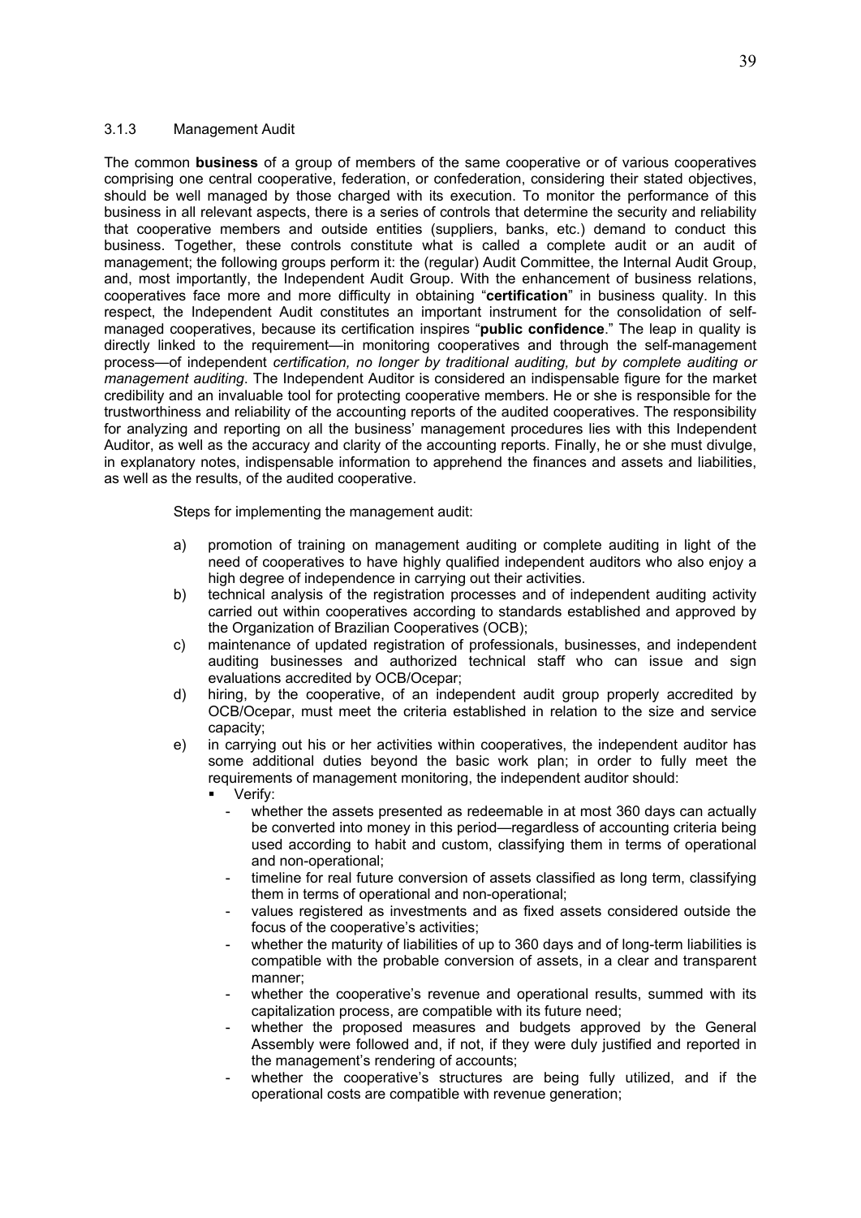### 3.1.3 Management Audit

The common **business** of a group of members of the same cooperative or of various cooperatives comprising one central cooperative, federation, or confederation, considering their stated objectives, should be well managed by those charged with its execution. To monitor the performance of this business in all relevant aspects, there is a series of controls that determine the security and reliability that cooperative members and outside entities (suppliers, banks, etc.) demand to conduct this business. Together, these controls constitute what is called a complete audit or an audit of management; the following groups perform it: the (regular) Audit Committee, the Internal Audit Group, and, most importantly, the Independent Audit Group. With the enhancement of business relations, cooperatives face more and more difficulty in obtaining "**certification**" in business quality. In this respect, the Independent Audit constitutes an important instrument for the consolidation of self-managed cooperatives, because its certification inspires "**public confidence**." The leap in quality is directly linked to the requirement—in monitoring cooperatives and through the self-management process—of independent *certification, no longer by traditional auditing, but by complete auditing or management auditing*. The Independent Auditor is considered an indispensable figure for the market credibility and an invaluable tool for protecting cooperative members. He or she is responsible for the trustworthiness and reliability of the accounting reports of the audited cooperatives. The responsibility for analyzing and reporting on all the business' management procedures lies with this Independent Auditor, as well as the accuracy and clarity of the accounting reports. Finally, he or she must divulge, in explanatory notes, indispensable information to apprehend the finances and assets and liabilities, as well as the results, of the audited cooperative.

Steps for implementing the management audit:

a) promotion of training on management auditing or complete auditing in light of the need of cooperatives to have highly qualified independent auditors who also enjoy a high degree of independence in carrying out their activities.
b) technical analysis of the registration processes and of independent auditing activity carried out within cooperatives according to standards established and approved by the Organization of Brazilian Cooperatives (OCB);
c) maintenance of updated registration of professionals, businesses, and independent auditing businesses and authorized technical staff who can issue and sign evaluations accredited by OCB/Ocepar;
d) hiring, by the cooperative, of an independent audit group properly accredited by OCB/Ocepar, must meet the criteria established in relation to the size and service capacity;
e) in carrying out his or her activities within cooperatives, the independent auditor has some additional duties beyond the basic work plan; in order to fully meet the requirements of management monitoring, the independent auditor should:
   - Verify:
     - whether the assets presented as redeemable in at most 360 days can actually be converted into money in this period—regardless of accounting criteria being used according to habit and custom, classifying them in terms of operational and non-operational;
     - timeline for real future conversion of assets classified as long term, classifying them in terms of operational and non-operational;
     - values registered as investments and as fixed assets considered outside the focus of the cooperative's activities;
     - whether the maturity of liabilities of up to 360 days and of long-term liabilities is compatible with the probable conversion of assets, in a clear and transparent manner;
     - whether the cooperative's revenue and operational results, summed with its capitalization process, are compatible with its future need;
     - whether the proposed measures and budgets approved by the General Assembly were followed and, if not, if they were duly justified and reported in the management's rendering of accounts;
     - whether the cooperative's structures are being fully utilized, and if the operational costs are compatible with revenue generation;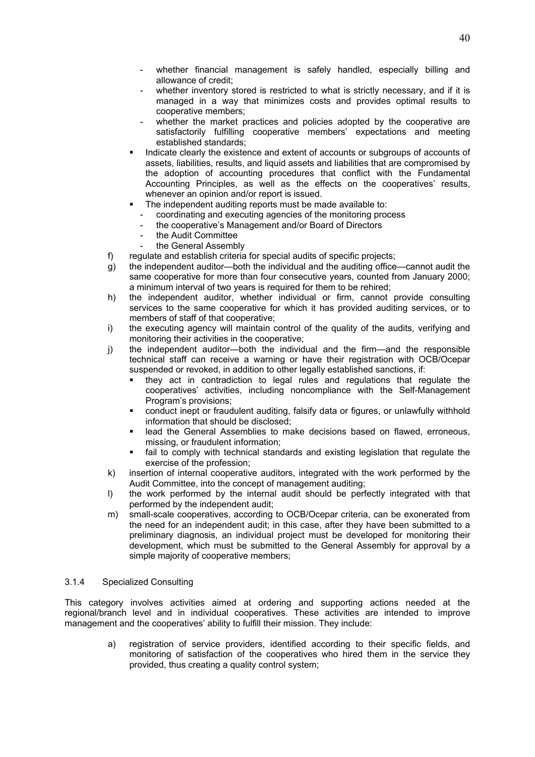- whether financial management is safely handled, especially billing and allowance of credit;
  - whether inventory stored is restricted to what is strictly necessary, and if it is managed in a way that minimizes costs and provides optimal results to cooperative members;
  - whether the market practices and policies adopted by the cooperative are satisfactorily fulfilling cooperative members' expectations and meeting established standards;
- Indicate clearly the existence and extent of accounts or subgroups of accounts of assets, liabilities, results, and liquid assets and liabilities that are compromised by the adoption of accounting procedures that conflict with the Fundamental Accounting Principles, as well as the effects on the cooperatives' results, whenever an opinion and/or report is issued.
- The independent auditing reports must be made available to:
  - coordinating and executing agencies of the monitoring process
  - the cooperative's Management and/or Board of Directors
  - the Audit Committee
  - the General Assembly

f) regulate and establish criteria for special audits of specific projects;

g) the independent auditor—both the individual and the auditing office—cannot audit the same cooperative for more than four consecutive years, counted from January 2000; a minimum interval of two years is required for them to be rehired;

h) the independent auditor, whether individual or firm, cannot provide consulting services to the same cooperative for which it has provided auditing services, or to members of staff of that cooperative;

i) the executing agency will maintain control of the quality of the audits, verifying and monitoring their activities in the cooperative;

j) the independent auditor—both the individual and the firm—and the responsible technical staff can receive a warning or have their registration with OCB/Ocepar suspended or revoked, in addition to other legally established sanctions, if:
- they act in contradiction to legal rules and regulations that regulate the cooperatives' activities, including noncompliance with the Self-Management Program's provisions;
- conduct inept or fraudulent auditing, falsify data or figures, or unlawfully withhold information that should be disclosed;
- lead the General Assemblies to make decisions based on flawed, erroneous, missing, or fraudulent information;
- fail to comply with technical standards and existing legislation that regulate the exercise of the profession;

k) insertion of internal cooperative auditors, integrated with the work performed by the Audit Committee, into the concept of management auditing;

l) the work performed by the internal audit should be perfectly integrated with that performed by the independent audit;

m) small-scale cooperatives, according to OCB/Ocepar criteria, can be exonerated from the need for an independent audit; in this case, after they have been submitted to a preliminary diagnosis, an individual project must be developed for monitoring their development, which must be submitted to the General Assembly for approval by a simple majority of cooperative members;

### 3.1.4 Specialized Consulting

This category involves activities aimed at ordering and supporting actions needed at the regional/branch level and in individual cooperatives. These activities are intended to improve management and the cooperatives' ability to fulfill their mission. They include:

a) registration of service providers, identified according to their specific fields, and monitoring of satisfaction of the cooperatives who hired them in the service they provided, thus creating a quality control system;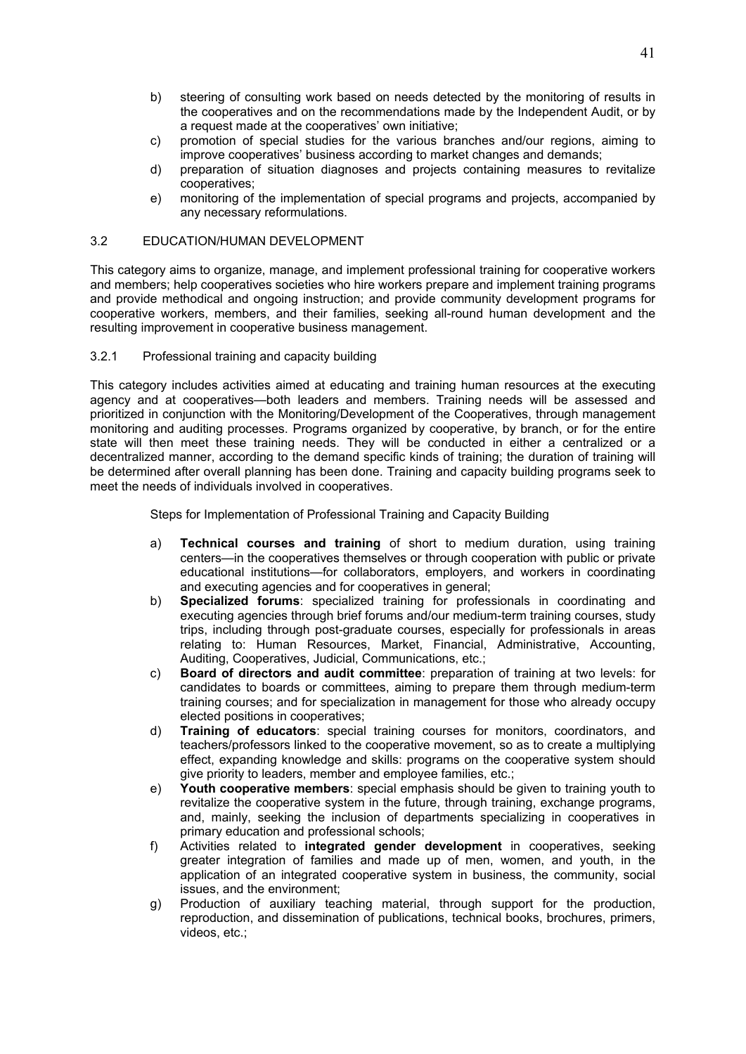b) steering of consulting work based on needs detected by the monitoring of results in the cooperatives and on the recommendations made by the Independent Audit, or by a request made at the cooperatives' own initiative;
c) promotion of special studies for the various branches and/our regions, aiming to improve cooperatives' business according to market changes and demands;
d) preparation of situation diagnoses and projects containing measures to revitalize cooperatives;
e) monitoring of the implementation of special programs and projects, accompanied by any necessary reformulations.

### 3.2 EDUCATION/HUMAN DEVELOPMENT

This category aims to organize, manage, and implement professional training for cooperative workers and members; help cooperatives societies who hire workers prepare and implement training programs and provide methodical and ongoing instruction; and provide community development programs for cooperative workers, members, and their families, seeking all-round human development and the resulting improvement in cooperative business management.

#### 3.2.1 Professional training and capacity building

This category includes activities aimed at educating and training human resources at the executing agency and at cooperatives—both leaders and members. Training needs will be assessed and prioritized in conjunction with the Monitoring/Development of the Cooperatives, through management monitoring and auditing processes. Programs organized by cooperative, by branch, or for the entire state will then meet these training needs. They will be conducted in either a centralized or a decentralized manner, according to the demand specific kinds of training; the duration of training will be determined after overall planning has been done. Training and capacity building programs seek to meet the needs of individuals involved in cooperatives.

Steps for Implementation of Professional Training and Capacity Building

a) **Technical courses and training** of short to medium duration, using training centers—in the cooperatives themselves or through cooperation with public or private educational institutions—for collaborators, employers, and workers in coordinating and executing agencies and for cooperatives in general;
b) **Specialized forums**: specialized training for professionals in coordinating and executing agencies through brief forums and/our medium-term training courses, study trips, including through post-graduate courses, especially for professionals in areas relating to: Human Resources, Market, Financial, Administrative, Accounting, Auditing, Cooperatives, Judicial, Communications, etc.;
c) **Board of directors and audit committee**: preparation of training at two levels: for candidates to boards or committees, aiming to prepare them through medium-term training courses; and for specialization in management for those who already occupy elected positions in cooperatives;
d) **Training of educators**: special training courses for monitors, coordinators, and teachers/professors linked to the cooperative movement, so as to create a multiplying effect, expanding knowledge and skills: programs on the cooperative system should give priority to leaders, member and employee families, etc.;
e) **Youth cooperative members**: special emphasis should be given to training youth to revitalize the cooperative system in the future, through training, exchange programs, and, mainly, seeking the inclusion of departments specializing in cooperatives in primary education and professional schools;
f) Activities related to **integrated gender development** in cooperatives, seeking greater integration of families and made up of men, women, and youth, in the application of an integrated cooperative system in business, the community, social issues, and the environment;
g) Production of auxiliary teaching material, through support for the production, reproduction, and dissemination of publications, technical books, brochures, primers, videos, etc.;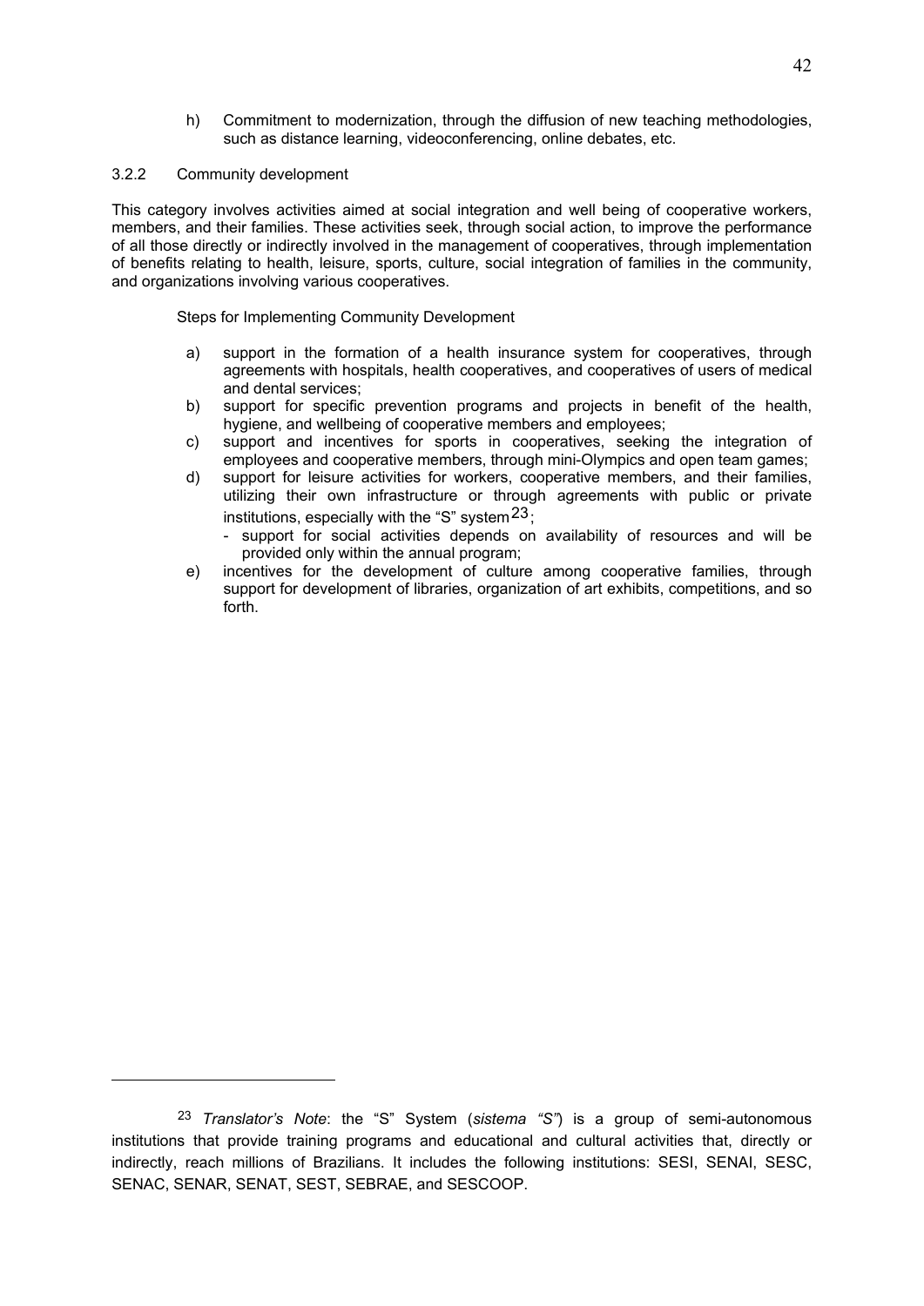h) Commitment to modernization, through the diffusion of new teaching methodologies, such as distance learning, videoconferencing, online debates, etc.

### 3.2.2 Community development

This category involves activities aimed at social integration and well being of cooperative workers, members, and their families. These activities seek, through social action, to improve the performance of all those directly or indirectly involved in the management of cooperatives, through implementation of benefits relating to health, leisure, sports, culture, social integration of families in the community, and organizations involving various cooperatives.

Steps for Implementing Community Development

a) support in the formation of a health insurance system for cooperatives, through agreements with hospitals, health cooperatives, and cooperatives of users of medical and dental services;
b) support for specific prevention programs and projects in benefit of the health, hygiene, and wellbeing of cooperative members and employees;
c) support and incentives for sports in cooperatives, seeking the integration of employees and cooperative members, through mini-Olympics and open team games;
d) support for leisure activities for workers, cooperative members, and their families, utilizing their own infrastructure or through agreements with public or private institutions, especially with the "S" system[23];
   - support for social activities depends on availability of resources and will be provided only within the annual program;
e) incentives for the development of culture among cooperative families, through support for development of libraries, organization of art exhibits, competitions, and so forth.

---

[23] *Translator's Note*: the "S" System (*sistema "S"*) is a group of semi-autonomous institutions that provide training programs and educational and cultural activities that, directly or indirectly, reach millions of Brazilians. It includes the following institutions: SESI, SENAI, SESC, SENAC, SENAR, SENAT, SEST, SEBRAE, and SESCOOP.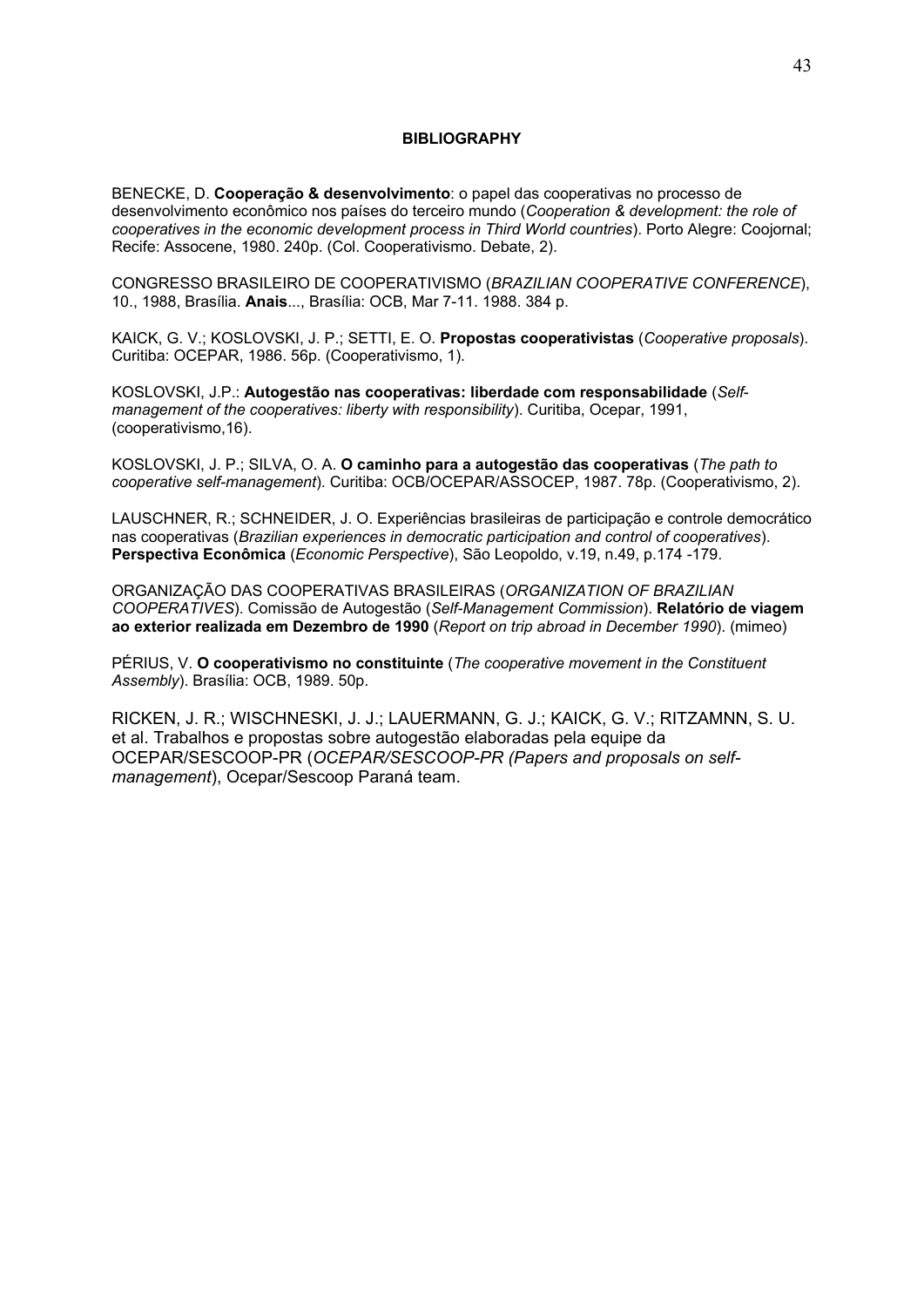## BIBLIOGRAPHY

BENECKE, D. **Cooperação & desenvolvimento**: o papel das cooperativas no processo de desenvolvimento econômico nos países do terceiro mundo (*Cooperation & development: the role of cooperatives in the economic development process in Third World countries*). Porto Alegre: Coojornal; Recife: Assocene, 1980. 240p. (Col. Cooperativismo. Debate, 2).

CONGRESSO BRASILEIRO DE COOPERATIVISMO (*BRAZILIAN COOPERATIVE CONFERENCE*), 10., 1988, Brasília. **Anais**..., Brasília: OCB, Mar 7-11. 1988. 384 p.

KAICK, G. V.; KOSLOVSKI, J. P.; SETTI, E. O. **Propostas cooperativistas** (*Cooperative proposals*). Curitiba: OCEPAR, 1986. 56p. (Cooperativismo, 1).

KOSLOVSKI, J.P.: **Autogestão nas cooperativas: liberdade com responsabilidade** (*Self-management of the cooperatives: liberty with responsibility*). Curitiba, Ocepar, 1991, (cooperativismo,16).

KOSLOVSKI, J. P.; SILVA, O. A. **O caminho para a autogestão das cooperativas** (*The path to cooperative self-management*). Curitiba: OCB/OCEPAR/ASSOCEP, 1987. 78p. (Cooperativismo, 2).

LAUSCHNER, R.; SCHNEIDER, J. O. Experiências brasileiras de participação e controle democrático nas cooperativas (*Brazilian experiences in democratic participation and control of cooperatives*). **Perspectiva Econômica** (*Economic Perspective*), São Leopoldo, v.19, n.49, p.174 -179.

ORGANIZAÇÃO DAS COOPERATIVAS BRASILEIRAS (*ORGANIZATION OF BRAZILIAN COOPERATIVES*). Comissão de Autogestão (*Self-Management Commission*). **Relatório de viagem ao exterior realizada em Dezembro de 1990** (*Report on trip abroad in December 1990*). (mimeo)

PÉRIUS, V. **O cooperativismo no constituinte** (*The cooperative movement in the Constituent Assembly*). Brasília: OCB, 1989. 50p.

RICKEN, J. R.; WISCHNESKI, J. J.; LAUERMANN, G. J.; KAICK, G. V.; RITZAMNN, S. U. et al. Trabalhos e propostas sobre autogestão elaboradas pela equipe da OCEPAR/SESCOOP-PR (*OCEPAR/SESCOOP-PR (Papers and proposals on self-management*), Ocepar/Sescoop Paraná team.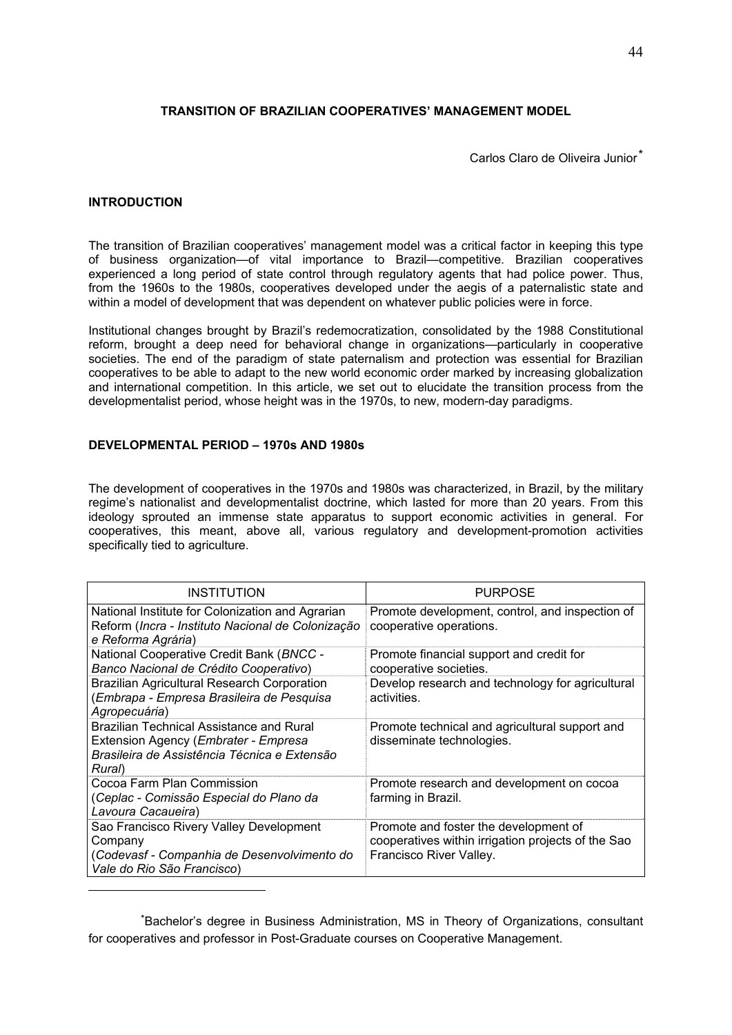# TRANSITION OF BRAZILIAN COOPERATIVES' MANAGEMENT MODEL

Carlos Claro de Oliveira Junior*

## INTRODUCTION

The transition of Brazilian cooperatives' management model was a critical factor in keeping this type of business organization—of vital importance to Brazil—competitive. Brazilian cooperatives experienced a long period of state control through regulatory agents that had police power. Thus, from the 1960s to the 1980s, cooperatives developed under the aegis of a paternalistic state and within a model of development that was dependent on whatever public policies were in force.

Institutional changes brought by Brazil's redemocratization, consolidated by the 1988 Constitutional reform, brought a deep need for behavioral change in organizations—particularly in cooperative societies. The end of the paradigm of state paternalism and protection was essential for Brazilian cooperatives to be able to adapt to the new world economic order marked by increasing globalization and international competition. In this article, we set out to elucidate the transition process from the developmentalist period, whose height was in the 1970s, to new, modern-day paradigms.

## DEVELOPMENTAL PERIOD – 1970s AND 1980s

The development of cooperatives in the 1970s and 1980s was characterized, in Brazil, by the military regime's nationalist and developmentalist doctrine, which lasted for more than 20 years. From this ideology sprouted an immense state apparatus to support economic activities in general. For cooperatives, this meant, above all, various regulatory and development-promotion activities specifically tied to agriculture.

| INSTITUTION | PURPOSE |
|---|---|
| National Institute for Colonization and Agrarian Reform (*Incra - Instituto Nacional de Colonização e Reforma Agrária*) | Promote development, control, and inspection of cooperative operations. |
| National Cooperative Credit Bank (*BNCC - Banco Nacional de Crédito Cooperativo*) | Promote financial support and credit for cooperative societies. |
| Brazilian Agricultural Research Corporation (*Embrapa - Empresa Brasileira de Pesquisa Agropecuária*) | Develop research and technology for agricultural activities. |
| Brazilian Technical Assistance and Rural Extension Agency (*Embrater - Empresa Brasileira de Assistência Técnica e Extensão Rural*) | Promote technical and agricultural support and disseminate technologies. |
| Cocoa Farm Plan Commission (*Ceplac - Comissão Especial do Plano da Lavoura Cacaueira*) | Promote research and development on cocoa farming in Brazil. |
| Sao Francisco Rivery Valley Development Company (*Codevasf - Companhia de Desenvolvimento do Vale do Rio São Francisco*) | Promote and foster the development of cooperatives within irrigation projects of the Sao Francisco River Valley. |

*Bachelor's degree in Business Administration, MS in Theory of Organizations, consultant for cooperatives and professor in Post-Graduate courses on Cooperative Management.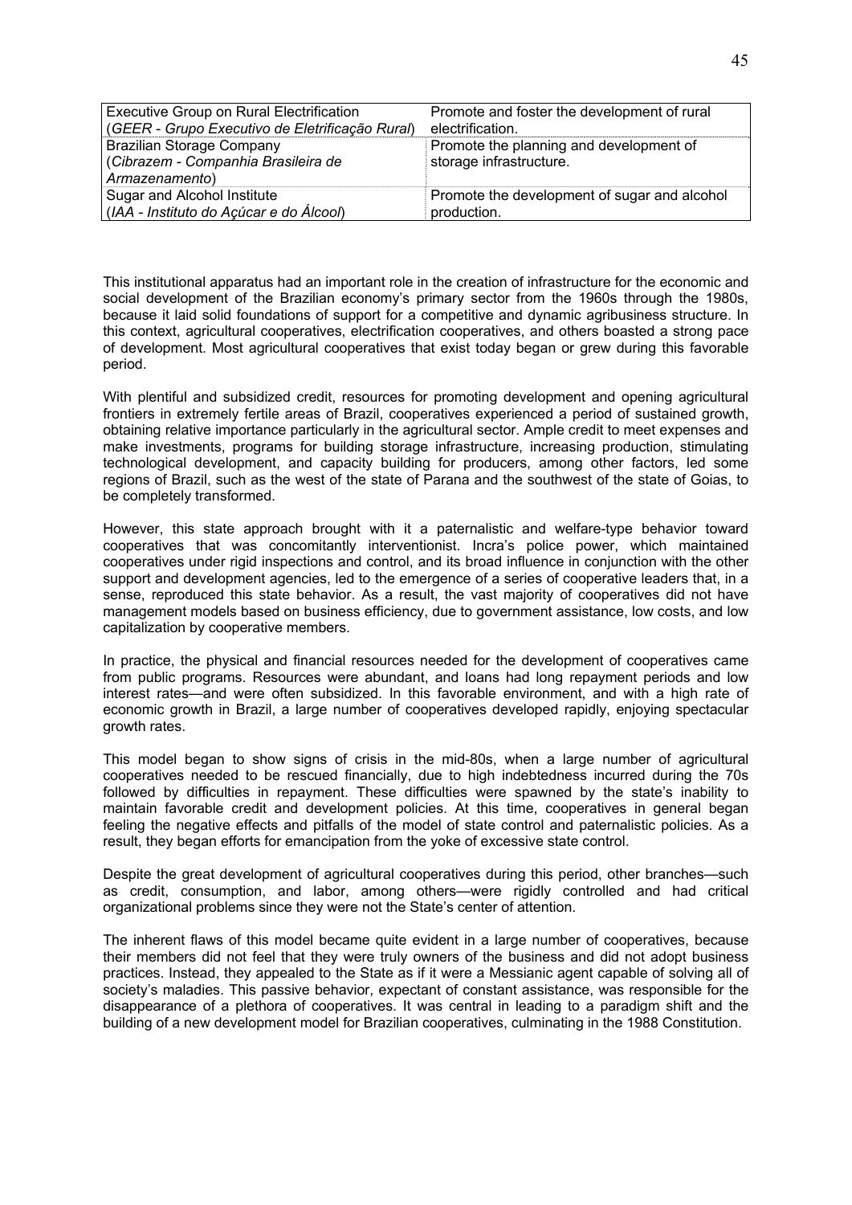| | |
|---|---|
| Executive Group on Rural Electrification (*GEER - Grupo Executivo de Eletrificação Rural*) | Promote and foster the development of rural electrification. |
| Brazilian Storage Company (*Cibrazem - Companhia Brasileira de Armazenamento*) | Promote the planning and development of storage infrastructure. |
| Sugar and Alcohol Institute (*IAA - Instituto do Açúcar e do Álcool*) | Promote the development of sugar and alcohol production. |

This institutional apparatus had an important role in the creation of infrastructure for the economic and social development of the Brazilian economy's primary sector from the 1960s through the 1980s, because it laid solid foundations of support for a competitive and dynamic agribusiness structure. In this context, agricultural cooperatives, electrification cooperatives, and others boasted a strong pace of development. Most agricultural cooperatives that exist today began or grew during this favorable period.

With plentiful and subsidized credit, resources for promoting development and opening agricultural frontiers in extremely fertile areas of Brazil, cooperatives experienced a period of sustained growth, obtaining relative importance particularly in the agricultural sector. Ample credit to meet expenses and make investments, programs for building storage infrastructure, increasing production, stimulating technological development, and capacity building for producers, among other factors, led some regions of Brazil, such as the west of the state of Parana and the southwest of the state of Goias, to be completely transformed.

However, this state approach brought with it a paternalistic and welfare-type behavior toward cooperatives that was concomitantly interventionist. Incra's police power, which maintained cooperatives under rigid inspections and control, and its broad influence in conjunction with the other support and development agencies, led to the emergence of a series of cooperative leaders that, in a sense, reproduced this state behavior. As a result, the vast majority of cooperatives did not have management models based on business efficiency, due to government assistance, low costs, and low capitalization by cooperative members.

In practice, the physical and financial resources needed for the development of cooperatives came from public programs. Resources were abundant, and loans had long repayment periods and low interest rates—and were often subsidized. In this favorable environment, and with a high rate of economic growth in Brazil, a large number of cooperatives developed rapidly, enjoying spectacular growth rates.

This model began to show signs of crisis in the mid-80s, when a large number of agricultural cooperatives needed to be rescued financially, due to high indebtedness incurred during the 70s followed by difficulties in repayment. These difficulties were spawned by the state's inability to maintain favorable credit and development policies. At this time, cooperatives in general began feeling the negative effects and pitfalls of the model of state control and paternalistic policies. As a result, they began efforts for emancipation from the yoke of excessive state control.

Despite the great development of agricultural cooperatives during this period, other branches—such as credit, consumption, and labor, among others—were rigidly controlled and had critical organizational problems since they were not the State's center of attention.

The inherent flaws of this model became quite evident in a large number of cooperatives, because their members did not feel that they were truly owners of the business and did not adopt business practices. Instead, they appealed to the State as if it were a Messianic agent capable of solving all of society's maladies. This passive behavior, expectant of constant assistance, was responsible for the disappearance of a plethora of cooperatives. It was central in leading to a paradigm shift and the building of a new development model for Brazilian cooperatives, culminating in the 1988 Constitution.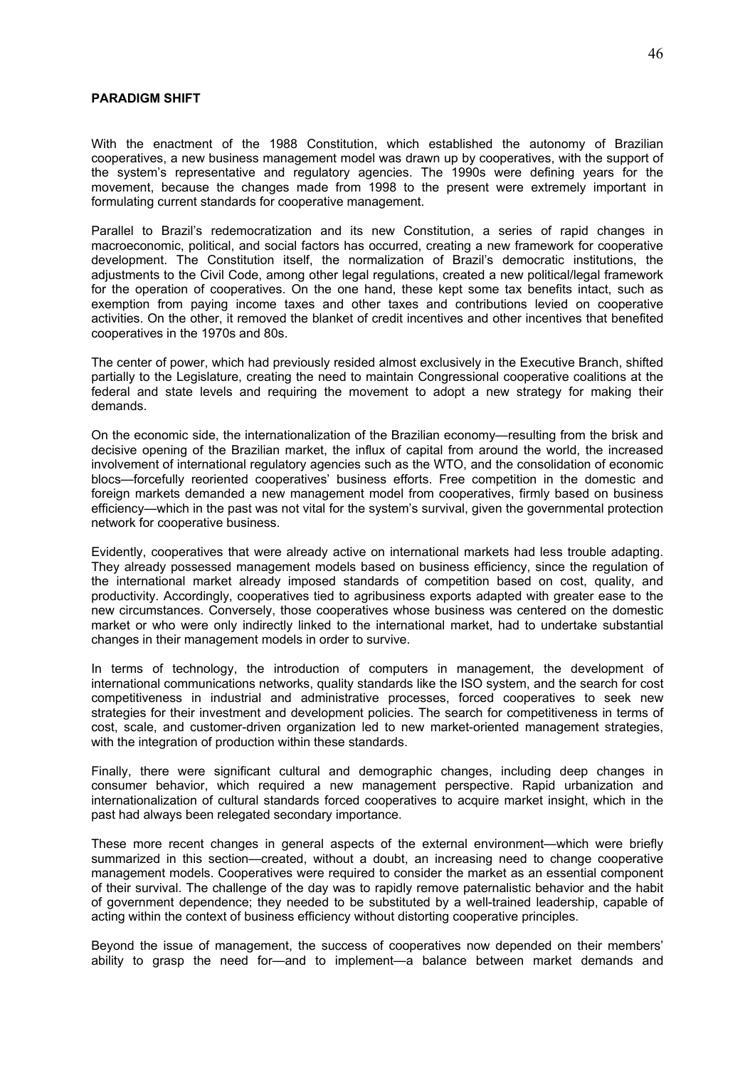**PARADIGM SHIFT**

With the enactment of the 1988 Constitution, which established the autonomy of Brazilian cooperatives, a new business management model was drawn up by cooperatives, with the support of the system's representative and regulatory agencies. The 1990s were defining years for the movement, because the changes made from 1998 to the present were extremely important in formulating current standards for cooperative management.

Parallel to Brazil's redemocratization and its new Constitution, a series of rapid changes in macroeconomic, political, and social factors has occurred, creating a new framework for cooperative development. The Constitution itself, the normalization of Brazil's democratic institutions, the adjustments to the Civil Code, among other legal regulations, created a new political/legal framework for the operation of cooperatives. On the one hand, these kept some tax benefits intact, such as exemption from paying income taxes and other taxes and contributions levied on cooperative activities. On the other, it removed the blanket of credit incentives and other incentives that benefited cooperatives in the 1970s and 80s.

The center of power, which had previously resided almost exclusively in the Executive Branch, shifted partially to the Legislature, creating the need to maintain Congressional cooperative coalitions at the federal and state levels and requiring the movement to adopt a new strategy for making their demands.

On the economic side, the internationalization of the Brazilian economy—resulting from the brisk and decisive opening of the Brazilian market, the influx of capital from around the world, the increased involvement of international regulatory agencies such as the WTO, and the consolidation of economic blocs—forcefully reoriented cooperatives' business efforts. Free competition in the domestic and foreign markets demanded a new management model from cooperatives, firmly based on business efficiency—which in the past was not vital for the system's survival, given the governmental protection network for cooperative business.

Evidently, cooperatives that were already active on international markets had less trouble adapting. They already possessed management models based on business efficiency, since the regulation of the international market already imposed standards of competition based on cost, quality, and productivity. Accordingly, cooperatives tied to agribusiness exports adapted with greater ease to the new circumstances. Conversely, those cooperatives whose business was centered on the domestic market or who were only indirectly linked to the international market, had to undertake substantial changes in their management models in order to survive.

In terms of technology, the introduction of computers in management, the development of international communications networks, quality standards like the ISO system, and the search for cost competitiveness in industrial and administrative processes, forced cooperatives to seek new strategies for their investment and development policies. The search for competitiveness in terms of cost, scale, and customer-driven organization led to new market-oriented management strategies, with the integration of production within these standards.

Finally, there were significant cultural and demographic changes, including deep changes in consumer behavior, which required a new management perspective. Rapid urbanization and internationalization of cultural standards forced cooperatives to acquire market insight, which in the past had always been relegated secondary importance.

These more recent changes in general aspects of the external environment—which were briefly summarized in this section—created, without a doubt, an increasing need to change cooperative management models. Cooperatives were required to consider the market as an essential component of their survival. The challenge of the day was to rapidly remove paternalistic behavior and the habit of government dependence; they needed to be substituted by a well-trained leadership, capable of acting within the context of business efficiency without distorting cooperative principles.

Beyond the issue of management, the success of cooperatives now depended on their members' ability to grasp the need for—and to implement—a balance between market demands and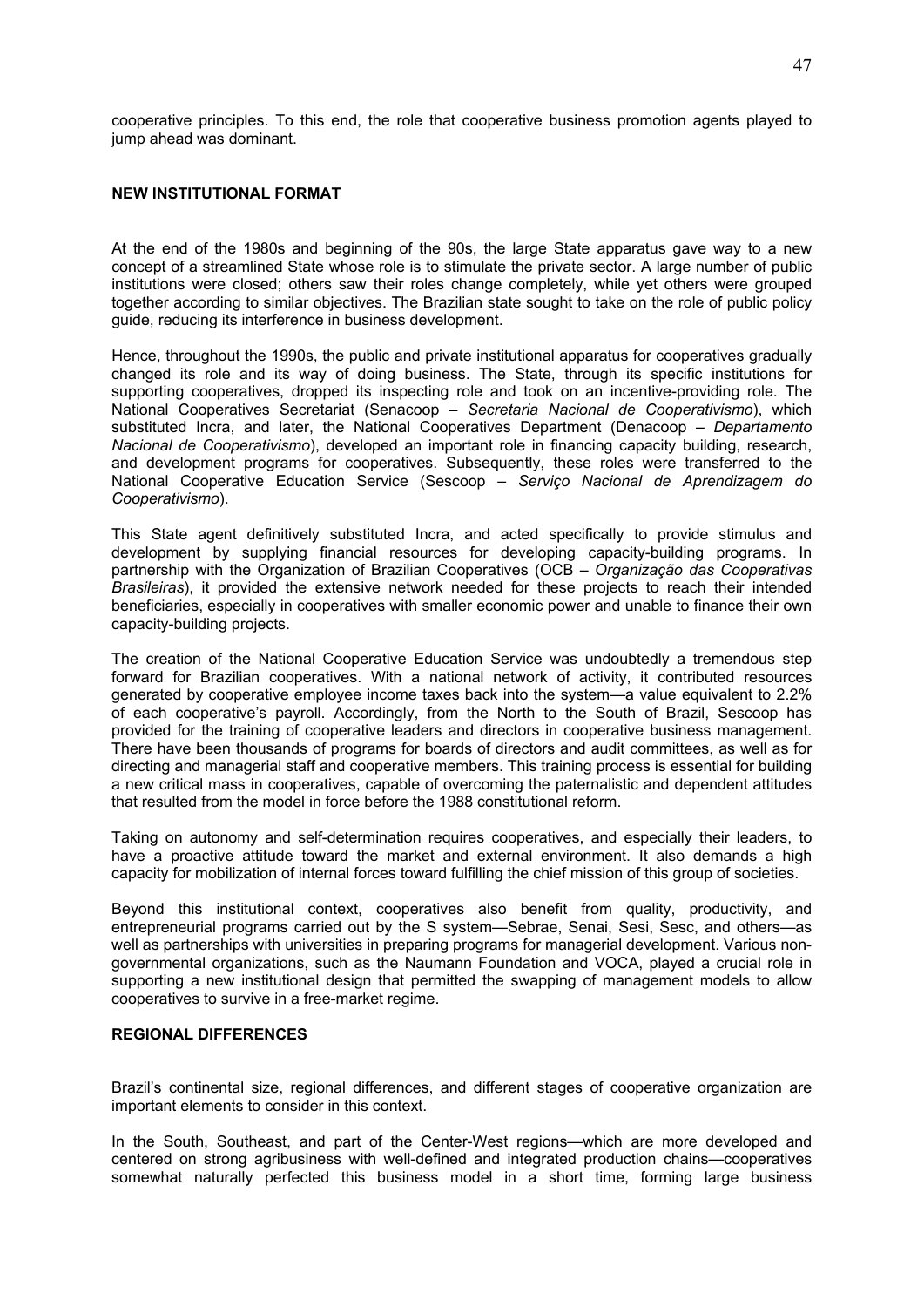cooperative principles. To this end, the role that cooperative business promotion agents played to jump ahead was dominant.

## NEW INSTITUTIONAL FORMAT

At the end of the 1980s and beginning of the 90s, the large State apparatus gave way to a new concept of a streamlined State whose role is to stimulate the private sector. A large number of public institutions were closed; others saw their roles change completely, while yet others were grouped together according to similar objectives. The Brazilian state sought to take on the role of public policy guide, reducing its interference in business development.

Hence, throughout the 1990s, the public and private institutional apparatus for cooperatives gradually changed its role and its way of doing business. The State, through its specific institutions for supporting cooperatives, dropped its inspecting role and took on an incentive-providing role. The National Cooperatives Secretariat (Senacoop – *Secretaria Nacional de Cooperativismo*), which substituted Incra, and later, the National Cooperatives Department (Denacoop – *Departamento Nacional de Cooperativismo*), developed an important role in financing capacity building, research, and development programs for cooperatives. Subsequently, these roles were transferred to the National Cooperative Education Service (Sescoop – *Serviço Nacional de Aprendizagem do Cooperativismo*).

This State agent definitively substituted Incra, and acted specifically to provide stimulus and development by supplying financial resources for developing capacity-building programs. In partnership with the Organization of Brazilian Cooperatives (OCB – *Organização das Cooperativas Brasileiras*), it provided the extensive network needed for these projects to reach their intended beneficiaries, especially in cooperatives with smaller economic power and unable to finance their own capacity-building projects.

The creation of the National Cooperative Education Service was undoubtedly a tremendous step forward for Brazilian cooperatives. With a national network of activity, it contributed resources generated by cooperative employee income taxes back into the system—a value equivalent to 2.2% of each cooperative's payroll. Accordingly, from the North to the South of Brazil, Sescoop has provided for the training of cooperative leaders and directors in cooperative business management. There have been thousands of programs for boards of directors and audit committees, as well as for directing and managerial staff and cooperative members. This training process is essential for building a new critical mass in cooperatives, capable of overcoming the paternalistic and dependent attitudes that resulted from the model in force before the 1988 constitutional reform.

Taking on autonomy and self-determination requires cooperatives, and especially their leaders, to have a proactive attitude toward the market and external environment. It also demands a high capacity for mobilization of internal forces toward fulfilling the chief mission of this group of societies.

Beyond this institutional context, cooperatives also benefit from quality, productivity, and entrepreneurial programs carried out by the S system—Sebrae, Senai, Sesi, Sesc, and others—as well as partnerships with universities in preparing programs for managerial development. Various non-governmental organizations, such as the Naumann Foundation and VOCA, played a crucial role in supporting a new institutional design that permitted the swapping of management models to allow cooperatives to survive in a free-market regime.

## REGIONAL DIFFERENCES

Brazil's continental size, regional differences, and different stages of cooperative organization are important elements to consider in this context.

In the South, Southeast, and part of the Center-West regions—which are more developed and centered on strong agribusiness with well-defined and integrated production chains—cooperatives somewhat naturally perfected this business model in a short time, forming large business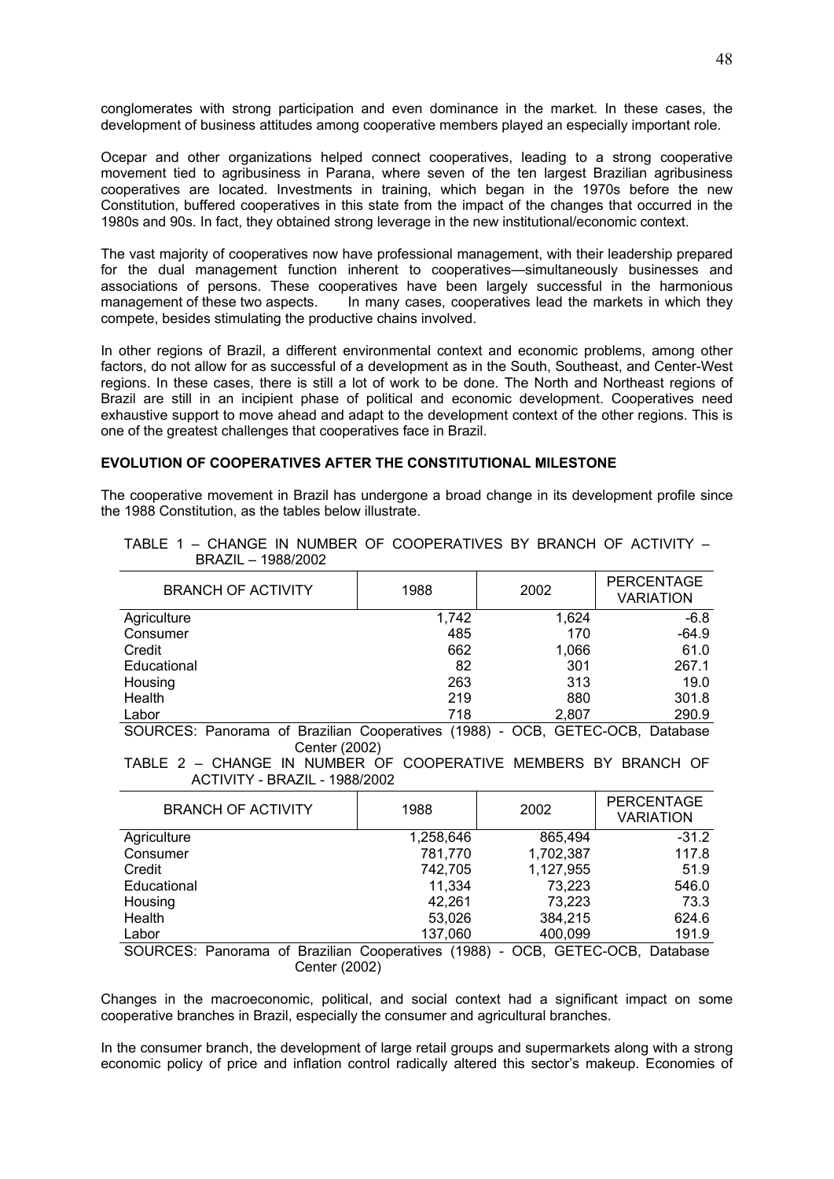conglomerates with strong participation and even dominance in the market. In these cases, the development of business attitudes among cooperative members played an especially important role.

Ocepar and other organizations helped connect cooperatives, leading to a strong cooperative movement tied to agribusiness in Parana, where seven of the ten largest Brazilian agribusiness cooperatives are located. Investments in training, which began in the 1970s before the new Constitution, buffered cooperatives in this state from the impact of the changes that occurred in the 1980s and 90s. In fact, they obtained strong leverage in the new institutional/economic context.

The vast majority of cooperatives now have professional management, with their leadership prepared for the dual management function inherent to cooperatives—simultaneously businesses and associations of persons. These cooperatives have been largely successful in the harmonious management of these two aspects. In many cases, cooperatives lead the markets in which they compete, besides stimulating the productive chains involved.

In other regions of Brazil, a different environmental context and economic problems, among other factors, do not allow for as successful of a development as in the South, Southeast, and Center-West regions. In these cases, there is still a lot of work to be done. The North and Northeast regions of Brazil are still in an incipient phase of political and economic development. Cooperatives need exhaustive support to move ahead and adapt to the development context of the other regions. This is one of the greatest challenges that cooperatives face in Brazil.

**EVOLUTION OF COOPERATIVES AFTER THE CONSTITUTIONAL MILESTONE**

The cooperative movement in Brazil has undergone a broad change in its development profile since the 1988 Constitution, as the tables below illustrate.

TABLE 1 – CHANGE IN NUMBER OF COOPERATIVES BY BRANCH OF ACTIVITY – BRAZIL – 1988/2002

| BRANCH OF ACTIVITY | 1988 | 2002 | PERCENTAGE VARIATION |
|---|---|---|---|
| Agriculture | 1,742 | 1,624 | -6.8 |
| Consumer | 485 | 170 | -64.9 |
| Credit | 662 | 1,066 | 61.0 |
| Educational | 82 | 301 | 267.1 |
| Housing | 263 | 313 | 19.0 |
| Health | 219 | 880 | 301.8 |
| Labor | 718 | 2,807 | 290.9 |

SOURCES: Panorama of Brazilian Cooperatives (1988) - OCB, GETEC-OCB, Database Center (2002)

TABLE 2 – CHANGE IN NUMBER OF COOPERATIVE MEMBERS BY BRANCH OF ACTIVITY - BRAZIL - 1988/2002

| BRANCH OF ACTIVITY | 1988 | 2002 | PERCENTAGE VARIATION |
|---|---|---|---|
| Agriculture | 1,258,646 | 865,494 | -31.2 |
| Consumer | 781,770 | 1,702,387 | 117.8 |
| Credit | 742,705 | 1,127,955 | 51.9 |
| Educational | 11,334 | 73,223 | 546.0 |
| Housing | 42,261 | 73,223 | 73.3 |
| Health | 53,026 | 384,215 | 624.6 |
| Labor | 137,060 | 400,099 | 191.9 |

SOURCES: Panorama of Brazilian Cooperatives (1988) - OCB, GETEC-OCB, Database Center (2002)

Changes in the macroeconomic, political, and social context had a significant impact on some cooperative branches in Brazil, especially the consumer and agricultural branches.

In the consumer branch, the development of large retail groups and supermarkets along with a strong economic policy of price and inflation control radically altered this sector's makeup. Economies of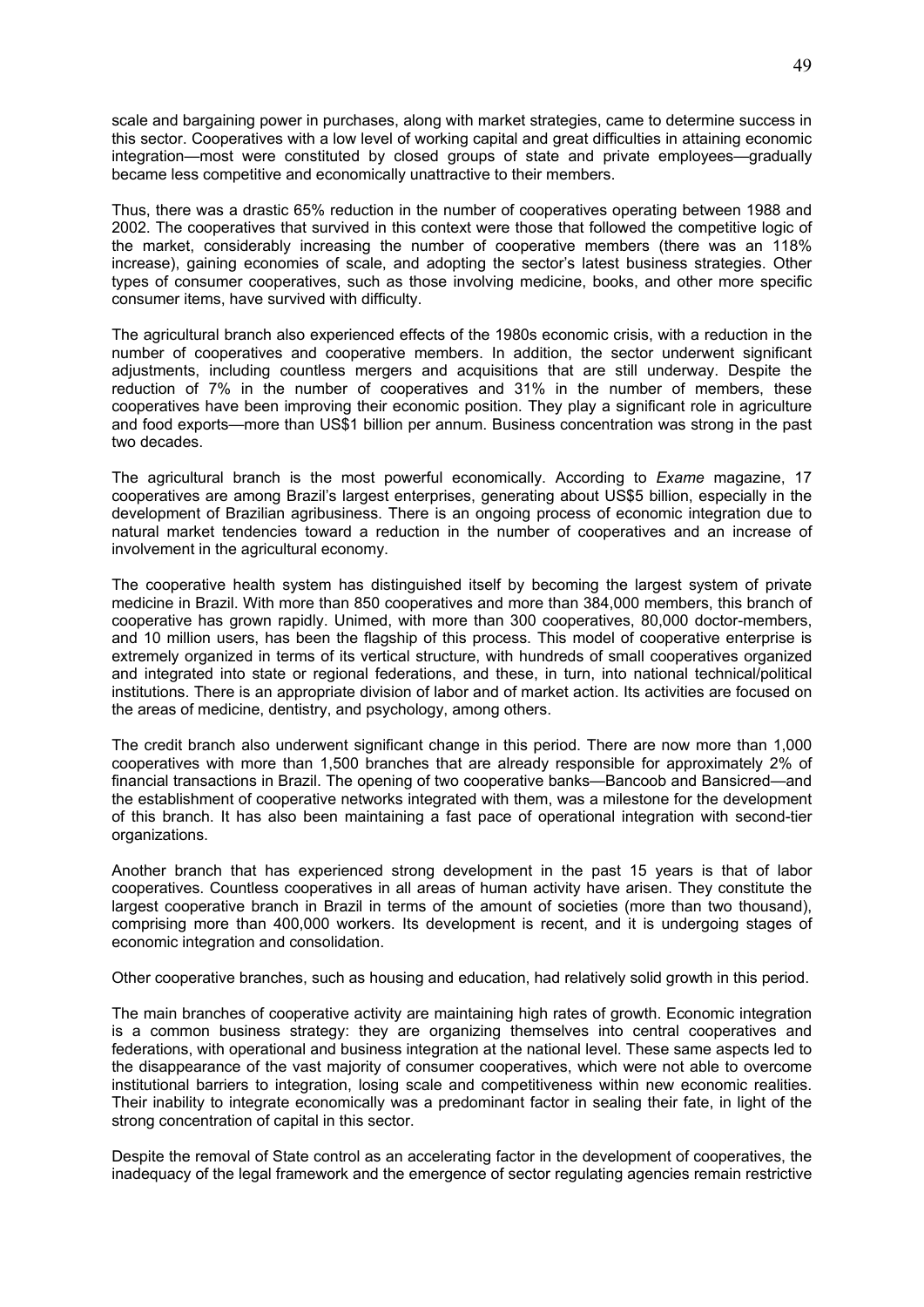scale and bargaining power in purchases, along with market strategies, came to determine success in this sector. Cooperatives with a low level of working capital and great difficulties in attaining economic integration—most were constituted by closed groups of state and private employees—gradually became less competitive and economically unattractive to their members.

Thus, there was a drastic 65% reduction in the number of cooperatives operating between 1988 and 2002. The cooperatives that survived in this context were those that followed the competitive logic of the market, considerably increasing the number of cooperative members (there was an 118% increase), gaining economies of scale, and adopting the sector's latest business strategies. Other types of consumer cooperatives, such as those involving medicine, books, and other more specific consumer items, have survived with difficulty.

The agricultural branch also experienced effects of the 1980s economic crisis, with a reduction in the number of cooperatives and cooperative members. In addition, the sector underwent significant adjustments, including countless mergers and acquisitions that are still underway. Despite the reduction of 7% in the number of cooperatives and 31% in the number of members, these cooperatives have been improving their economic position. They play a significant role in agriculture and food exports—more than US$1 billion per annum. Business concentration was strong in the past two decades.

The agricultural branch is the most powerful economically. According to *Exame* magazine, 17 cooperatives are among Brazil's largest enterprises, generating about US$5 billion, especially in the development of Brazilian agribusiness. There is an ongoing process of economic integration due to natural market tendencies toward a reduction in the number of cooperatives and an increase of involvement in the agricultural economy.

The cooperative health system has distinguished itself by becoming the largest system of private medicine in Brazil. With more than 850 cooperatives and more than 384,000 members, this branch of cooperative has grown rapidly. Unimed, with more than 300 cooperatives, 80,000 doctor-members, and 10 million users, has been the flagship of this process. This model of cooperative enterprise is extremely organized in terms of its vertical structure, with hundreds of small cooperatives organized and integrated into state or regional federations, and these, in turn, into national technical/political institutions. There is an appropriate division of labor and of market action. Its activities are focused on the areas of medicine, dentistry, and psychology, among others.

The credit branch also underwent significant change in this period. There are now more than 1,000 cooperatives with more than 1,500 branches that are already responsible for approximately 2% of financial transactions in Brazil. The opening of two cooperative banks—Bancoob and Bansicred—and the establishment of cooperative networks integrated with them, was a milestone for the development of this branch. It has also been maintaining a fast pace of operational integration with second-tier organizations.

Another branch that has experienced strong development in the past 15 years is that of labor cooperatives. Countless cooperatives in all areas of human activity have arisen. They constitute the largest cooperative branch in Brazil in terms of the amount of societies (more than two thousand), comprising more than 400,000 workers. Its development is recent, and it is undergoing stages of economic integration and consolidation.

Other cooperative branches, such as housing and education, had relatively solid growth in this period.

The main branches of cooperative activity are maintaining high rates of growth. Economic integration is a common business strategy: they are organizing themselves into central cooperatives and federations, with operational and business integration at the national level. These same aspects led to the disappearance of the vast majority of consumer cooperatives, which were not able to overcome institutional barriers to integration, losing scale and competitiveness within new economic realities. Their inability to integrate economically was a predominant factor in sealing their fate, in light of the strong concentration of capital in this sector.

Despite the removal of State control as an accelerating factor in the development of cooperatives, the inadequacy of the legal framework and the emergence of sector regulating agencies remain restrictive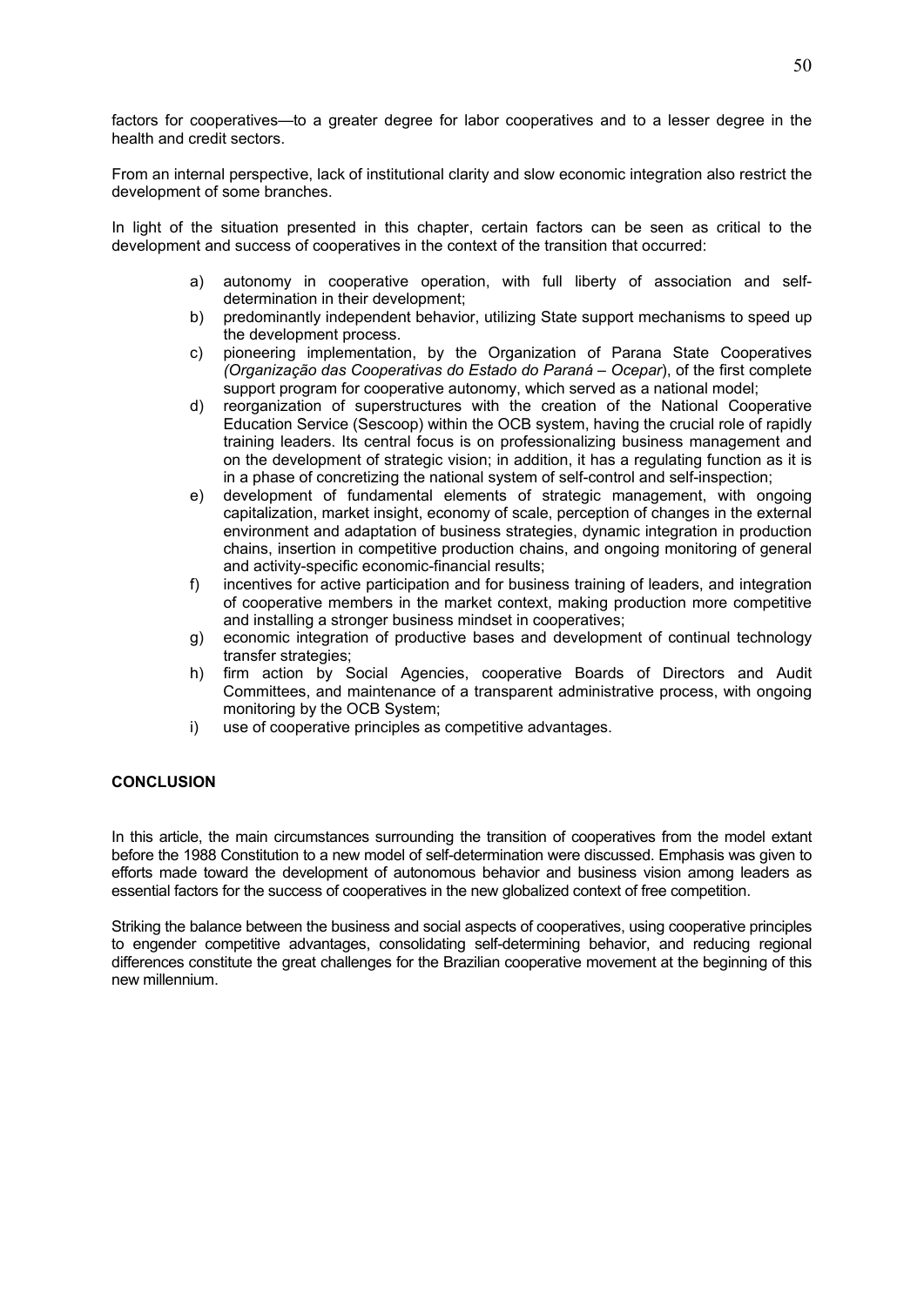factors for cooperatives—to a greater degree for labor cooperatives and to a lesser degree in the health and credit sectors.

From an internal perspective, lack of institutional clarity and slow economic integration also restrict the development of some branches.

In light of the situation presented in this chapter, certain factors can be seen as critical to the development and success of cooperatives in the context of the transition that occurred:

a) autonomy in cooperative operation, with full liberty of association and self-determination in their development;
b) predominantly independent behavior, utilizing State support mechanisms to speed up the development process.
c) pioneering implementation, by the Organization of Parana State Cooperatives *(Organização das Cooperativas do Estado do Paraná – Ocepar*), of the first complete support program for cooperative autonomy, which served as a national model;
d) reorganization of superstructures with the creation of the National Cooperative Education Service (Sescoop) within the OCB system, having the crucial role of rapidly training leaders. Its central focus is on professionalizing business management and on the development of strategic vision; in addition, it has a regulating function as it is in a phase of concretizing the national system of self-control and self-inspection;
e) development of fundamental elements of strategic management, with ongoing capitalization, market insight, economy of scale, perception of changes in the external environment and adaptation of business strategies, dynamic integration in production chains, insertion in competitive production chains, and ongoing monitoring of general and activity-specific economic-financial results;
f) incentives for active participation and for business training of leaders, and integration of cooperative members in the market context, making production more competitive and installing a stronger business mindset in cooperatives;
g) economic integration of productive bases and development of continual technology transfer strategies;
h) firm action by Social Agencies, cooperative Boards of Directors and Audit Committees, and maintenance of a transparent administrative process, with ongoing monitoring by the OCB System;
i) use of cooperative principles as competitive advantages.

**CONCLUSION**

In this article, the main circumstances surrounding the transition of cooperatives from the model extant before the 1988 Constitution to a new model of self-determination were discussed. Emphasis was given to efforts made toward the development of autonomous behavior and business vision among leaders as essential factors for the success of cooperatives in the new globalized context of free competition.

Striking the balance between the business and social aspects of cooperatives, using cooperative principles to engender competitive advantages, consolidating self-determining behavior, and reducing regional differences constitute the great challenges for the Brazilian cooperative movement at the beginning of this new millennium.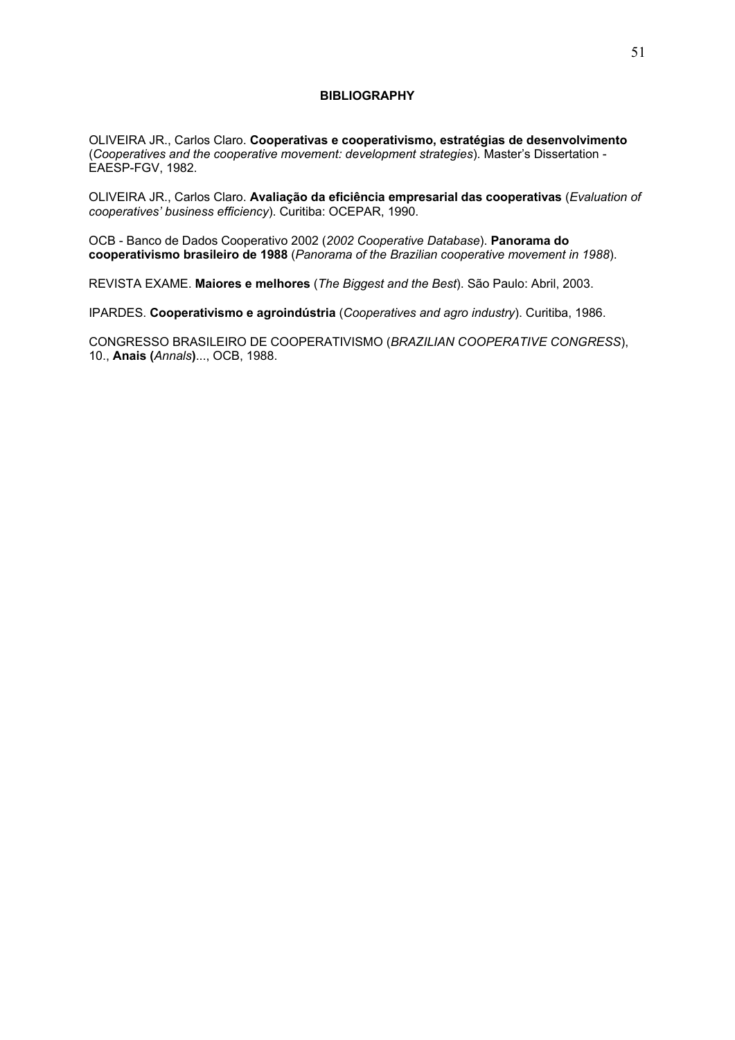# BIBLIOGRAPHY

OLIVEIRA JR., Carlos Claro. **Cooperativas e cooperativismo, estratégias de desenvolvimento** (*Cooperatives and the cooperative movement: development strategies*). Master's Dissertation - EAESP-FGV, 1982.

OLIVEIRA JR., Carlos Claro. **Avaliação da eficiência empresarial das cooperativas** (*Evaluation of cooperatives' business efficiency*). Curitiba: OCEPAR, 1990.

OCB - Banco de Dados Cooperativo 2002 (*2002 Cooperative Database*). **Panorama do cooperativismo brasileiro de 1988** (*Panorama of the Brazilian cooperative movement in 1988*).

REVISTA EXAME. **Maiores e melhores** (*The Biggest and the Best*). São Paulo: Abril, 2003.

IPARDES. **Cooperativismo e agroindústria** (*Cooperatives and agro industry*). Curitiba, 1986.

CONGRESSO BRASILEIRO DE COOPERATIVISMO (*BRAZILIAN COOPERATIVE CONGRESS*), 10., **Anais (***Annals***)**..., OCB, 1988.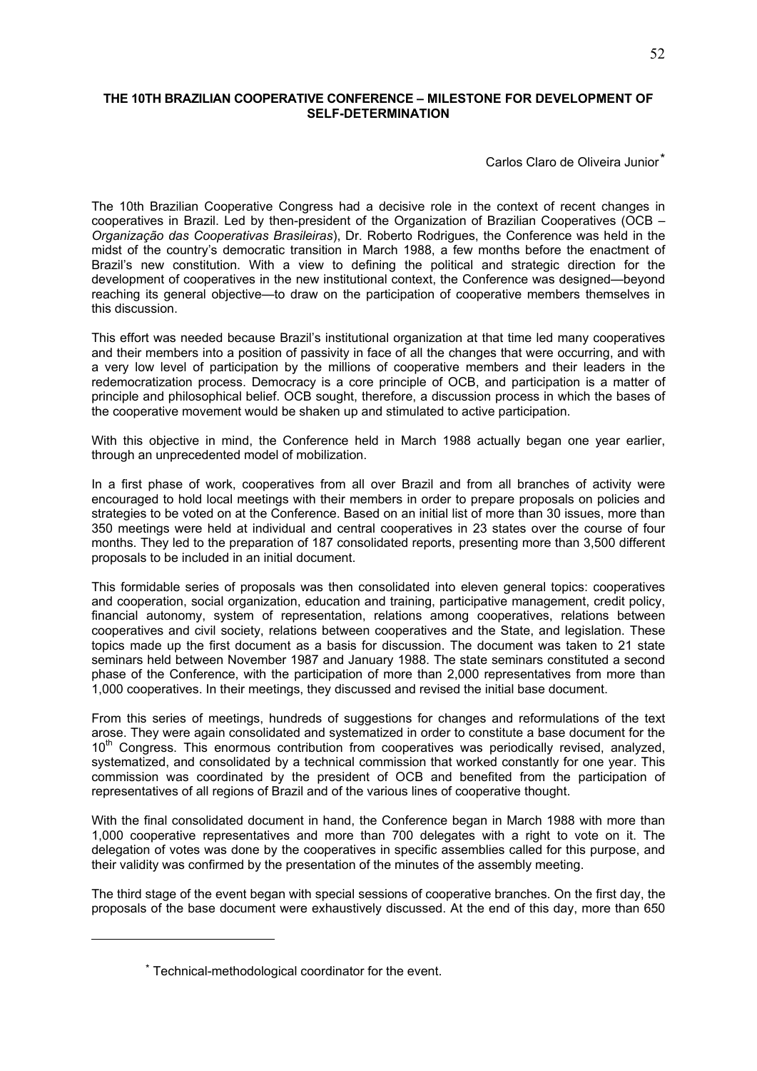**THE 10TH BRAZILIAN COOPERATIVE CONFERENCE – MILESTONE FOR DEVELOPMENT OF SELF-DETERMINATION**

Carlos Claro de Oliveira Junior*

The 10th Brazilian Cooperative Congress had a decisive role in the context of recent changes in cooperatives in Brazil. Led by then-president of the Organization of Brazilian Cooperatives (OCB – *Organização das Cooperativas Brasileiras*), Dr. Roberto Rodrigues, the Conference was held in the midst of the country's democratic transition in March 1988, a few months before the enactment of Brazil's new constitution. With a view to defining the political and strategic direction for the development of cooperatives in the new institutional context, the Conference was designed—beyond reaching its general objective—to draw on the participation of cooperative members themselves in this discussion.

This effort was needed because Brazil's institutional organization at that time led many cooperatives and their members into a position of passivity in face of all the changes that were occurring, and with a very low level of participation by the millions of cooperative members and their leaders in the redemocratization process. Democracy is a core principle of OCB, and participation is a matter of principle and philosophical belief. OCB sought, therefore, a discussion process in which the bases of the cooperative movement would be shaken up and stimulated to active participation.

With this objective in mind, the Conference held in March 1988 actually began one year earlier, through an unprecedented model of mobilization.

In a first phase of work, cooperatives from all over Brazil and from all branches of activity were encouraged to hold local meetings with their members in order to prepare proposals on policies and strategies to be voted on at the Conference. Based on an initial list of more than 30 issues, more than 350 meetings were held at individual and central cooperatives in 23 states over the course of four months. They led to the preparation of 187 consolidated reports, presenting more than 3,500 different proposals to be included in an initial document.

This formidable series of proposals was then consolidated into eleven general topics: cooperatives and cooperation, social organization, education and training, participative management, credit policy, financial autonomy, system of representation, relations among cooperatives, relations between cooperatives and civil society, relations between cooperatives and the State, and legislation. These topics made up the first document as a basis for discussion. The document was taken to 21 state seminars held between November 1987 and January 1988. The state seminars constituted a second phase of the Conference, with the participation of more than 2,000 representatives from more than 1,000 cooperatives. In their meetings, they discussed and revised the initial base document.

From this series of meetings, hundreds of suggestions for changes and reformulations of the text arose. They were again consolidated and systematized in order to constitute a base document for the 10th Congress. This enormous contribution from cooperatives was periodically revised, analyzed, systematized, and consolidated by a technical commission that worked constantly for one year. This commission was coordinated by the president of OCB and benefited from the participation of representatives of all regions of Brazil and of the various lines of cooperative thought.

With the final consolidated document in hand, the Conference began in March 1988 with more than 1,000 cooperative representatives and more than 700 delegates with a right to vote on it. The delegation of votes was done by the cooperatives in specific assemblies called for this purpose, and their validity was confirmed by the presentation of the minutes of the assembly meeting.

The third stage of the event began with special sessions of cooperative branches. On the first day, the proposals of the base document were exhaustively discussed. At the end of this day, more than 650

* Technical-methodological coordinator for the event.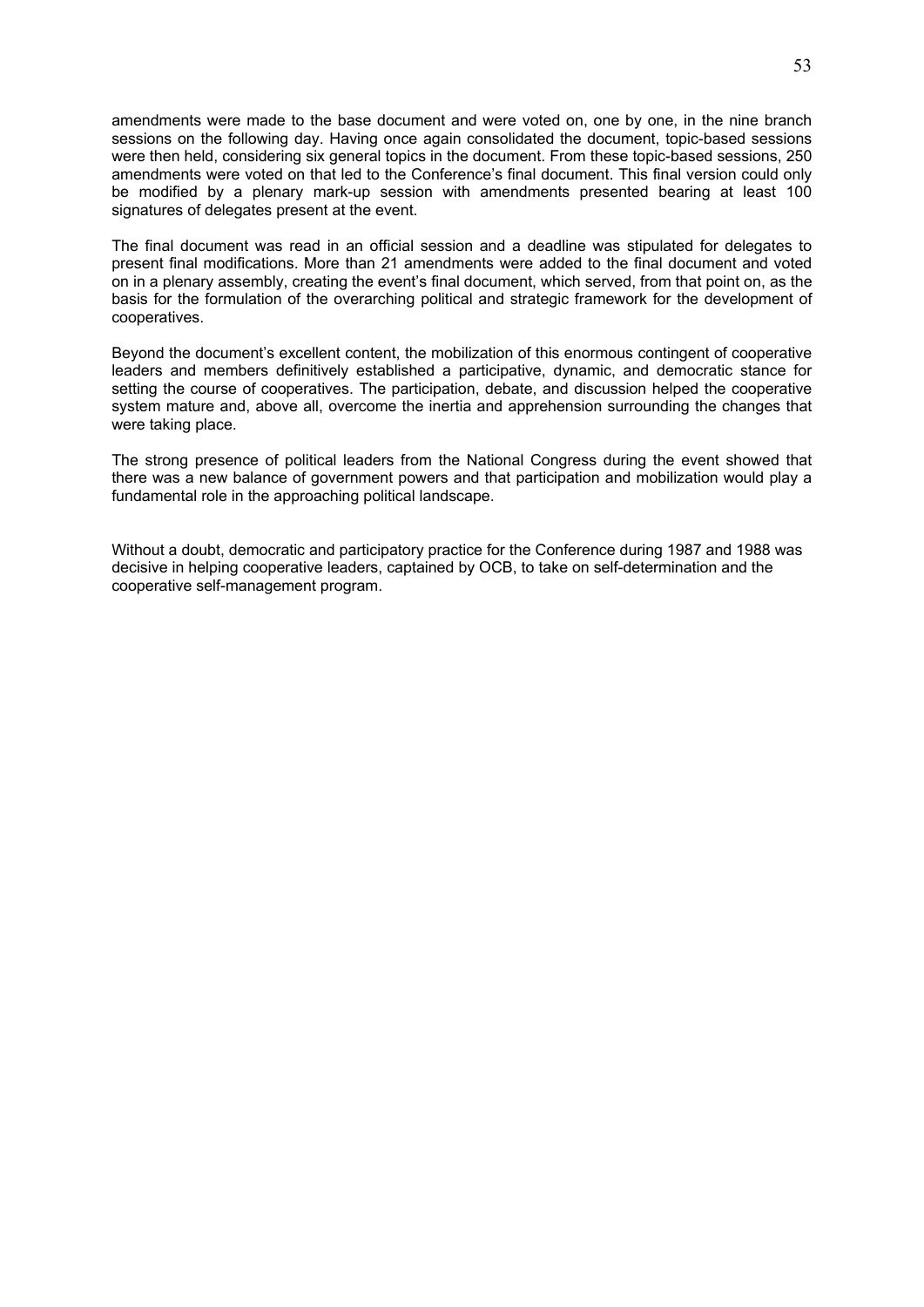amendments were made to the base document and were voted on, one by one, in the nine branch sessions on the following day. Having once again consolidated the document, topic-based sessions were then held, considering six general topics in the document. From these topic-based sessions, 250 amendments were voted on that led to the Conference's final document. This final version could only be modified by a plenary mark-up session with amendments presented bearing at least 100 signatures of delegates present at the event.

The final document was read in an official session and a deadline was stipulated for delegates to present final modifications. More than 21 amendments were added to the final document and voted on in a plenary assembly, creating the event's final document, which served, from that point on, as the basis for the formulation of the overarching political and strategic framework for the development of cooperatives.

Beyond the document's excellent content, the mobilization of this enormous contingent of cooperative leaders and members definitively established a participative, dynamic, and democratic stance for setting the course of cooperatives. The participation, debate, and discussion helped the cooperative system mature and, above all, overcome the inertia and apprehension surrounding the changes that were taking place.

The strong presence of political leaders from the National Congress during the event showed that there was a new balance of government powers and that participation and mobilization would play a fundamental role in the approaching political landscape.

Without a doubt, democratic and participatory practice for the Conference during 1987 and 1988 was decisive in helping cooperative leaders, captained by OCB, to take on self-determination and the cooperative self-management program.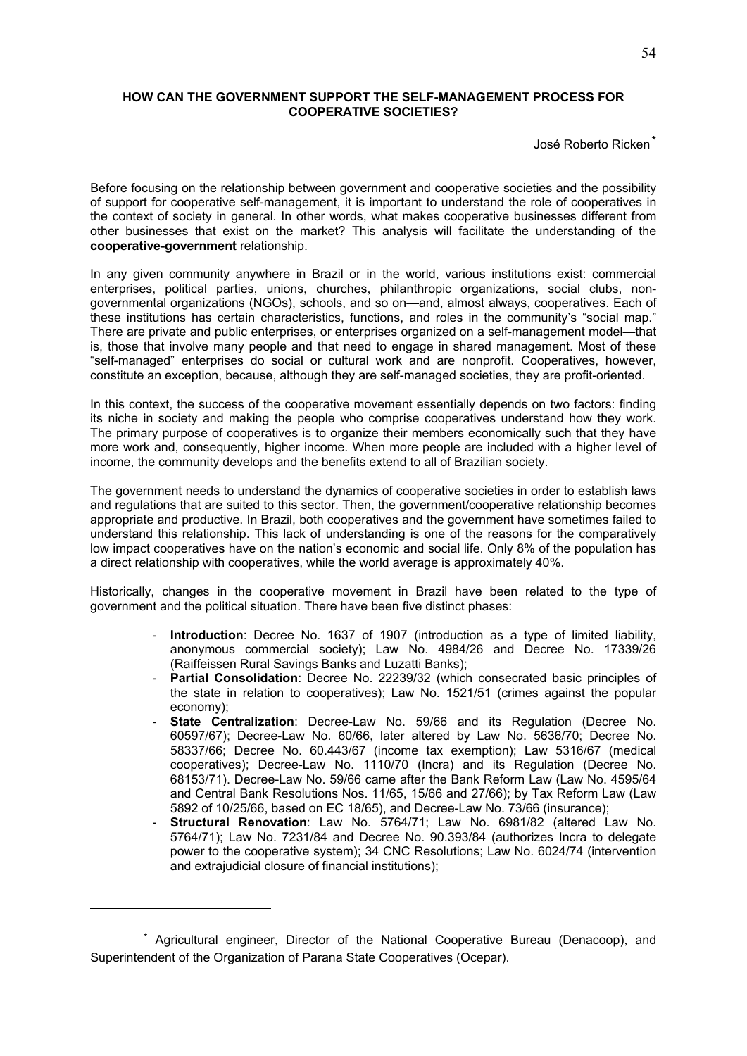## HOW CAN THE GOVERNMENT SUPPORT THE SELF-MANAGEMENT PROCESS FOR COOPERATIVE SOCIETIES?

José Roberto Ricken[*]

Before focusing on the relationship between government and cooperative societies and the possibility of support for cooperative self-management, it is important to understand the role of cooperatives in the context of society in general. In other words, what makes cooperative businesses different from other businesses that exist on the market? This analysis will facilitate the understanding of the **cooperative-government** relationship.

In any given community anywhere in Brazil or in the world, various institutions exist: commercial enterprises, political parties, unions, churches, philanthropic organizations, social clubs, non-governmental organizations (NGOs), schools, and so on—and, almost always, cooperatives. Each of these institutions has certain characteristics, functions, and roles in the community's "social map." There are private and public enterprises, or enterprises organized on a self-management model—that is, those that involve many people and that need to engage in shared management. Most of these "self-managed" enterprises do social or cultural work and are nonprofit. Cooperatives, however, constitute an exception, because, although they are self-managed societies, they are profit-oriented.

In this context, the success of the cooperative movement essentially depends on two factors: finding its niche in society and making the people who comprise cooperatives understand how they work. The primary purpose of cooperatives is to organize their members economically such that they have more work and, consequently, higher income. When more people are included with a higher level of income, the community develops and the benefits extend to all of Brazilian society.

The government needs to understand the dynamics of cooperative societies in order to establish laws and regulations that are suited to this sector. Then, the government/cooperative relationship becomes appropriate and productive. In Brazil, both cooperatives and the government have sometimes failed to understand this relationship. This lack of understanding is one of the reasons for the comparatively low impact cooperatives have on the nation's economic and social life. Only 8% of the population has a direct relationship with cooperatives, while the world average is approximately 40%.

Historically, changes in the cooperative movement in Brazil have been related to the type of government and the political situation. There have been five distinct phases:

- **Introduction**: Decree No. 1637 of 1907 (introduction as a type of limited liability, anonymous commercial society); Law No. 4984/26 and Decree No. 17339/26 (Raiffeissen Rural Savings Banks and Luzatti Banks);
- **Partial Consolidation**: Decree No. 22239/32 (which consecrated basic principles of the state in relation to cooperatives); Law No. 1521/51 (crimes against the popular economy);
- **State Centralization**: Decree-Law No. 59/66 and its Regulation (Decree No. 60597/67); Decree-Law No. 60/66, later altered by Law No. 5636/70; Decree No. 58337/66; Decree No. 60.443/67 (income tax exemption); Law 5316/67 (medical cooperatives); Decree-Law No. 1110/70 (Incra) and its Regulation (Decree No. 68153/71). Decree-Law No. 59/66 came after the Bank Reform Law (Law No. 4595/64 and Central Bank Resolutions Nos. 11/65, 15/66 and 27/66); by Tax Reform Law (Law 5892 of 10/25/66, based on EC 18/65), and Decree-Law No. 73/66 (insurance);
- **Structural Renovation**: Law No. 5764/71; Law No. 6981/82 (altered Law No. 5764/71); Law No. 7231/84 and Decree No. 90.393/84 (authorizes Incra to delegate power to the cooperative system); 34 CNC Resolutions; Law No. 6024/74 (intervention and extrajudicial closure of financial institutions);

---

[*] Agricultural engineer, Director of the National Cooperative Bureau (Denacoop), and Superintendent of the Organization of Parana State Cooperatives (Ocepar).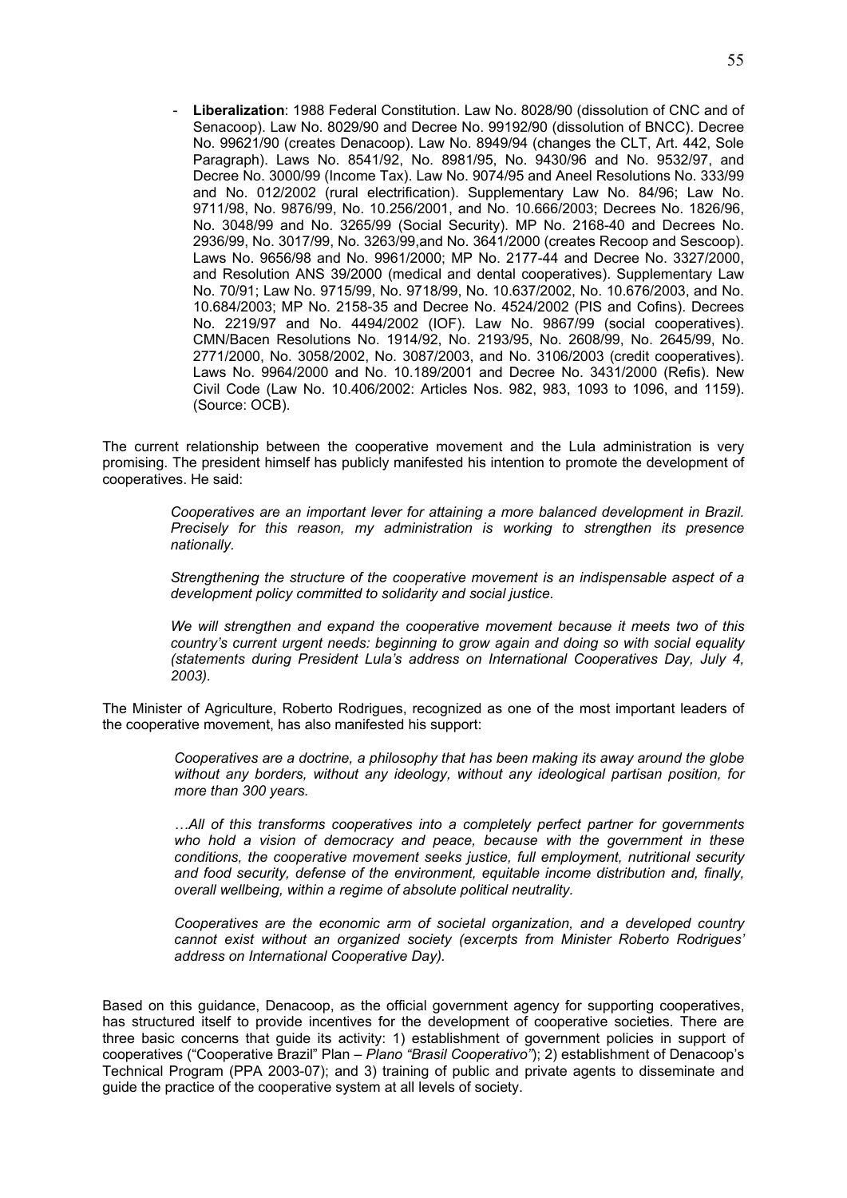- **Liberalization**: 1988 Federal Constitution. Law No. 8028/90 (dissolution of CNC and of Senacoop). Law No. 8029/90 and Decree No. 99192/90 (dissolution of BNCC). Decree No. 99621/90 (creates Denacoop). Law No. 8949/94 (changes the CLT, Art. 442, Sole Paragraph). Laws No. 8541/92, No. 8981/95, No. 9430/96 and No. 9532/97, and Decree No. 3000/99 (Income Tax). Law No. 9074/95 and Aneel Resolutions No. 333/99 and No. 012/2002 (rural electrification). Supplementary Law No. 84/96; Law No. 9711/98, No. 9876/99, No. 10.256/2001, and No. 10.666/2003; Decrees No. 1826/96, No. 3048/99 and No. 3265/99 (Social Security). MP No. 2168-40 and Decrees No. 2936/99, No. 3017/99, No. 3263/99,and No. 3641/2000 (creates Recoop and Sescoop). Laws No. 9656/98 and No. 9961/2000; MP No. 2177-44 and Decree No. 3327/2000, and Resolution ANS 39/2000 (medical and dental cooperatives). Supplementary Law No. 70/91; Law No. 9715/99, No. 9718/99, No. 10.637/2002, No. 10.676/2003, and No. 10.684/2003; MP No. 2158-35 and Decree No. 4524/2002 (PIS and Cofins). Decrees No. 2219/97 and No. 4494/2002 (IOF). Law No. 9867/99 (social cooperatives). CMN/Bacen Resolutions No. 1914/92, No. 2193/95, No. 2608/99, No. 2645/99, No. 2771/2000, No. 3058/2002, No. 3087/2003, and No. 3106/2003 (credit cooperatives). Laws No. 9964/2000 and No. 10.189/2001 and Decree No. 3431/2000 (Refis). New Civil Code (Law No. 10.406/2002: Articles Nos. 982, 983, 1093 to 1096, and 1159). (Source: OCB).

The current relationship between the cooperative movement and the Lula administration is very promising. The president himself has publicly manifested his intention to promote the development of cooperatives. He said:

> *Cooperatives are an important lever for attaining a more balanced development in Brazil. Precisely for this reason, my administration is working to strengthen its presence nationally.*
>
> *Strengthening the structure of the cooperative movement is an indispensable aspect of a development policy committed to solidarity and social justice.*
>
> *We will strengthen and expand the cooperative movement because it meets two of this country's current urgent needs: beginning to grow again and doing so with social equality (statements during President Lula's address on International Cooperatives Day, July 4, 2003).*

The Minister of Agriculture, Roberto Rodrigues, recognized as one of the most important leaders of the cooperative movement, has also manifested his support:

> *Cooperatives are a doctrine, a philosophy that has been making its away around the globe without any borders, without any ideology, without any ideological partisan position, for more than 300 years.*
>
> *…All of this transforms cooperatives into a completely perfect partner for governments who hold a vision of democracy and peace, because with the government in these conditions, the cooperative movement seeks justice, full employment, nutritional security and food security, defense of the environment, equitable income distribution and, finally, overall wellbeing, within a regime of absolute political neutrality.*
>
> *Cooperatives are the economic arm of societal organization, and a developed country cannot exist without an organized society (excerpts from Minister Roberto Rodrigues' address on International Cooperative Day).*

Based on this guidance, Denacoop, as the official government agency for supporting cooperatives, has structured itself to provide incentives for the development of cooperative societies. There are three basic concerns that guide its activity: 1) establishment of government policies in support of cooperatives ("Cooperative Brazil" Plan – *Plano "Brasil Cooperativo"*); 2) establishment of Denacoop's Technical Program (PPA 2003-07); and 3) training of public and private agents to disseminate and guide the practice of the cooperative system at all levels of society.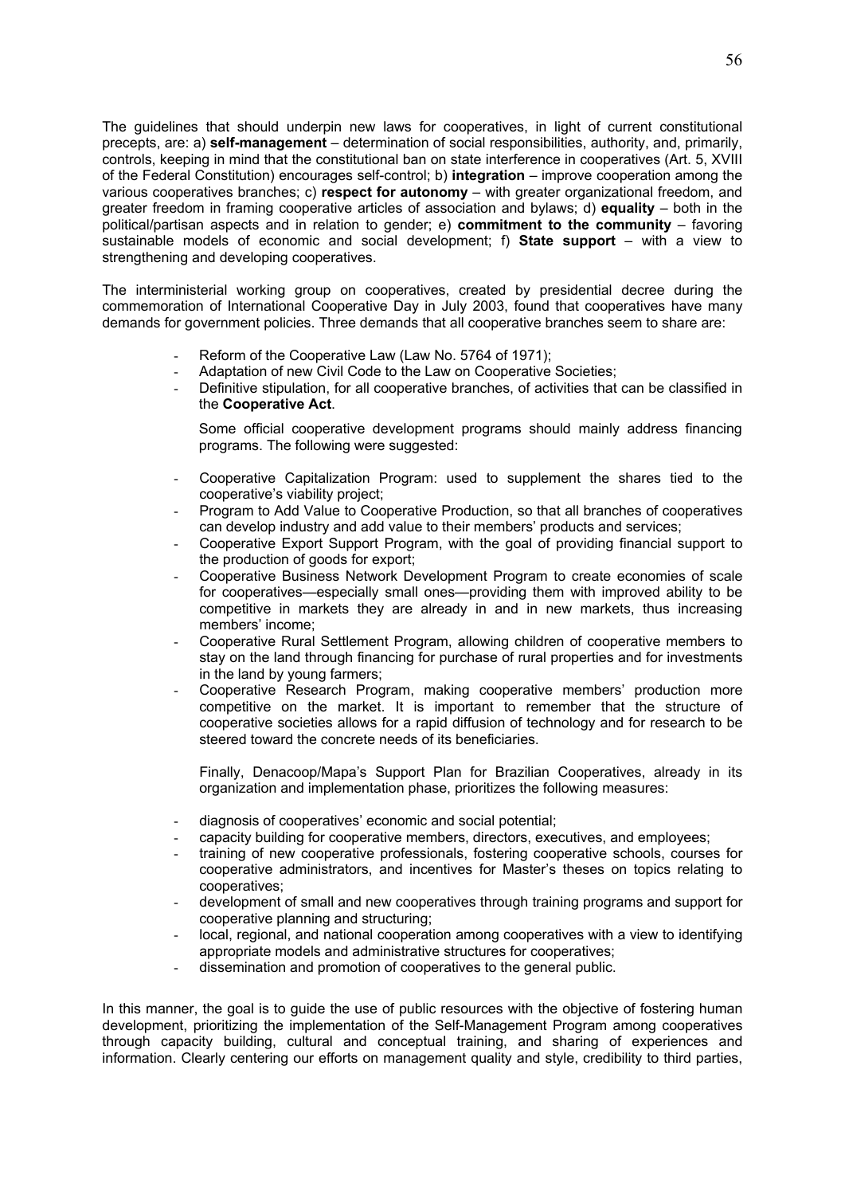The guidelines that should underpin new laws for cooperatives, in light of current constitutional precepts, are: a) **self-management** – determination of social responsibilities, authority, and, primarily, controls, keeping in mind that the constitutional ban on state interference in cooperatives (Art. 5, XVIII of the Federal Constitution) encourages self-control; b) **integration** – improve cooperation among the various cooperatives branches; c) **respect for autonomy** – with greater organizational freedom, and greater freedom in framing cooperative articles of association and bylaws; d) **equality** – both in the political/partisan aspects and in relation to gender; e) **commitment to the community** – favoring sustainable models of economic and social development; f) **State support** – with a view to strengthening and developing cooperatives.

The interministerial working group on cooperatives, created by presidential decree during the commemoration of International Cooperative Day in July 2003, found that cooperatives have many demands for government policies. Three demands that all cooperative branches seem to share are:

- Reform of the Cooperative Law (Law No. 5764 of 1971);
- Adaptation of new Civil Code to the Law on Cooperative Societies;
- Definitive stipulation, for all cooperative branches, of activities that can be classified in the **Cooperative Act**.

Some official cooperative development programs should mainly address financing programs. The following were suggested:

- Cooperative Capitalization Program: used to supplement the shares tied to the cooperative's viability project;
- Program to Add Value to Cooperative Production, so that all branches of cooperatives can develop industry and add value to their members' products and services;
- Cooperative Export Support Program, with the goal of providing financial support to the production of goods for export;
- Cooperative Business Network Development Program to create economies of scale for cooperatives—especially small ones—providing them with improved ability to be competitive in markets they are already in and in new markets, thus increasing members' income;
- Cooperative Rural Settlement Program, allowing children of cooperative members to stay on the land through financing for purchase of rural properties and for investments in the land by young farmers;
- Cooperative Research Program, making cooperative members' production more competitive on the market. It is important to remember that the structure of cooperative societies allows for a rapid diffusion of technology and for research to be steered toward the concrete needs of its beneficiaries.

Finally, Denacoop/Mapa's Support Plan for Brazilian Cooperatives, already in its organization and implementation phase, prioritizes the following measures:

- diagnosis of cooperatives' economic and social potential;
- capacity building for cooperative members, directors, executives, and employees;
- training of new cooperative professionals, fostering cooperative schools, courses for cooperative administrators, and incentives for Master's theses on topics relating to cooperatives;
- development of small and new cooperatives through training programs and support for cooperative planning and structuring;
- local, regional, and national cooperation among cooperatives with a view to identifying appropriate models and administrative structures for cooperatives;
- dissemination and promotion of cooperatives to the general public.

In this manner, the goal is to guide the use of public resources with the objective of fostering human development, prioritizing the implementation of the Self-Management Program among cooperatives through capacity building, cultural and conceptual training, and sharing of experiences and information. Clearly centering our efforts on management quality and style, credibility to third parties,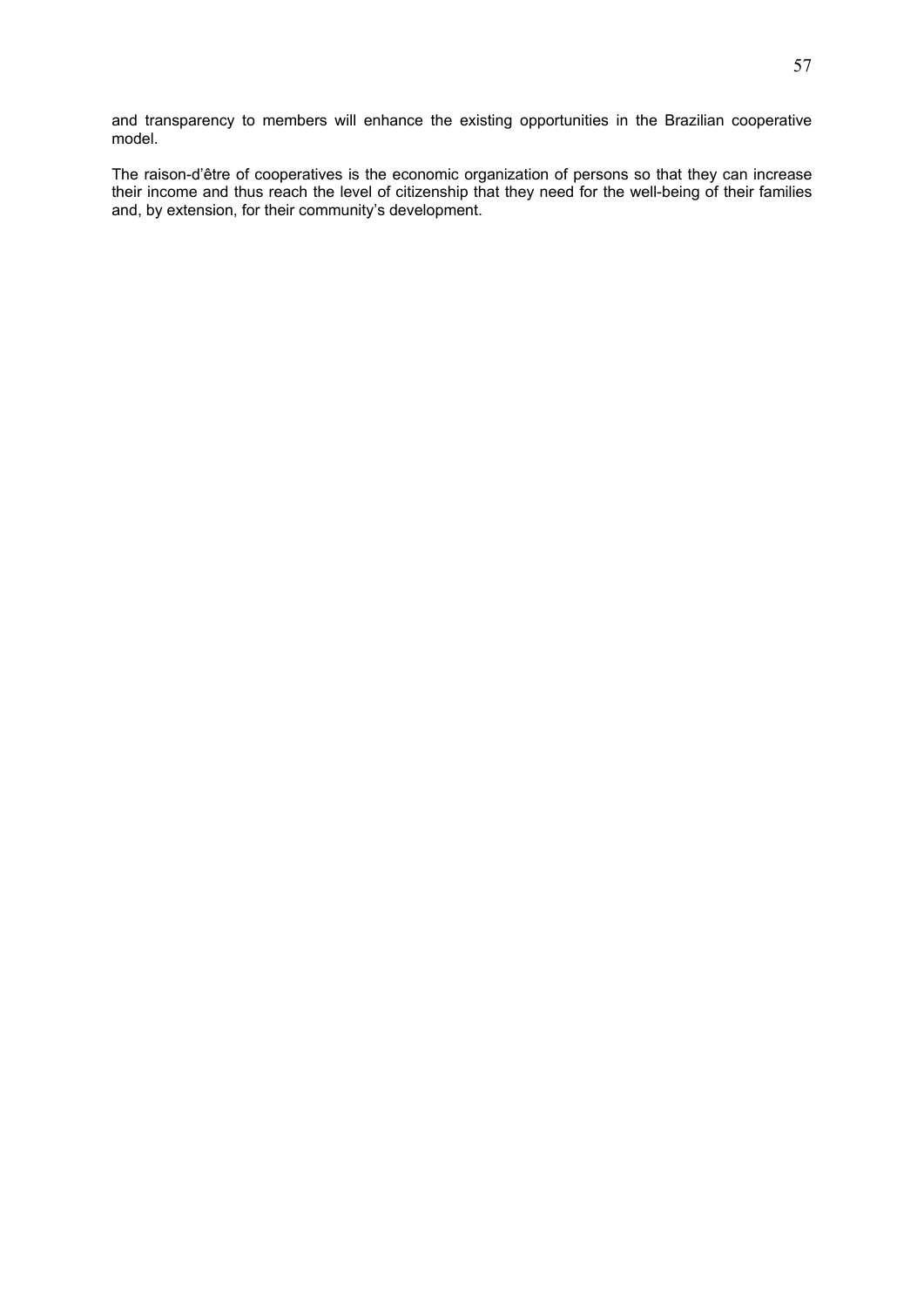and transparency to members will enhance the existing opportunities in the Brazilian cooperative model.

The raison-d'être of cooperatives is the economic organization of persons so that they can increase their income and thus reach the level of citizenship that they need for the well-being of their families and, by extension, for their community's development.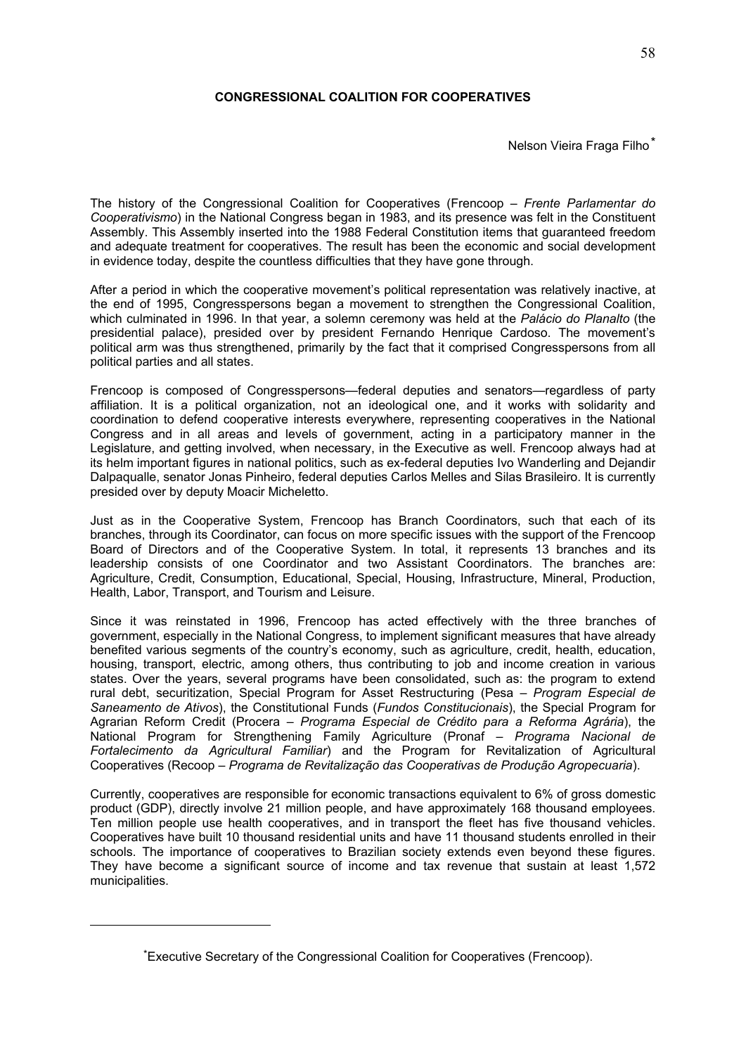# CONGRESSIONAL COALITION FOR COOPERATIVES

Nelson Vieira Fraga Filho[*]

The history of the Congressional Coalition for Cooperatives (Frencoop – *Frente Parlamentar do Cooperativismo*) in the National Congress began in 1983, and its presence was felt in the Constituent Assembly. This Assembly inserted into the 1988 Federal Constitution items that guaranteed freedom and adequate treatment for cooperatives. The result has been the economic and social development in evidence today, despite the countless difficulties that they have gone through.

After a period in which the cooperative movement's political representation was relatively inactive, at the end of 1995, Congresspersons began a movement to strengthen the Congressional Coalition, which culminated in 1996. In that year, a solemn ceremony was held at the *Palácio do Planalto* (the presidential palace), presided over by president Fernando Henrique Cardoso. The movement's political arm was thus strengthened, primarily by the fact that it comprised Congresspersons from all political parties and all states.

Frencoop is composed of Congresspersons—federal deputies and senators—regardless of party affiliation. It is a political organization, not an ideological one, and it works with solidarity and coordination to defend cooperative interests everywhere, representing cooperatives in the National Congress and in all areas and levels of government, acting in a participatory manner in the Legislature, and getting involved, when necessary, in the Executive as well. Frencoop always had at its helm important figures in national politics, such as ex-federal deputies Ivo Wanderling and Dejandir Dalpaqualle, senator Jonas Pinheiro, federal deputies Carlos Melles and Silas Brasileiro. It is currently presided over by deputy Moacir Micheletto.

Just as in the Cooperative System, Frencoop has Branch Coordinators, such that each of its branches, through its Coordinator, can focus on more specific issues with the support of the Frencoop Board of Directors and of the Cooperative System. In total, it represents 13 branches and its leadership consists of one Coordinator and two Assistant Coordinators. The branches are: Agriculture, Credit, Consumption, Educational, Special, Housing, Infrastructure, Mineral, Production, Health, Labor, Transport, and Tourism and Leisure.

Since it was reinstated in 1996, Frencoop has acted effectively with the three branches of government, especially in the National Congress, to implement significant measures that have already benefited various segments of the country's economy, such as agriculture, credit, health, education, housing, transport, electric, among others, thus contributing to job and income creation in various states. Over the years, several programs have been consolidated, such as: the program to extend rural debt, securitization, Special Program for Asset Restructuring (Pesa – *Program Especial de Saneamento de Ativos*), the Constitutional Funds (*Fundos Constitucionais*), the Special Program for Agrarian Reform Credit (Procera – *Programa Especial de Crédito para a Reforma Agrária*), the National Program for Strengthening Family Agriculture (Pronaf – *Programa Nacional de Fortalecimento da Agricultural Familiar*) and the Program for Revitalization of Agricultural Cooperatives (Recoop – *Programa de Revitalização das Cooperativas de Produção Agropecuaria*).

Currently, cooperatives are responsible for economic transactions equivalent to 6% of gross domestic product (GDP), directly involve 21 million people, and have approximately 168 thousand employees. Ten million people use health cooperatives, and in transport the fleet has five thousand vehicles. Cooperatives have built 10 thousand residential units and have 11 thousand students enrolled in their schools. The importance of cooperatives to Brazilian society extends even beyond these figures. They have become a significant source of income and tax revenue that sustain at least 1,572 municipalities.

[*] Executive Secretary of the Congressional Coalition for Cooperatives (Frencoop).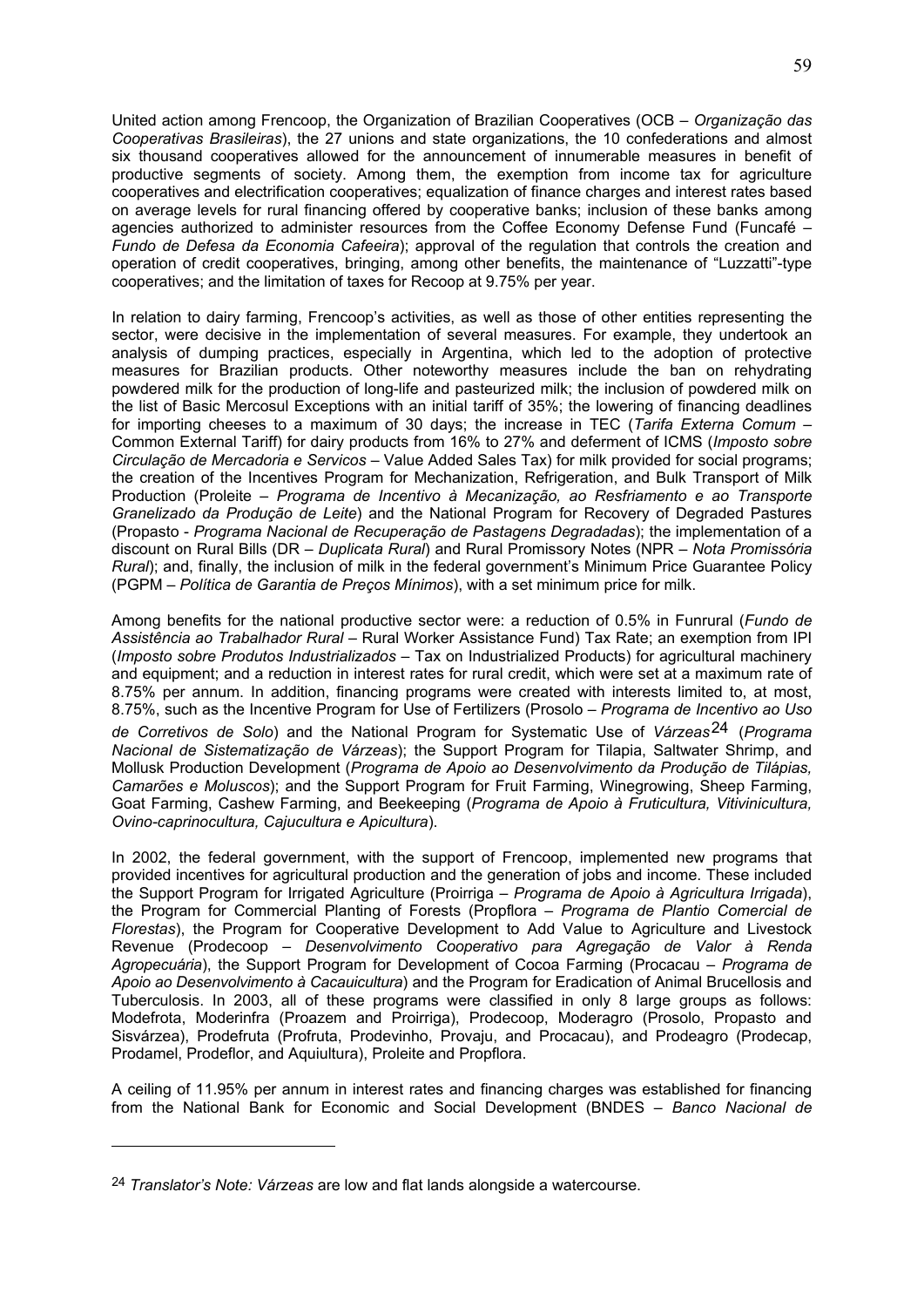United action among Frencoop, the Organization of Brazilian Cooperatives (OCB – *Organização das Cooperativas Brasileiras*), the 27 unions and state organizations, the 10 confederations and almost six thousand cooperatives allowed for the announcement of innumerable measures in benefit of productive segments of society. Among them, the exemption from income tax for agriculture cooperatives and electrification cooperatives; equalization of finance charges and interest rates based on average levels for rural financing offered by cooperative banks; inclusion of these banks among agencies authorized to administer resources from the Coffee Economy Defense Fund (Funcafé – *Fundo de Defesa da Economia Cafeeira*); approval of the regulation that controls the creation and operation of credit cooperatives, bringing, among other benefits, the maintenance of "Luzzatti"-type cooperatives; and the limitation of taxes for Recoop at 9.75% per year.

In relation to dairy farming, Frencoop's activities, as well as those of other entities representing the sector, were decisive in the implementation of several measures. For example, they undertook an analysis of dumping practices, especially in Argentina, which led to the adoption of protective measures for Brazilian products. Other noteworthy measures include the ban on rehydrating powdered milk for the production of long-life and pasteurized milk; the inclusion of powdered milk on the list of Basic Mercosul Exceptions with an initial tariff of 35%; the lowering of financing deadlines for importing cheeses to a maximum of 30 days; the increase in TEC (*Tarifa Externa Comum* – Common External Tariff) for dairy products from 16% to 27% and deferment of ICMS (*Imposto sobre Circulação de Mercadoria e Servicos* – Value Added Sales Tax) for milk provided for social programs; the creation of the Incentives Program for Mechanization, Refrigeration, and Bulk Transport of Milk Production (Proleite – *Programa de Incentivo à Mecanização, ao Resfriamento e ao Transporte Granelizado da Produção de Leite*) and the National Program for Recovery of Degraded Pastures (Propasto - *Programa Nacional de Recuperação de Pastagens Degradadas*); the implementation of a discount on Rural Bills (DR – *Duplicata Rural*) and Rural Promissory Notes (NPR – *Nota Promissória Rural*); and, finally, the inclusion of milk in the federal government's Minimum Price Guarantee Policy (PGPM – *Política de Garantia de Preços Mínimos*), with a set minimum price for milk.

Among benefits for the national productive sector were: a reduction of 0.5% in Funrural (*Fundo de Assistência ao Trabalhador Rural* – Rural Worker Assistance Fund) Tax Rate; an exemption from IPI (*Imposto sobre Produtos Industrializados* – Tax on Industrialized Products) for agricultural machinery and equipment; and a reduction in interest rates for rural credit, which were set at a maximum rate of 8.75% per annum. In addition, financing programs were created with interests limited to, at most, 8.75%, such as the Incentive Program for Use of Fertilizers (Prosolo – *Programa de Incentivo ao Uso de Corretivos de Solo*) and the National Program for Systematic Use of *Várzeas*[24] (*Programa Nacional de Sistematização de Várzeas*); the Support Program for Tilapia, Saltwater Shrimp, and Mollusk Production Development (*Programa de Apoio ao Desenvolvimento da Produção de Tilápias, Camarões e Moluscos*); and the Support Program for Fruit Farming, Winegrowing, Sheep Farming, Goat Farming, Cashew Farming, and Beekeeping (*Programa de Apoio à Fruticultura, Vitivinicultura, Ovino-caprinocultura, Cajucultura e Apicultura*).

In 2002, the federal government, with the support of Frencoop, implemented new programs that provided incentives for agricultural production and the generation of jobs and income. These included the Support Program for Irrigated Agriculture (Proirriga – *Programa de Apoio à Agricultura Irrigada*), the Program for Commercial Planting of Forests (Propflora – *Programa de Plantio Comercial de Florestas*), the Program for Cooperative Development to Add Value to Agriculture and Livestock Revenue (Prodecoop – *Desenvolvimento Cooperativo para Agregação de Valor à Renda Agropecuária*), the Support Program for Development of Cocoa Farming (Procacau – *Programa de Apoio ao Desenvolvimento à Cacauicultura*) and the Program for Eradication of Animal Brucellosis and Tuberculosis. In 2003, all of these programs were classified in only 8 large groups as follows: Modefrota, Moderinfra (Proazem and Proirriga), Prodecoop, Moderagro (Prosolo, Propasto and Sisvárzea), Prodefruta (Profruta, Prodevinho, Provaju, and Procacau), and Prodeagro (Prodecap, Prodamel, Prodeflor, and Aquiultura), Proleite and Propflora.

A ceiling of 11.95% per annum in interest rates and financing charges was established for financing from the National Bank for Economic and Social Development (BNDES – *Banco Nacional de*

---

[24] *Translator's Note: Várzeas* are low and flat lands alongside a watercourse.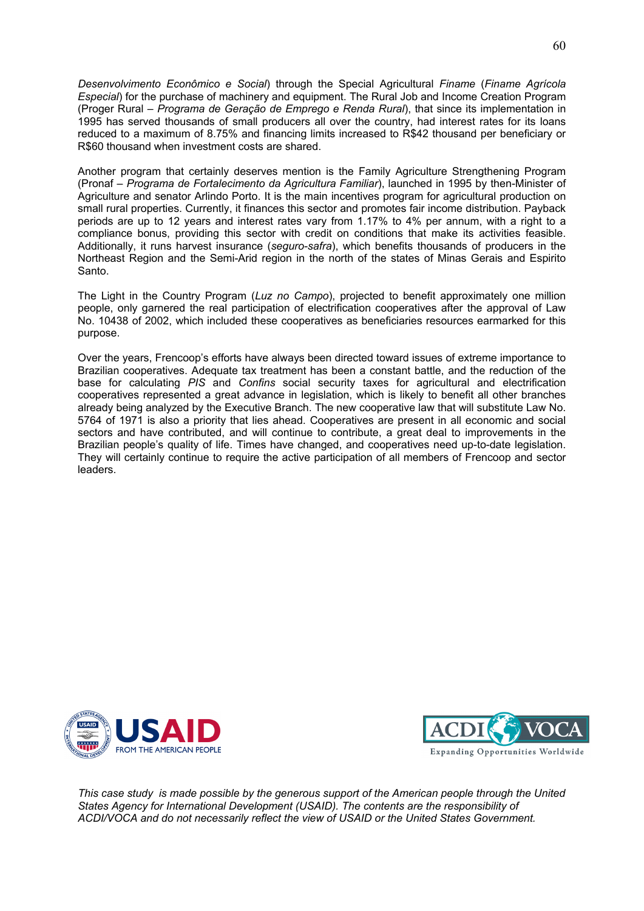*Desenvolvimento Econômico e Social*) through the Special Agricultural *Finame* (*Finame Agrícola Especial*) for the purchase of machinery and equipment. The Rural Job and Income Creation Program (Proger Rural – *Programa de Geração de Emprego e Renda Rural*), that since its implementation in 1995 has served thousands of small producers all over the country, had interest rates for its loans reduced to a maximum of 8.75% and financing limits increased to R$42 thousand per beneficiary or R$60 thousand when investment costs are shared.

Another program that certainly deserves mention is the Family Agriculture Strengthening Program (Pronaf – *Programa de Fortalecimento da Agricultura Familiar*), launched in 1995 by then-Minister of Agriculture and senator Arlindo Porto. It is the main incentives program for agricultural production on small rural properties. Currently, it finances this sector and promotes fair income distribution. Payback periods are up to 12 years and interest rates vary from 1.17% to 4% per annum, with a right to a compliance bonus, providing this sector with credit on conditions that make its activities feasible. Additionally, it runs harvest insurance (*seguro-safra*), which benefits thousands of producers in the Northeast Region and the Semi-Arid region in the north of the states of Minas Gerais and Espirito Santo.

The Light in the Country Program (*Luz no Campo*), projected to benefit approximately one million people, only garnered the real participation of electrification cooperatives after the approval of Law No. 10438 of 2002, which included these cooperatives as beneficiaries resources earmarked for this purpose.

Over the years, Frencoop's efforts have always been directed toward issues of extreme importance to Brazilian cooperatives. Adequate tax treatment has been a constant battle, and the reduction of the base for calculating *PIS* and *Confins* social security taxes for agricultural and electrification cooperatives represented a great advance in legislation, which is likely to benefit all other branches already being analyzed by the Executive Branch. The new cooperative law that will substitute Law No. 5764 of 1971 is also a priority that lies ahead. Cooperatives are present in all economic and social sectors and have contributed, and will continue to contribute, a great deal to improvements in the Brazilian people's quality of life. Times have changed, and cooperatives need up-to-date legislation. They will certainly continue to require the active participation of all members of Frencoop and sector leaders.

USAID FROM THE AMERICAN PEOPLE

ACDI VOCA Expanding Opportunities Worldwide

*This case study is made possible by the generous support of the American people through the United States Agency for International Development (USAID). The contents are the responsibility of ACDI/VOCA and do not necessarily reflect the view of USAID or the United States Government.*